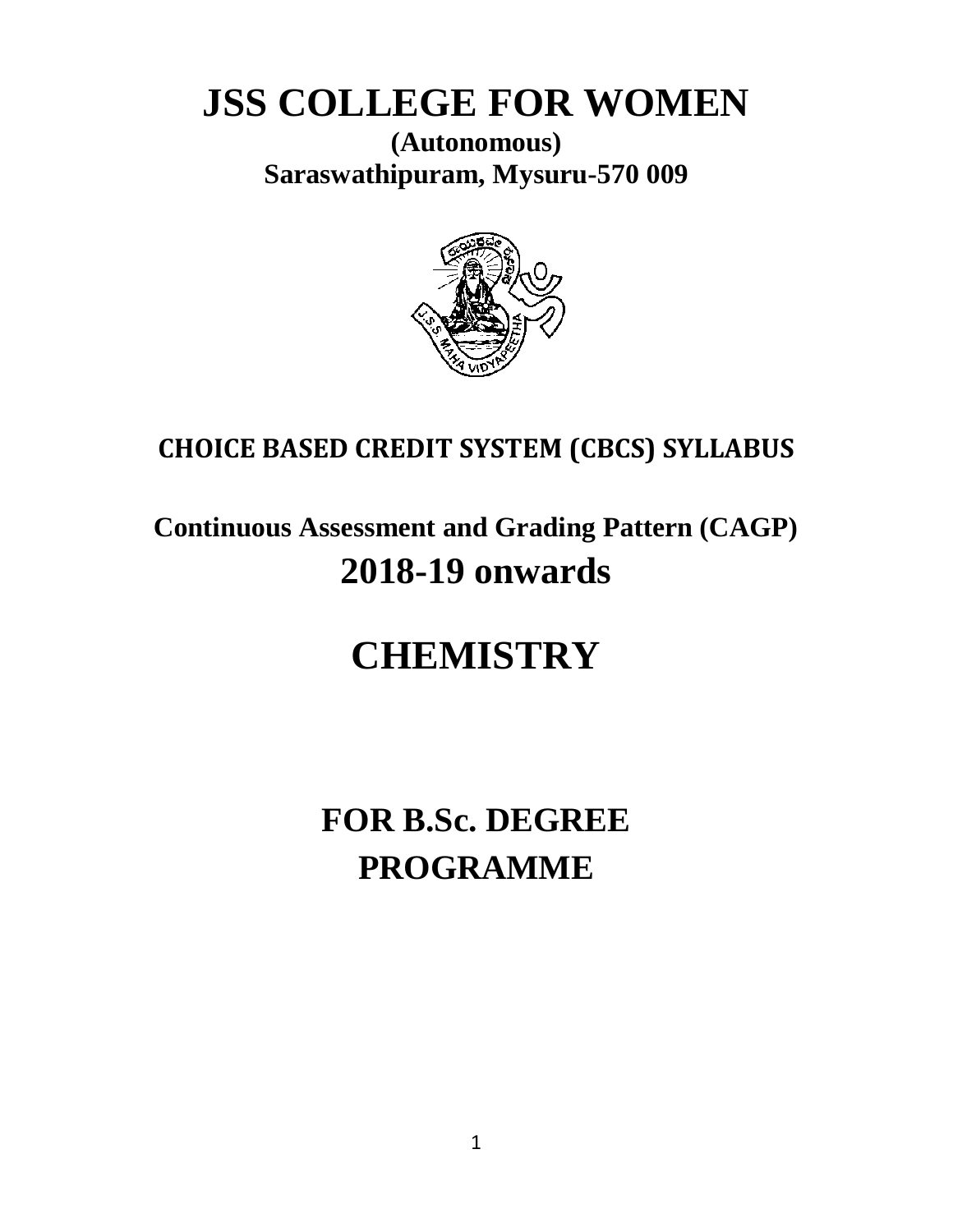# JSS COLLEGE FOR WOMEN

**(Autonomous)**

**Saraswathipuram, Mysuru-570 009**

## CHOICE BASED CREDIT SYSTEM (CBCS) SYLLABUS

**Continuous Assessment and Grading Pattern (CAGP)**

**2018-19 onwards**

# CHEMISTRY

## FOR B.Sc. DEGREE PROGRAMME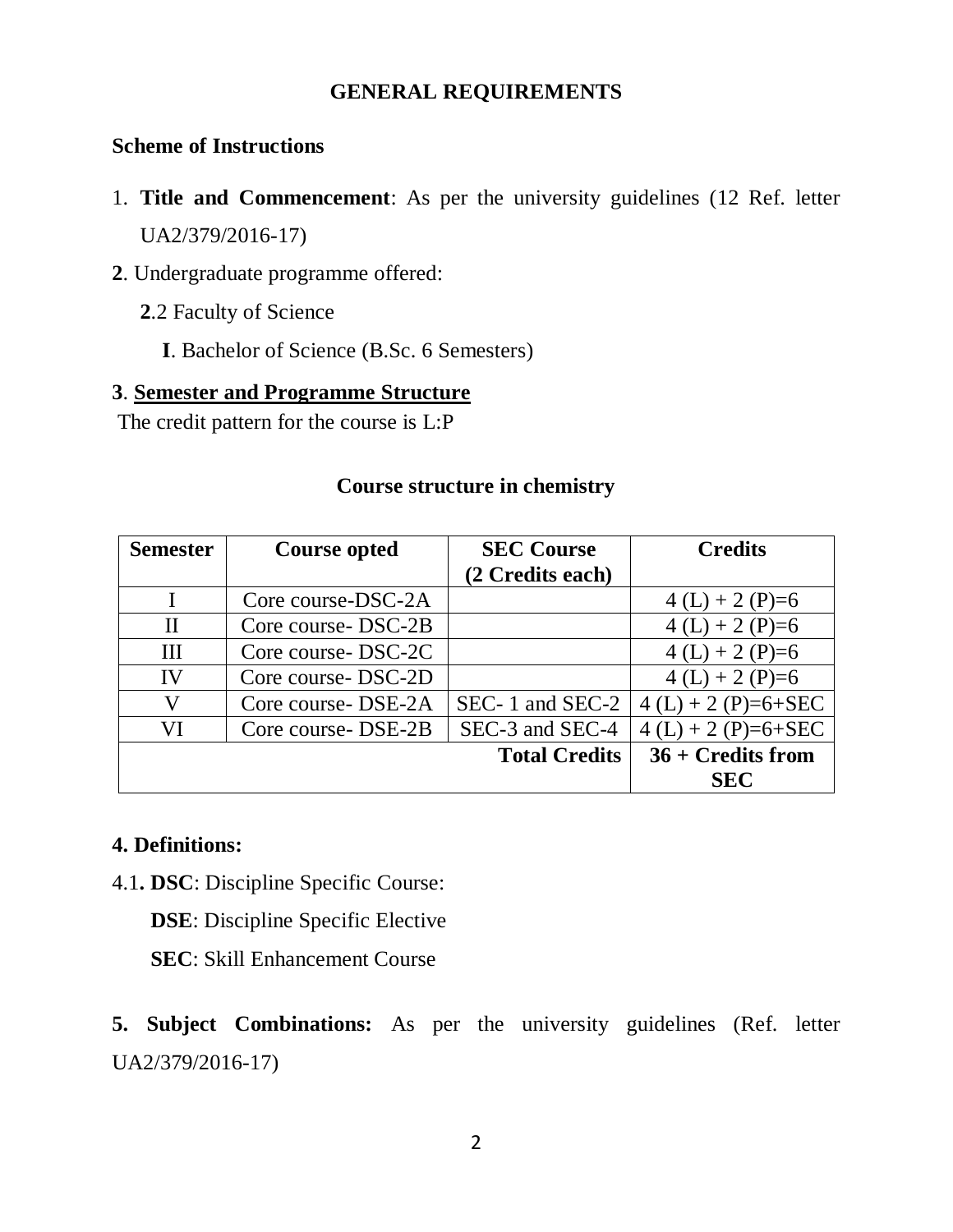## GENERAL REQUIREMENTS

### Scheme of Instructions

1. **Title and Commencement**: As per the university guidelines (12 Ref. letter UA2/379/2016-17)

**2**. Undergraduate programme offered:

**2**.2 Faculty of Science

**I**. Bachelor of Science (B.Sc. 6 Semesters)

**3**. **Semester and Programme Structure**

The credit pattern for the course is L:P

**Course structure in chemistry**

| Semester | Course opted | SEC Course (2 Credits each) | Credits |
|---|---|---|---|
| I | Core course-DSC-2A | | 4 (L) + 2 (P)=6 |
| II | Core course- DSC-2B | | 4 (L) + 2 (P)=6 |
| III | Core course- DSC-2C | | 4 (L) + 2 (P)=6 |
| IV | Core course- DSC-2D | | 4 (L) + 2 (P)=6 |
| V | Core course- DSE-2A | SEC- 1 and SEC-2 | 4 (L) + 2 (P)=6+SEC |
| VI | Core course- DSE-2B | SEC-3 and SEC-4 | 4 (L) + 2 (P)=6+SEC |
| | | **Total Credits** | **36 + Credits from SEC** |

**4. Definitions:**

4.1**. DSC**: Discipline Specific Course:

**DSE**: Discipline Specific Elective

**SEC**: Skill Enhancement Course

**5. Subject Combinations:** As per the university guidelines (Ref. letter UA2/379/2016-17)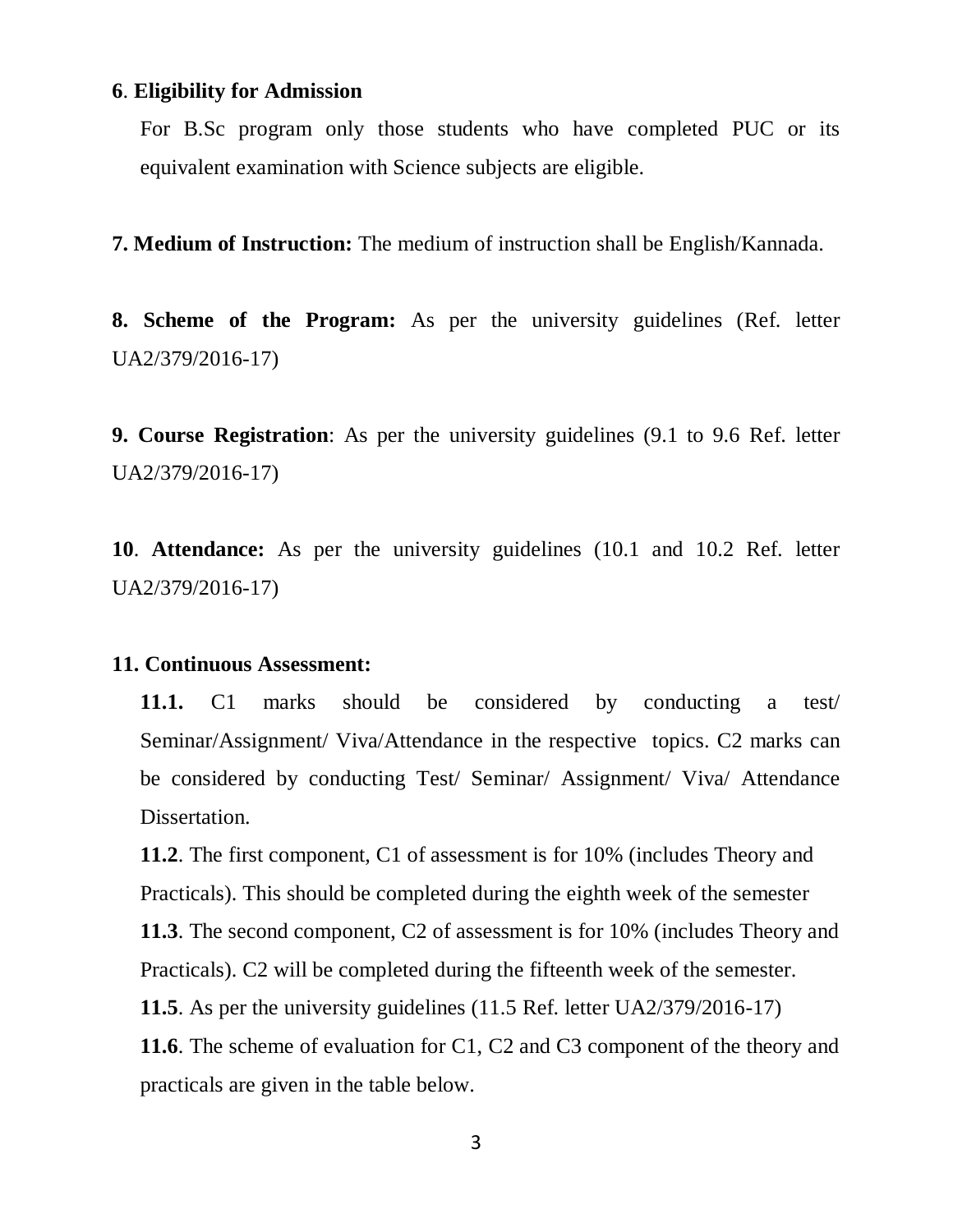**6**. **Eligibility for Admission**

For B.Sc program only those students who have completed PUC or its equivalent examination with Science subjects are eligible.

**7. Medium of Instruction:** The medium of instruction shall be English/Kannada.

**8. Scheme of the Program:** As per the university guidelines (Ref. letter UA2/379/2016-17)

**9. Course Registration**: As per the university guidelines (9.1 to 9.6 Ref. letter UA2/379/2016-17)

**10**. **Attendance:** As per the university guidelines (10.1 and 10.2 Ref. letter UA2/379/2016-17)

**11. Continuous Assessment:**

**11.1.** C1 marks should be considered by conducting a test/ Seminar/Assignment/ Viva/Attendance in the respective topics. C2 marks can be considered by conducting Test/ Seminar/ Assignment/ Viva/ Attendance Dissertation.

**11.2**. The first component, C1 of assessment is for 10% (includes Theory and Practicals). This should be completed during the eighth week of the semester

**11.3**. The second component, C2 of assessment is for 10% (includes Theory and Practicals). C2 will be completed during the fifteenth week of the semester.

**11.5**. As per the university guidelines (11.5 Ref. letter UA2/379/2016-17)

**11.6**. The scheme of evaluation for C1, C2 and C3 component of the theory and practicals are given in the table below.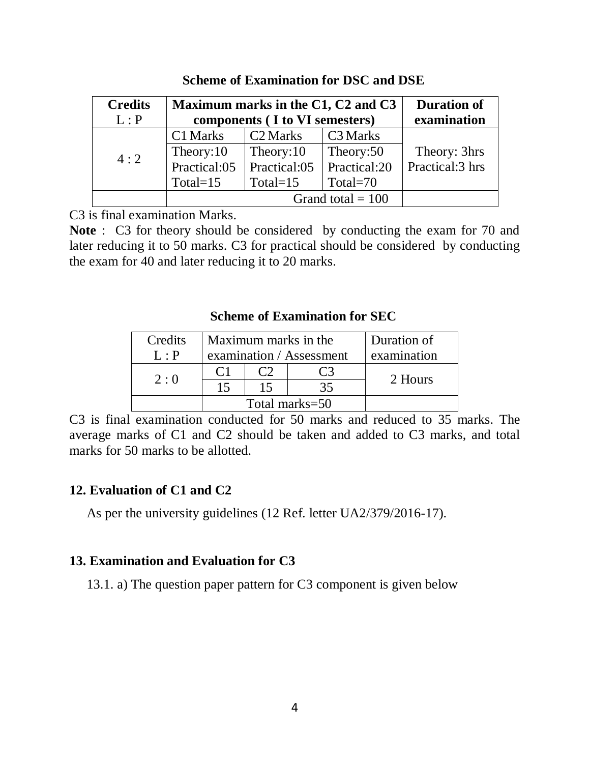**Scheme of Examination for DSC and DSE**

| **Credits** L : P | **Maximum marks in the C1, C2 and C3 components ( I to VI semesters)** | | | **Duration of examination** |
|---|---|---|---|---|
| 4 : 2 | C1 Marks | C2 Marks | C3 Marks | Theory: 3hrs Practical:3 hrs |
| | Theory:10 | Theory:10 | Theory:50 | |
| | Practical:05 | Practical:05 | Practical:20 | |
| | Total=15 | Total=15 | Total=70 | |
| | Grand total = 100 | | | |

C3 is final examination Marks.

**Note** : C3 for theory should be considered by conducting the exam for 70 and later reducing it to 50 marks. C3 for practical should be considered by conducting the exam for 40 and later reducing it to 20 marks.

**Scheme of Examination for SEC**

| Credits L : P | Maximum marks in the examination / Assessment | | | Duration of examination |
|---|---|---|---|---|
| 2 : 0 | C1 | C2 | C3 | 2 Hours |
| | 15 | 15 | 35 | |
| | Total marks=50 | | | |

C3 is final examination conducted for 50 marks and reduced to 35 marks. The average marks of C1 and C2 should be taken and added to C3 marks, and total marks for 50 marks to be allotted.

## 12. Evaluation of C1 and C2

As per the university guidelines (12 Ref. letter UA2/379/2016-17).

## 13. Examination and Evaluation for C3

13.1. a) The question paper pattern for C3 component is given below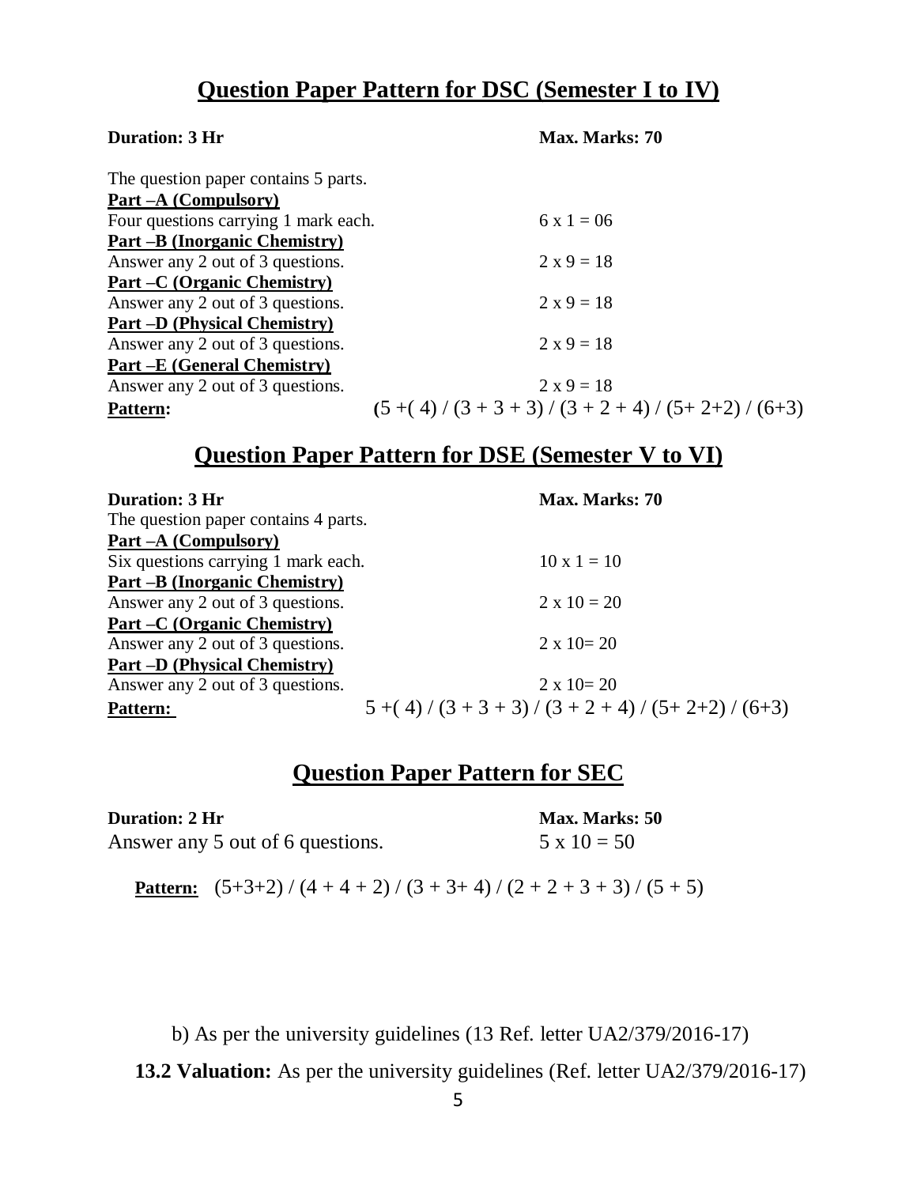## Question Paper Pattern for DSC (Semester I to IV)

**Duration: 3 Hr** **Max. Marks: 70**

The question paper contains 5 parts.

**Part –A (Compulsory)**

Four questions carrying 1 mark each. 6 x 1 = 06

**Part –B (Inorganic Chemistry)**

Answer any 2 out of 3 questions. 2 x 9 = 18

**Part –C (Organic Chemistry)**

Answer any 2 out of 3 questions. 2 x 9 = 18

**Part –D (Physical Chemistry)**

Answer any 2 out of 3 questions. 2 x 9 = 18

**Part –E (General Chemistry)**

Answer any 2 out of 3 questions. 2 x 9 = 18

**Pattern:** (5 +( 4) / (3 + 3 + 3) / (3 + 2 + 4) / (5+ 2+2) / (6+3)

## Question Paper Pattern for DSE (Semester V to VI)

**Duration: 3 Hr** **Max. Marks: 70**

The question paper contains 4 parts.

**Part –A (Compulsory)**

Six questions carrying 1 mark each. 10 x 1 = 10

**Part –B (Inorganic Chemistry)**

Answer any 2 out of 3 questions. 2 x 10 = 20

**Part –C (Organic Chemistry)**

Answer any 2 out of 3 questions. 2 x 10= 20

**Part –D (Physical Chemistry)**

Answer any 2 out of 3 questions. 2 x 10= 20

**Pattern:** 5 +( 4) / (3 + 3 + 3) / (3 + 2 + 4) / (5+ 2+2) / (6+3)

## Question Paper Pattern for SEC

**Duration: 2 Hr** **Max. Marks: 50**

Answer any 5 out of 6 questions. 5 x 10 = 50

**Pattern:** (5+3+2) / (4 + 4 + 2) / (3 + 3+ 4) / (2 + 2 + 3 + 3) / (5 + 5)

b) As per the university guidelines (13 Ref. letter UA2/379/2016-17)

**13.2 Valuation:** As per the university guidelines (Ref. letter UA2/379/2016-17)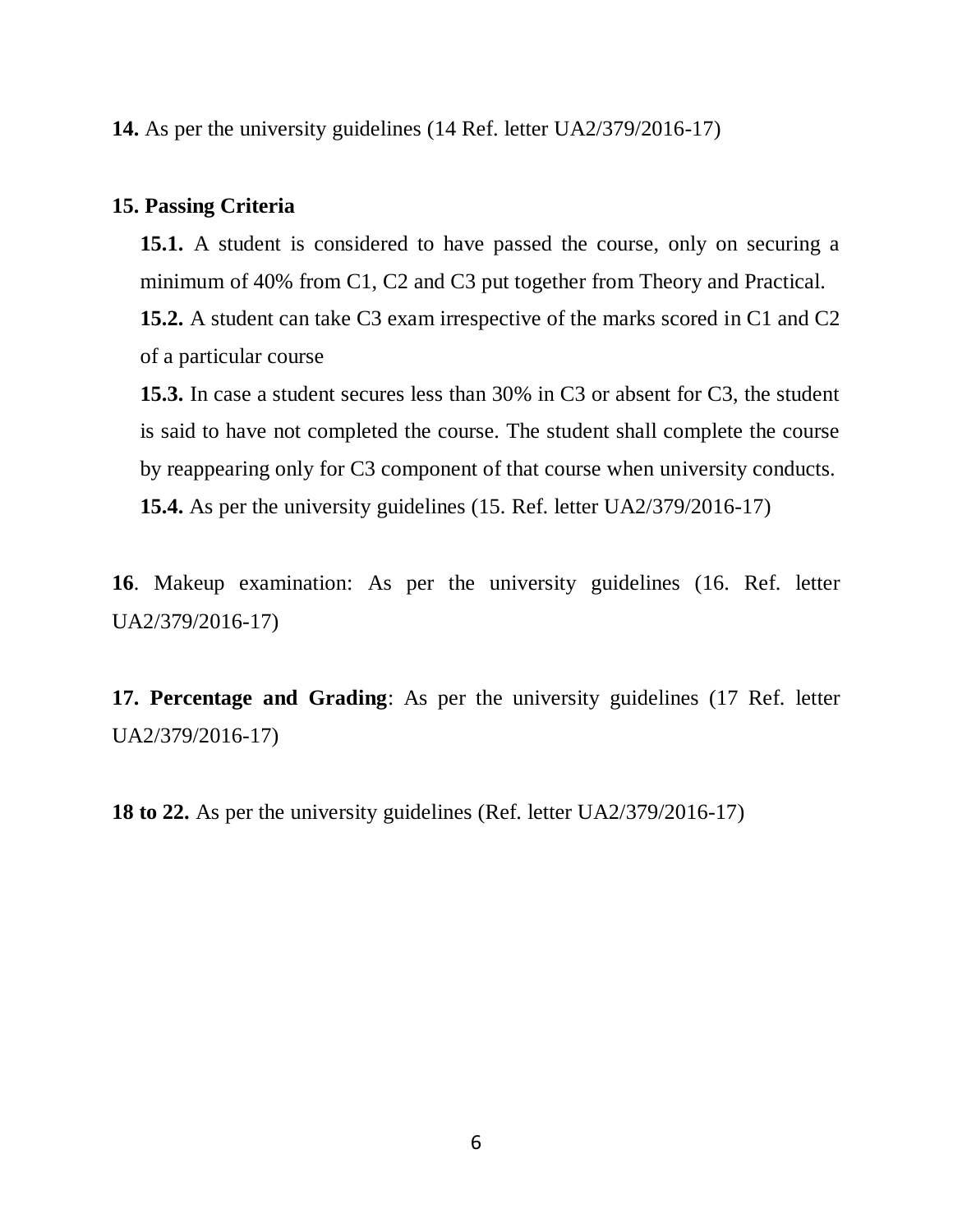**14.** As per the university guidelines (14 Ref. letter UA2/379/2016-17)

**15. Passing Criteria**

**15.1.** A student is considered to have passed the course, only on securing a minimum of 40% from C1, C2 and C3 put together from Theory and Practical.

**15.2.** A student can take C3 exam irrespective of the marks scored in C1 and C2 of a particular course

**15.3.** In case a student secures less than 30% in C3 or absent for C3, the student is said to have not completed the course. The student shall complete the course by reappearing only for C3 component of that course when university conducts.

**15.4.** As per the university guidelines (15. Ref. letter UA2/379/2016-17)

**16**. Makeup examination: As per the university guidelines (16. Ref. letter UA2/379/2016-17)

**17. Percentage and Grading**: As per the university guidelines (17 Ref. letter UA2/379/2016-17)

**18 to 22.** As per the university guidelines (Ref. letter UA2/379/2016-17)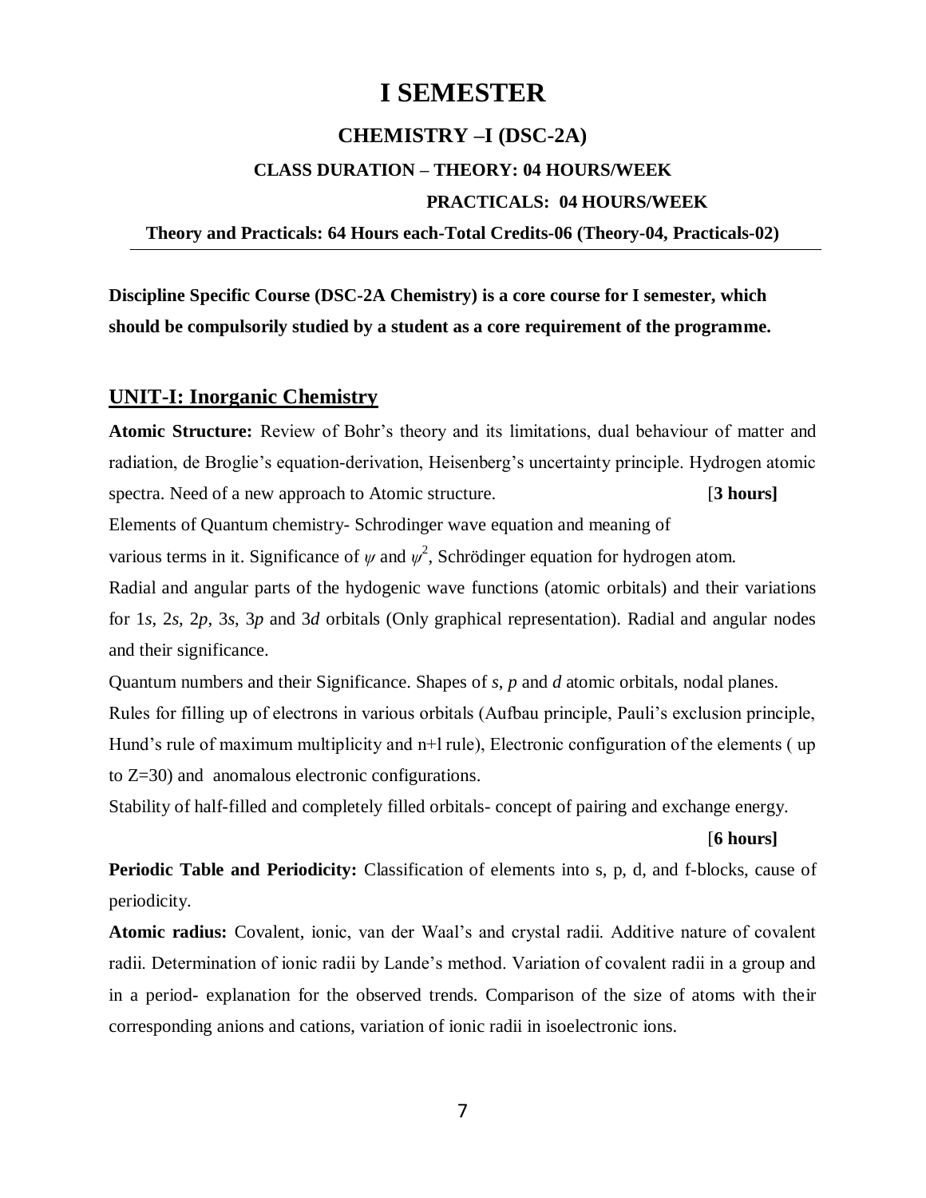# I SEMESTER

## CHEMISTRY –I (DSC-2A)

### CLASS DURATION – THEORY: 04 HOURS/WEEK

### PRACTICALS: 04 HOURS/WEEK

**Theory and Practicals: 64 Hours each-Total Credits-06 (Theory-04, Practicals-02)**

---

**Discipline Specific Course (DSC-2A Chemistry) is a core course for I semester, which should be compulsorily studied by a student as a core requirement of the programme.**

## UNIT-I: Inorganic Chemistry

**Atomic Structure:** Review of Bohr's theory and its limitations, dual behaviour of matter and radiation, de Broglie's equation-derivation, Heisenberg's uncertainty principle. Hydrogen atomic spectra. Need of a new approach to Atomic structure. [**3 hours]**

Elements of Quantum chemistry- Schrodinger wave equation and meaning of various terms in it. Significance of $\psi$ and $\psi^2$, Schrödinger equation for hydrogen atom.

Radial and angular parts of the hydogenic wave functions (atomic orbitals) and their variations for 1*s*, 2*s*, 2*p*, 3*s*, 3*p* and 3*d* orbitals (Only graphical representation). Radial and angular nodes and their significance.

Quantum numbers and their Significance. Shapes of *s*, *p* and *d* atomic orbitals, nodal planes.

Rules for filling up of electrons in various orbitals (Aufbau principle, Pauli's exclusion principle, Hund's rule of maximum multiplicity and n+l rule), Electronic configuration of the elements ( up to Z=30) and anomalous electronic configurations.

Stability of half-filled and completely filled orbitals- concept of pairing and exchange energy.

[**6 hours]**

**Periodic Table and Periodicity:** Classification of elements into s, p, d, and f-blocks, cause of periodicity.

**Atomic radius:** Covalent, ionic, van der Waal's and crystal radii. Additive nature of covalent radii. Determination of ionic radii by Lande's method. Variation of covalent radii in a group and in a period- explanation for the observed trends. Comparison of the size of atoms with their corresponding anions and cations, variation of ionic radii in isoelectronic ions.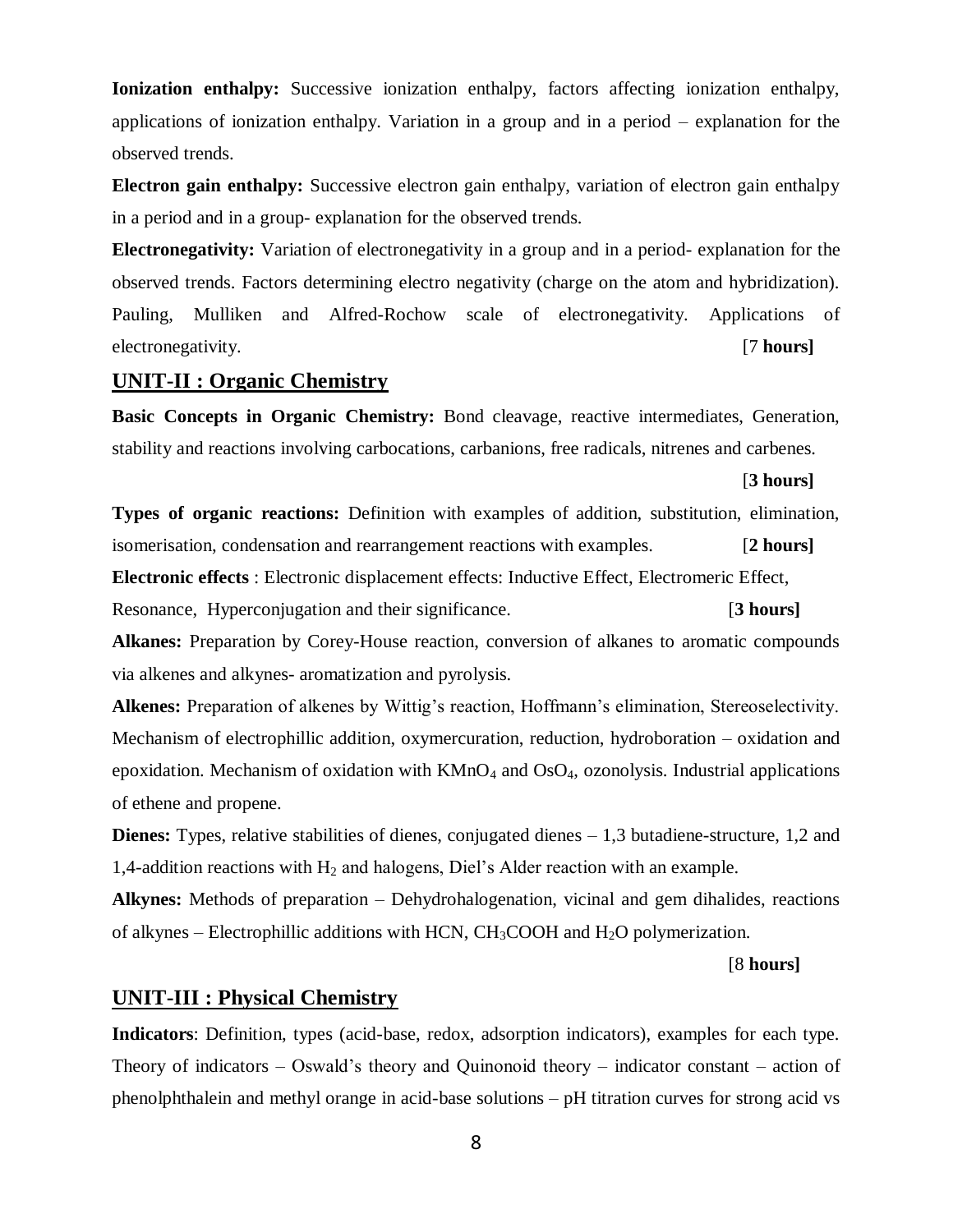**Ionization enthalpy:** Successive ionization enthalpy, factors affecting ionization enthalpy, applications of ionization enthalpy. Variation in a group and in a period – explanation for the observed trends.

**Electron gain enthalpy:** Successive electron gain enthalpy, variation of electron gain enthalpy in a period and in a group- explanation for the observed trends.

**Electronegativity:** Variation of electronegativity in a group and in a period- explanation for the observed trends. Factors determining electro negativity (charge on the atom and hybridization). Pauling, Mulliken and Alfred-Rochow scale of electronegativity. Applications of electronegativity. [7 **hours]**

## UNIT-II : Organic Chemistry

**Basic Concepts in Organic Chemistry:** Bond cleavage, reactive intermediates, Generation, stability and reactions involving carbocations, carbanions, free radicals, nitrenes and carbenes.

[**3 hours]**

**Types of organic reactions:** Definition with examples of addition, substitution, elimination, isomerisation, condensation and rearrangement reactions with examples. [**2 hours]**

**Electronic effects** : Electronic displacement effects: Inductive Effect, Electromeric Effect, Resonance, Hyperconjugation and their significance. [**3 hours]**

**Alkanes:** Preparation by Corey-House reaction, conversion of alkanes to aromatic compounds via alkenes and alkynes- aromatization and pyrolysis.

**Alkenes:** Preparation of alkenes by Wittig's reaction, Hoffmann's elimination, Stereoselectivity. Mechanism of electrophillic addition, oxymercuration, reduction, hydroboration – oxidation and epoxidation. Mechanism of oxidation with $KMnO_4$ and $OsO_4$, ozonolysis. Industrial applications of ethene and propene.

**Dienes:** Types, relative stabilities of dienes, conjugated dienes – 1,3 butadiene-structure, 1,2 and 1,4-addition reactions with $H_2$ and halogens, Diel's Alder reaction with an example.

**Alkynes:** Methods of preparation – Dehydrohalogenation, vicinal and gem dihalides, reactions of alkynes – Electrophillic additions with HCN, $CH_3COOH$ and $H_2O$ polymerization.

[8 **hours]**

## UNIT-III : Physical Chemistry

**Indicators**: Definition, types (acid-base, redox, adsorption indicators), examples for each type. Theory of indicators – Oswald's theory and Quinonoid theory – indicator constant – action of phenolphthalein and methyl orange in acid-base solutions – pH titration curves for strong acid vs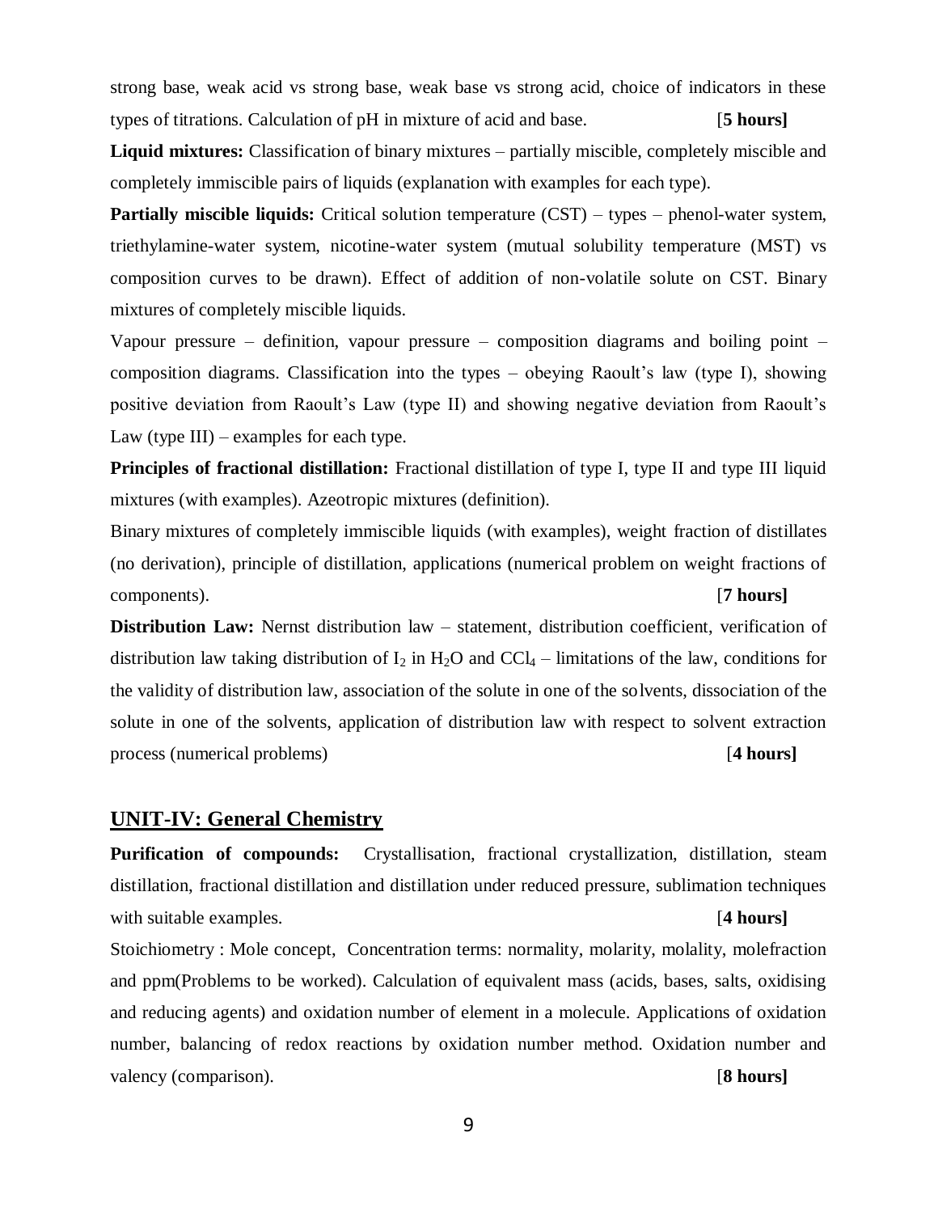strong base, weak acid vs strong base, weak base vs strong acid, choice of indicators in these types of titrations. Calculation of pH in mixture of acid and base. [**5 hours]**

**Liquid mixtures:** Classification of binary mixtures – partially miscible, completely miscible and completely immiscible pairs of liquids (explanation with examples for each type).

**Partially miscible liquids:** Critical solution temperature (CST) – types – phenol-water system, triethylamine-water system, nicotine-water system (mutual solubility temperature (MST) vs composition curves to be drawn). Effect of addition of non-volatile solute on CST. Binary mixtures of completely miscible liquids.

Vapour pressure – definition, vapour pressure – composition diagrams and boiling point – composition diagrams. Classification into the types – obeying Raoult's law (type I), showing positive deviation from Raoult's Law (type II) and showing negative deviation from Raoult's Law (type III) – examples for each type.

**Principles of fractional distillation:** Fractional distillation of type I, type II and type III liquid mixtures (with examples). Azeotropic mixtures (definition).

Binary mixtures of completely immiscible liquids (with examples), weight fraction of distillates (no derivation), principle of distillation, applications (numerical problem on weight fractions of components). [**7 hours]**

**Distribution Law:** Nernst distribution law – statement, distribution coefficient, verification of distribution law taking distribution of $I_2$ in $H_2O$ and $CCl_4$ – limitations of the law, conditions for the validity of distribution law, association of the solute in one of the solvents, dissociation of the solute in one of the solvents, application of distribution law with respect to solvent extraction process (numerical problems) [**4 hours]**

## UNIT-IV: General Chemistry

**Purification of compounds:** Crystallisation, fractional crystallization, distillation, steam distillation, fractional distillation and distillation under reduced pressure, sublimation techniques with suitable examples. [**4 hours]**

Stoichiometry : Mole concept, Concentration terms: normality, molarity, molality, molefraction and ppm(Problems to be worked). Calculation of equivalent mass (acids, bases, salts, oxidising and reducing agents) and oxidation number of element in a molecule. Applications of oxidation number, balancing of redox reactions by oxidation number method. Oxidation number and valency (comparison). [**8 hours]**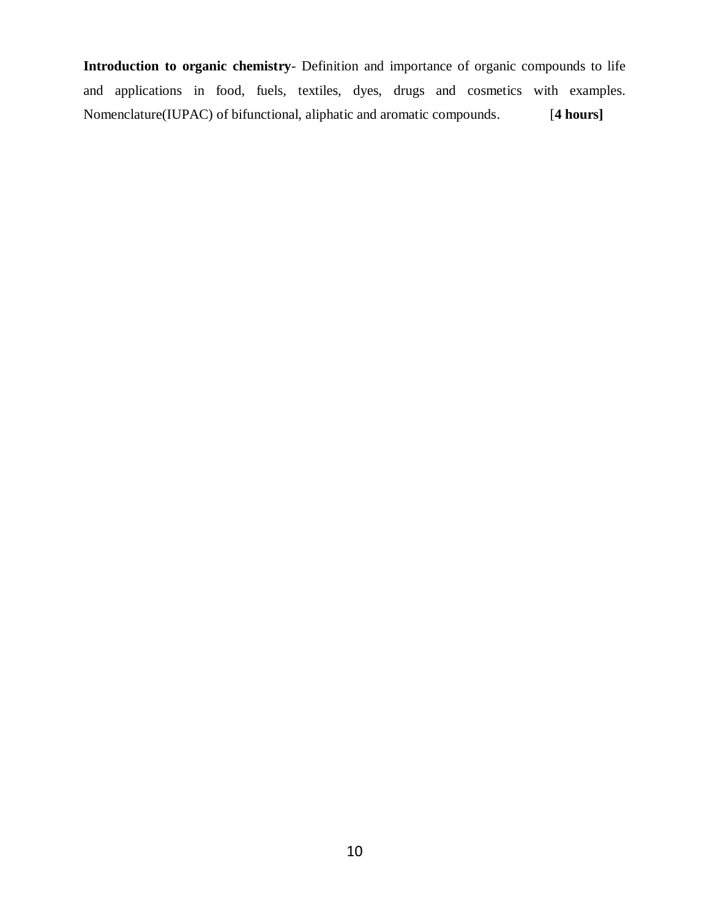**Introduction to organic chemistry**- Definition and importance of organic compounds to life and applications in food, fuels, textiles, dyes, drugs and cosmetics with examples. Nomenclature(IUPAC) of bifunctional, aliphatic and aromatic compounds. [**4 hours]**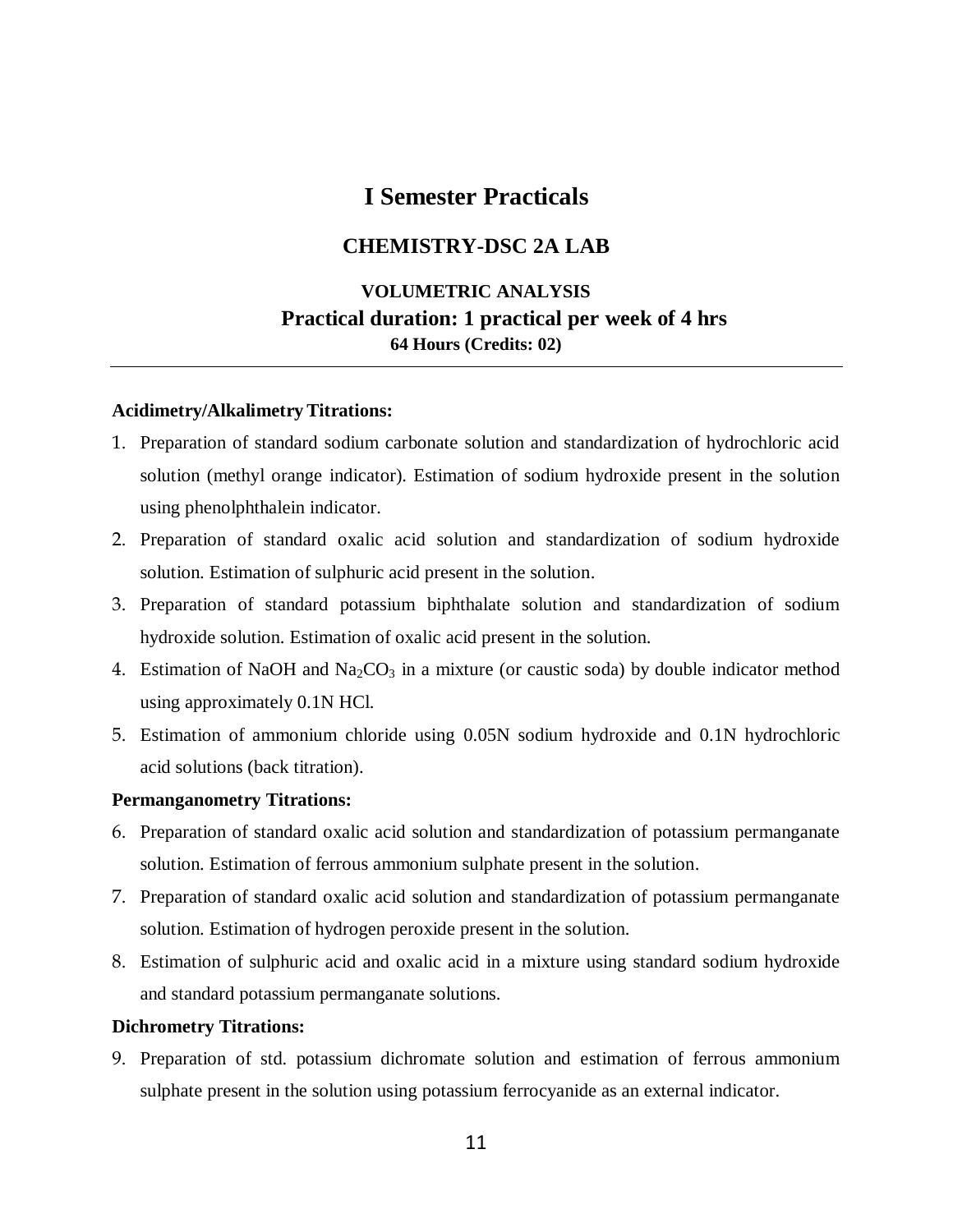# I Semester Practicals

## CHEMISTRY-DSC 2A LAB

### VOLUMETRIC ANALYSIS

**Practical duration: 1 practical per week of 4 hrs**

**64 Hours (Credits: 02)**

---

**Acidimetry/Alkalimetry Titrations:**

1. Preparation of standard sodium carbonate solution and standardization of hydrochloric acid solution (methyl orange indicator). Estimation of sodium hydroxide present in the solution using phenolphthalein indicator.
2. Preparation of standard oxalic acid solution and standardization of sodium hydroxide solution. Estimation of sulphuric acid present in the solution.
3. Preparation of standard potassium biphthalate solution and standardization of sodium hydroxide solution. Estimation of oxalic acid present in the solution.
4. Estimation of NaOH and $Na_2CO_3$ in a mixture (or caustic soda) by double indicator method using approximately 0.1N HCl.
5. Estimation of ammonium chloride using 0.05N sodium hydroxide and 0.1N hydrochloric acid solutions (back titration).

**Permanganometry Titrations:**

6. Preparation of standard oxalic acid solution and standardization of potassium permanganate solution. Estimation of ferrous ammonium sulphate present in the solution.
7. Preparation of standard oxalic acid solution and standardization of potassium permanganate solution. Estimation of hydrogen peroxide present in the solution.
8. Estimation of sulphuric acid and oxalic acid in a mixture using standard sodium hydroxide and standard potassium permanganate solutions.

**Dichrometry Titrations:**

9. Preparation of std. potassium dichromate solution and estimation of ferrous ammonium sulphate present in the solution using potassium ferrocyanide as an external indicator.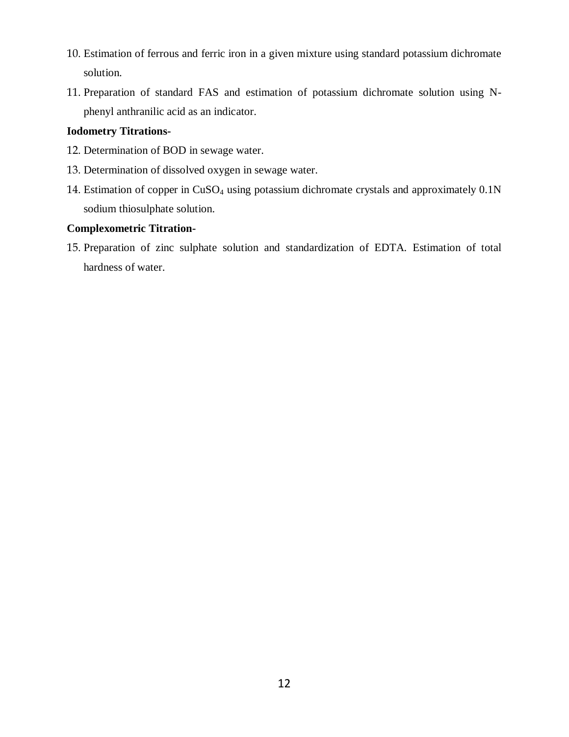10. Estimation of ferrous and ferric iron in a given mixture using standard potassium dichromate solution.
11. Preparation of standard FAS and estimation of potassium dichromate solution using N-phenyl anthranilic acid as an indicator.

**Iodometry Titrations-**

12. Determination of BOD in sewage water.
13. Determination of dissolved oxygen in sewage water.
14. Estimation of copper in $CuSO_4$ using potassium dichromate crystals and approximately 0.1N sodium thiosulphate solution.

**Complexometric Titration-**

15. Preparation of zinc sulphate solution and standardization of EDTA. Estimation of total hardness of water.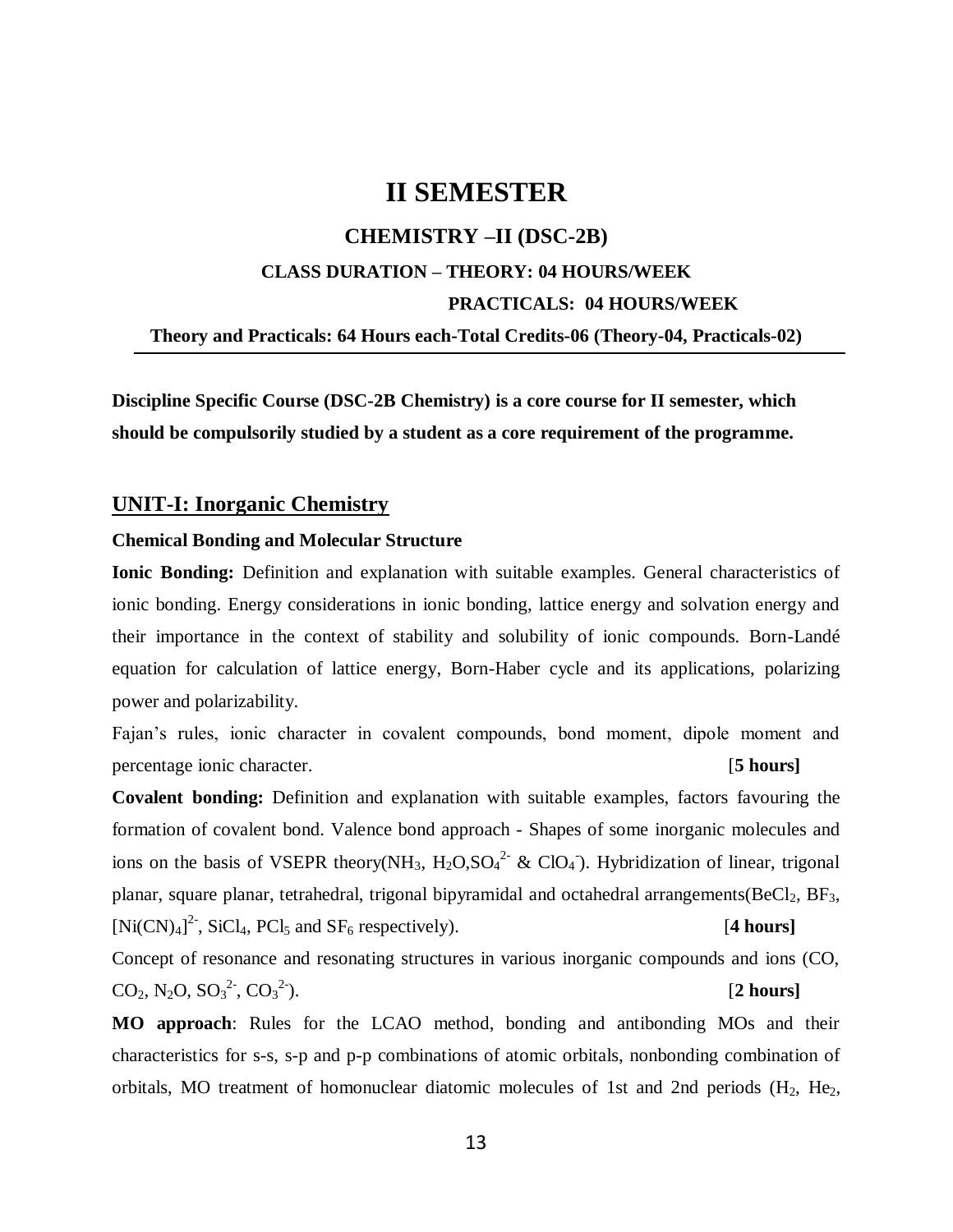# II SEMESTER

## CHEMISTRY –II (DSC-2B)

### CLASS DURATION – THEORY: 04 HOURS/WEEK

### PRACTICALS: 04 HOURS/WEEK

**Theory and Practicals: 64 Hours each-Total Credits-06 (Theory-04, Practicals-02)**

---

**Discipline Specific Course (DSC-2B Chemistry) is a core course for II semester, which should be compulsorily studied by a student as a core requirement of the programme.**

## UNIT-I: Inorganic Chemistry

**Chemical Bonding and Molecular Structure**

**Ionic Bonding:** Definition and explanation with suitable examples. General characteristics of ionic bonding. Energy considerations in ionic bonding, lattice energy and solvation energy and their importance in the context of stability and solubility of ionic compounds. Born-Landé equation for calculation of lattice energy, Born-Haber cycle and its applications, polarizing power and polarizability.

Fajan's rules, ionic character in covalent compounds, bond moment, dipole moment and percentage ionic character. [**5 hours]**

**Covalent bonding:** Definition and explanation with suitable examples, factors favouring the formation of covalent bond. Valence bond approach - Shapes of some inorganic molecules and ions on the basis of VSEPR theory($NH_3$, $H_2O$,$SO_4^{2-}$ & $ClO_4^-$). Hybridization of linear, trigonal planar, square planar, tetrahedral, trigonal bipyramidal and octahedral arrangements($BeCl_2$, $BF_3$, $[Ni(CN)_4]^{2-}$, $SiCl_4$, $PCl_5$ and $SF_6$ respectively). [**4 hours]**

Concept of resonance and resonating structures in various inorganic compounds and ions (CO, $CO_2$, $N_2O$, $SO_3^{2-}$, $CO_3^{2-}$). [**2 hours]**

**MO approach**: Rules for the LCAO method, bonding and antibonding MOs and their characteristics for s-s, s-p and p-p combinations of atomic orbitals, nonbonding combination of orbitals, MO treatment of homonuclear diatomic molecules of 1st and 2nd periods ($H_2$, $He_2$,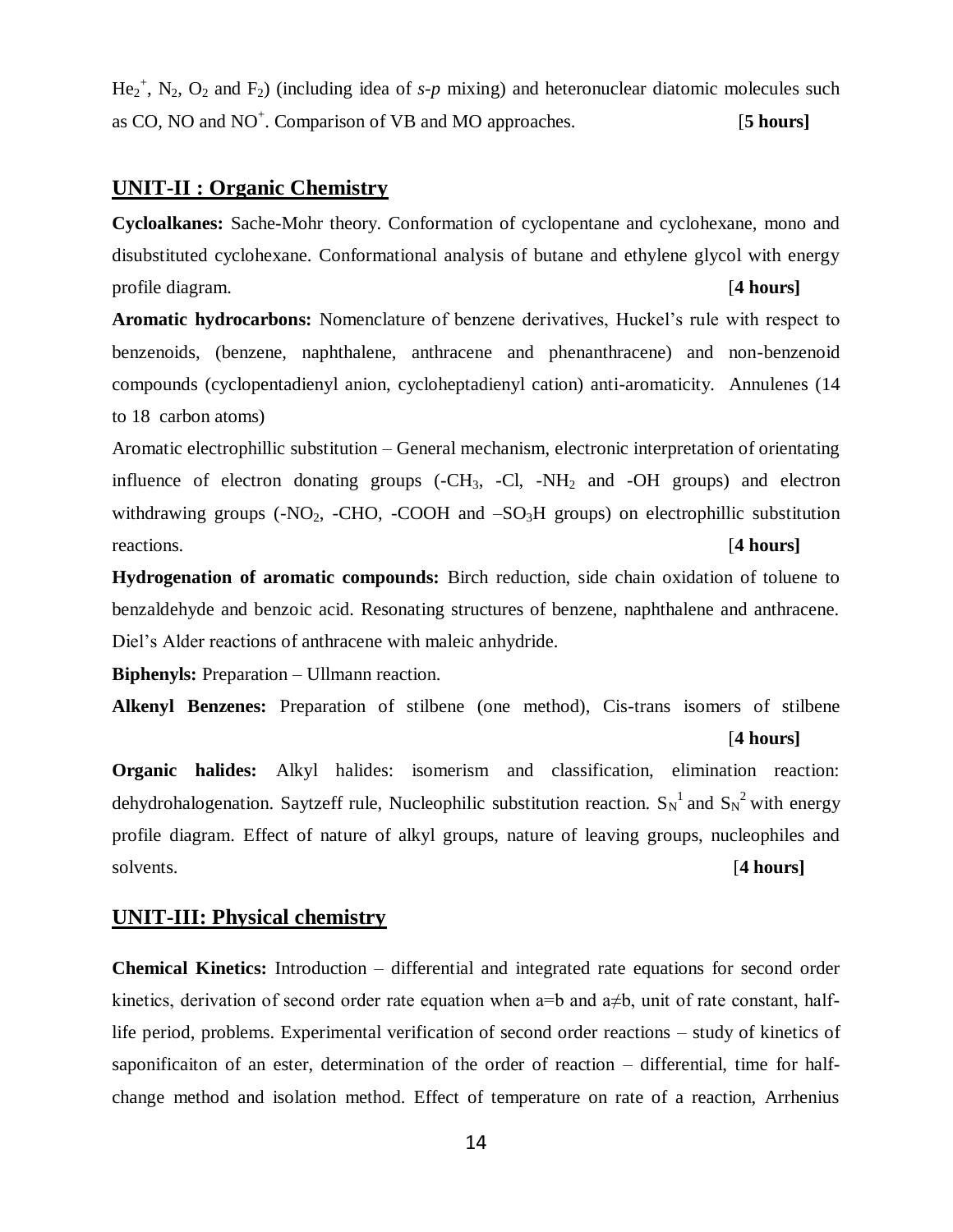$He_2^+$, $N_2$, $O_2$ and $F_2$) (including idea of *s-p* mixing) and heteronuclear diatomic molecules such as CO, NO and $NO^+$. Comparison of VB and MO approaches. [**5 hours]**

## UNIT-II : Organic Chemistry

**Cycloalkanes:** Sache-Mohr theory. Conformation of cyclopentane and cyclohexane, mono and disubstituted cyclohexane. Conformational analysis of butane and ethylene glycol with energy profile diagram. [**4 hours]**

**Aromatic hydrocarbons:** Nomenclature of benzene derivatives, Huckel's rule with respect to benzenoids, (benzene, naphthalene, anthracene and phenanthracene) and non-benzenoid compounds (cyclopentadienyl anion, cycloheptadienyl cation) anti-aromaticity. Annulenes (14 to 18 carbon atoms)

Aromatic electrophillic substitution – General mechanism, electronic interpretation of orientating influence of electron donating groups (-$CH_3$, -Cl, -$NH_2$ and -OH groups) and electron withdrawing groups (-$NO_2$, -CHO, -COOH and –$SO_3H$ groups) on electrophillic substitution reactions. [**4 hours]**

**Hydrogenation of aromatic compounds:** Birch reduction, side chain oxidation of toluene to benzaldehyde and benzoic acid. Resonating structures of benzene, naphthalene and anthracene. Diel's Alder reactions of anthracene with maleic anhydride.

**Biphenyls:** Preparation – Ullmann reaction.

**Alkenyl Benzenes:** Preparation of stilbene (one method), Cis-trans isomers of stilbene [**4 hours]**

**Organic halides:** Alkyl halides: isomerism and classification, elimination reaction: dehydrohalogenation. Saytzeff rule, Nucleophilic substitution reaction. $S_N^1$ and $S_N^2$ with energy profile diagram. Effect of nature of alkyl groups, nature of leaving groups, nucleophiles and solvents. [**4 hours]**

## UNIT-III: Physical chemistry

**Chemical Kinetics:** Introduction – differential and integrated rate equations for second order kinetics, derivation of second order rate equation when $a=b$ and $a\neq b$, unit of rate constant, half-life period, problems. Experimental verification of second order reactions – study of kinetics of saponificaiton of an ester, determination of the order of reaction – differential, time for half-change method and isolation method. Effect of temperature on rate of a reaction, Arrhenius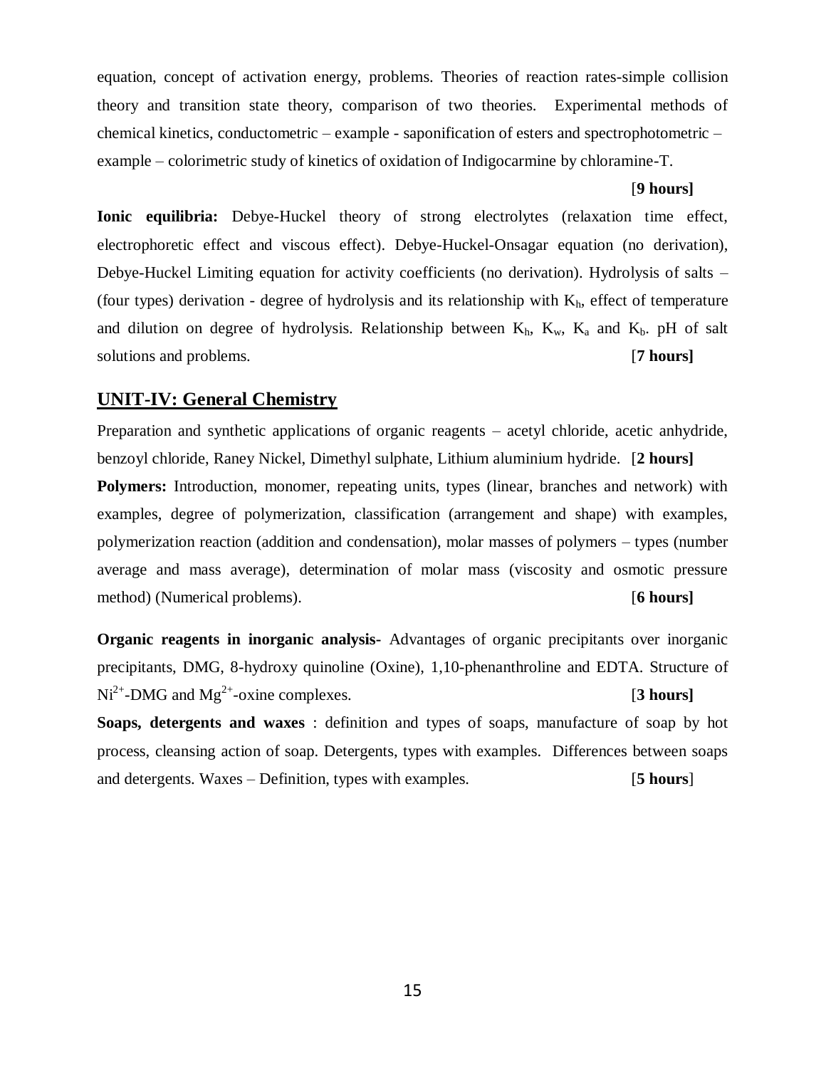equation, concept of activation energy, problems. Theories of reaction rates-simple collision theory and transition state theory, comparison of two theories. Experimental methods of chemical kinetics, conductometric – example - saponification of esters and spectrophotometric – example – colorimetric study of kinetics of oxidation of Indigocarmine by chloramine-T.

[**9 hours]**

**Ionic equilibria:** Debye-Huckel theory of strong electrolytes (relaxation time effect, electrophoretic effect and viscous effect). Debye-Huckel-Onsagar equation (no derivation), Debye-Huckel Limiting equation for activity coefficients (no derivation). Hydrolysis of salts – (four types) derivation - degree of hydrolysis and its relationship with $K_h$, effect of temperature and dilution on degree of hydrolysis. Relationship between $K_h$, $K_w$, $K_a$ and $K_b$. pH of salt solutions and problems. [**7 hours]**

## UNIT-IV: General Chemistry

Preparation and synthetic applications of organic reagents – acetyl chloride, acetic anhydride, benzoyl chloride, Raney Nickel, Dimethyl sulphate, Lithium aluminium hydride. [**2 hours]**

**Polymers:** Introduction, monomer, repeating units, types (linear, branches and network) with examples, degree of polymerization, classification (arrangement and shape) with examples, polymerization reaction (addition and condensation), molar masses of polymers – types (number average and mass average), determination of molar mass (viscosity and osmotic pressure method) (Numerical problems). [**6 hours]**

**Organic reagents in inorganic analysis-** Advantages of organic precipitants over inorganic precipitants, DMG, 8-hydroxy quinoline (Oxine), 1,10-phenanthroline and EDTA. Structure of $Ni^{2+}$-DMG and $Mg^{2+}$-oxine complexes. [**3 hours]**

**Soaps, detergents and waxes** : definition and types of soaps, manufacture of soap by hot process, cleansing action of soap. Detergents, types with examples. Differences between soaps and detergents. Waxes – Definition, types with examples. [**5 hours**]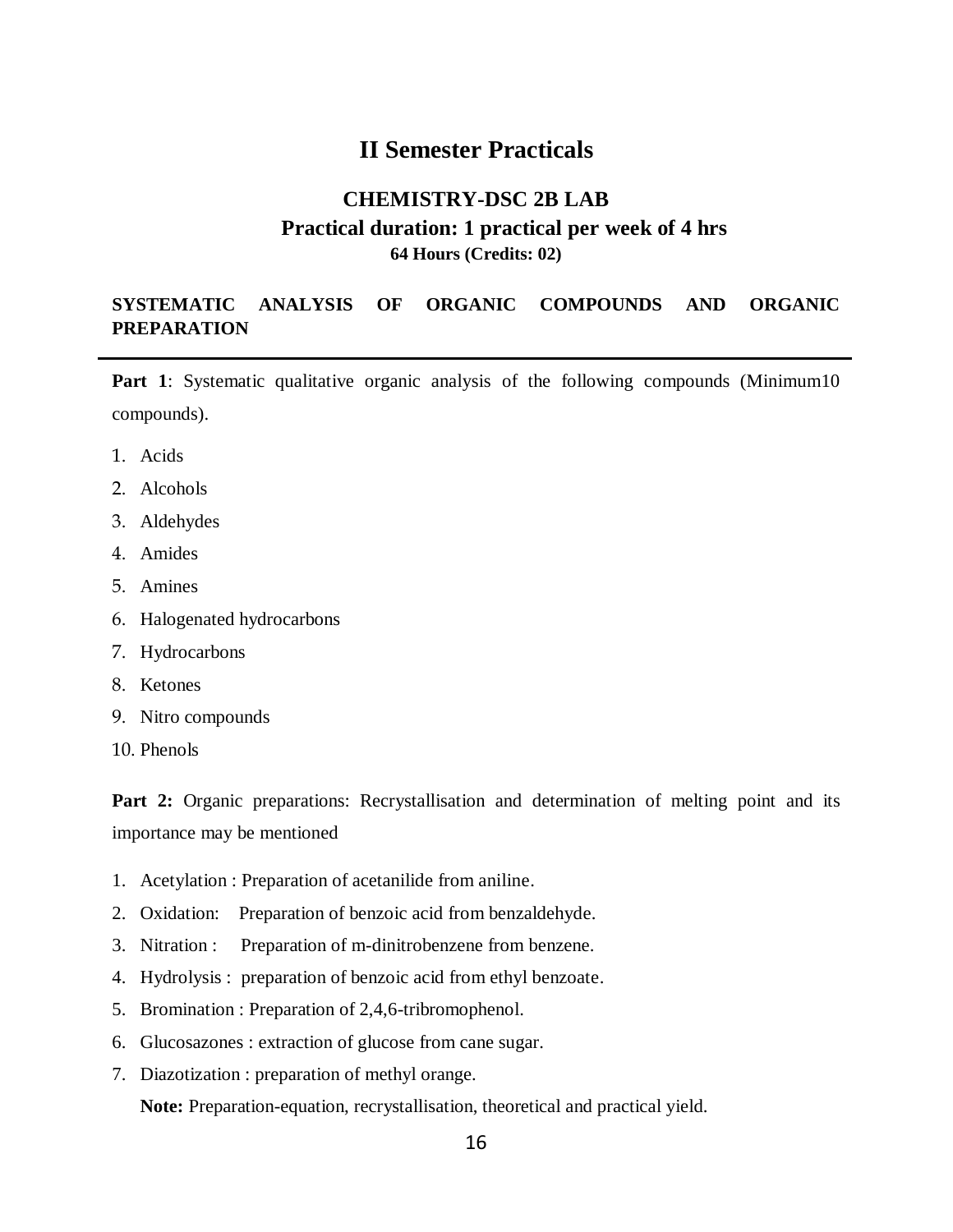# II Semester Practicals

## CHEMISTRY-DSC 2B LAB

### Practical duration: 1 practical per week of 4 hrs

**64 Hours (Credits: 02)**

**SYSTEMATIC ANALYSIS OF ORGANIC COMPOUNDS AND ORGANIC PREPARATION**

---

**Part 1**: Systematic qualitative organic analysis of the following compounds (Minimum10 compounds).

1. Acids
2. Alcohols
3. Aldehydes
4. Amides
5. Amines
6. Halogenated hydrocarbons
7. Hydrocarbons
8. Ketones
9. Nitro compounds
10. Phenols

**Part 2:** Organic preparations: Recrystallisation and determination of melting point and its importance may be mentioned

1. Acetylation : Preparation of acetanilide from aniline.
2. Oxidation: Preparation of benzoic acid from benzaldehyde.
3. Nitration : Preparation of m-dinitrobenzene from benzene.
4. Hydrolysis : preparation of benzoic acid from ethyl benzoate.
5. Bromination : Preparation of 2,4,6-tribromophenol.
6. Glucosazones : extraction of glucose from cane sugar.
7. Diazotization : preparation of methyl orange.

   **Note:** Preparation-equation, recrystallisation, theoretical and practical yield.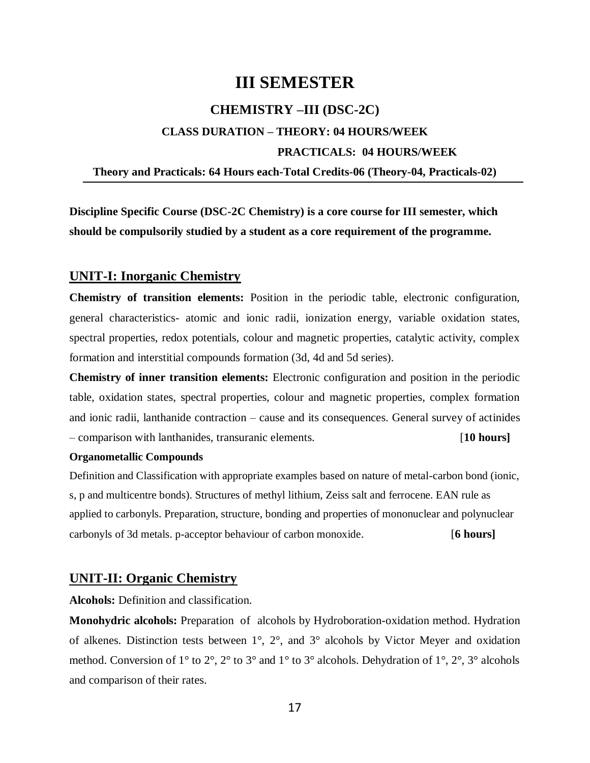# III SEMESTER

## CHEMISTRY –III (DSC-2C)

**CLASS DURATION – THEORY: 04 HOURS/WEEK**

**PRACTICALS: 04 HOURS/WEEK**

**Theory and Practicals: 64 Hours each-Total Credits-06 (Theory-04, Practicals-02)**

---

**Discipline Specific Course (DSC-2C Chemistry) is a core course for III semester, which should be compulsorily studied by a student as a core requirement of the programme.**

## UNIT-I: Inorganic Chemistry

**Chemistry of transition elements:** Position in the periodic table, electronic configuration, general characteristics- atomic and ionic radii, ionization energy, variable oxidation states, spectral properties, redox potentials, colour and magnetic properties, catalytic activity, complex formation and interstitial compounds formation (3d, 4d and 5d series).

**Chemistry of inner transition elements:** Electronic configuration and position in the periodic table, oxidation states, spectral properties, colour and magnetic properties, complex formation and ionic radii, lanthanide contraction – cause and its consequences. General survey of actinides – comparison with lanthanides, transuranic elements. [**10 hours]**

**Organometallic Compounds**

Definition and Classification with appropriate examples based on nature of metal-carbon bond (ionic, s, p and multicentre bonds). Structures of methyl lithium, Zeiss salt and ferrocene. EAN rule as applied to carbonyls. Preparation, structure, bonding and properties of mononuclear and polynuclear carbonyls of 3d metals. p-acceptor behaviour of carbon monoxide. [**6 hours]**

## UNIT-II: Organic Chemistry

**Alcohols:** Definition and classification.

**Monohydric alcohols:** Preparation of alcohols by Hydroboration-oxidation method. Hydration of alkenes. Distinction tests between 1°, 2°, and 3° alcohols by Victor Meyer and oxidation method. Conversion of 1° to 2°, 2° to 3° and 1° to 3° alcohols. Dehydration of 1°, 2°, 3° alcohols and comparison of their rates.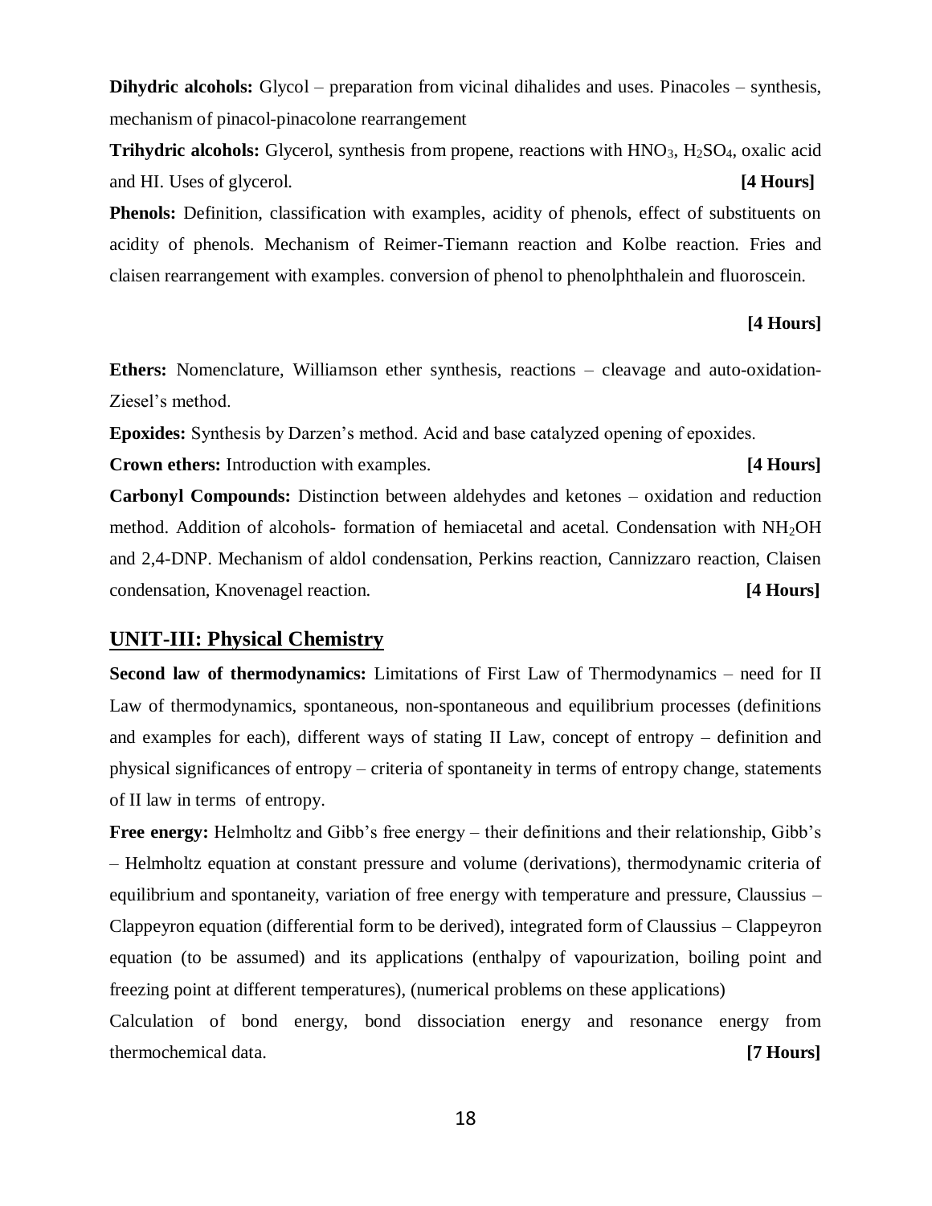**Dihydric alcohols:** Glycol – preparation from vicinal dihalides and uses. Pinacoles – synthesis, mechanism of pinacol-pinacolone rearrangement

**Trihydric alcohols:** Glycerol, synthesis from propene, reactions with $HNO_3$, $H_2SO_4$, oxalic acid and HI. Uses of glycerol. **[4 Hours]**

**Phenols:** Definition, classification with examples, acidity of phenols, effect of substituents on acidity of phenols. Mechanism of Reimer-Tiemann reaction and Kolbe reaction. Fries and claisen rearrangement with examples. conversion of phenol to phenolphthalein and fluoroscein.

**[4 Hours]**

**Ethers:** Nomenclature, Williamson ether synthesis, reactions – cleavage and auto-oxidation- Ziesel's method.

**Epoxides:** Synthesis by Darzen's method. Acid and base catalyzed opening of epoxides.

**Crown ethers:** Introduction with examples. **[4 Hours]**

**Carbonyl Compounds:** Distinction between aldehydes and ketones – oxidation and reduction method. Addition of alcohols- formation of hemiacetal and acetal. Condensation with $NH_2OH$ and 2,4-DNP. Mechanism of aldol condensation, Perkins reaction, Cannizzaro reaction, Claisen condensation, Knovenagel reaction. **[4 Hours]**

## UNIT-III: Physical Chemistry

**Second law of thermodynamics:** Limitations of First Law of Thermodynamics – need for II Law of thermodynamics, spontaneous, non-spontaneous and equilibrium processes (definitions and examples for each), different ways of stating II Law, concept of entropy – definition and physical significances of entropy – criteria of spontaneity in terms of entropy change, statements of II law in terms of entropy.

**Free energy:** Helmholtz and Gibb's free energy – their definitions and their relationship, Gibb's – Helmholtz equation at constant pressure and volume (derivations), thermodynamic criteria of equilibrium and spontaneity, variation of free energy with temperature and pressure, Claussius – Clappeyron equation (differential form to be derived), integrated form of Claussius – Clappeyron equation (to be assumed) and its applications (enthalpy of vapourization, boiling point and freezing point at different temperatures), (numerical problems on these applications)

Calculation of bond energy, bond dissociation energy and resonance energy from thermochemical data. **[7 Hours]**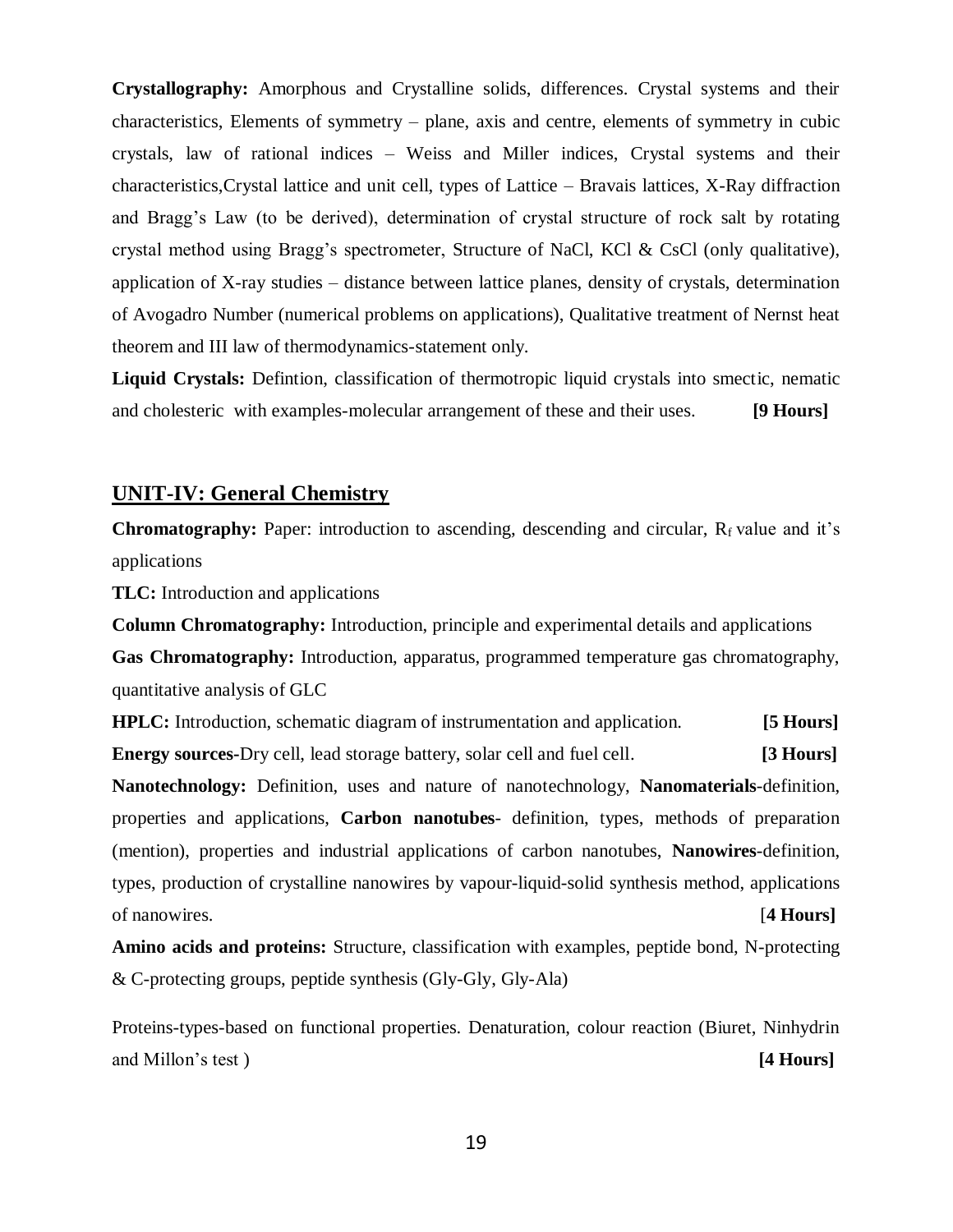**Crystallography:** Amorphous and Crystalline solids, differences. Crystal systems and their characteristics, Elements of symmetry – plane, axis and centre, elements of symmetry in cubic crystals, law of rational indices – Weiss and Miller indices, Crystal systems and their characteristics,Crystal lattice and unit cell, types of Lattice – Bravais lattices, X-Ray diffraction and Bragg's Law (to be derived), determination of crystal structure of rock salt by rotating crystal method using Bragg's spectrometer, Structure of NaCl, KCl & CsCl (only qualitative), application of X-ray studies – distance between lattice planes, density of crystals, determination of Avogadro Number (numerical problems on applications), Qualitative treatment of Nernst heat theorem and III law of thermodynamics-statement only.

**Liquid Crystals:** Defintion, classification of thermotropic liquid crystals into smectic, nematic and cholesteric with examples-molecular arrangement of these and their uses. **[9 Hours]**

## UNIT-IV: General Chemistry

**Chromatography:** Paper: introduction to ascending, descending and circular, $R_f$ value and it's applications

**TLC:** Introduction and applications

**Column Chromatography:** Introduction, principle and experimental details and applications

**Gas Chromatography:** Introduction, apparatus, programmed temperature gas chromatography, quantitative analysis of GLC

**HPLC:** Introduction, schematic diagram of instrumentation and application. **[5 Hours]**

**Energy sources-**Dry cell, lead storage battery, solar cell and fuel cell. **[3 Hours]**

**Nanotechnology:** Definition, uses and nature of nanotechnology, **Nanomaterials**-definition, properties and applications, **Carbon nanotubes**- definition, types, methods of preparation (mention), properties and industrial applications of carbon nanotubes, **Nanowires**-definition, types, production of crystalline nanowires by vapour-liquid-solid synthesis method, applications of nanowires. [**4 Hours]**

**Amino acids and proteins:** Structure, classification with examples, peptide bond, N-protecting & C-protecting groups, peptide synthesis (Gly-Gly, Gly-Ala)

Proteins-types-based on functional properties. Denaturation, colour reaction (Biuret, Ninhydrin and Millon's test ) **[4 Hours]**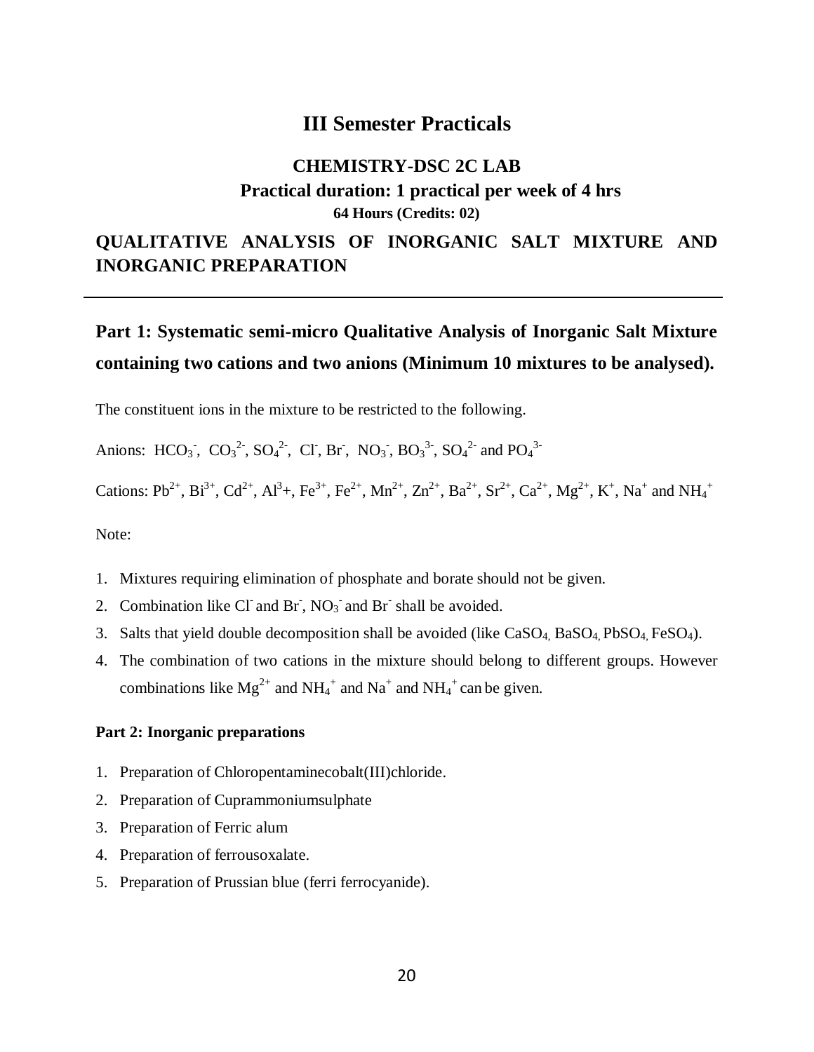# III Semester Practicals

## CHEMISTRY-DSC 2C LAB

**Practical duration: 1 practical per week of 4 hrs**

**64 Hours (Credits: 02)**

## QUALITATIVE ANALYSIS OF INORGANIC SALT MIXTURE AND INORGANIC PREPARATION

---

### Part 1: Systematic semi-micro Qualitative Analysis of Inorganic Salt Mixture containing two cations and two anions (Minimum 10 mixtures to be analysed).

The constituent ions in the mixture to be restricted to the following.

Anions: $HCO_3^-$, $CO_3^{2-}$, $SO_4^{2-}$, $Cl^-$, $Br^-$, $NO_3^-$, $BO_3^{3-}$, $SO_4^{2-}$ and $PO_4^{3-}$

Cations: $Pb^{2+}$, $Bi^{3+}$, $Cd^{2+}$, $Al^3$+, $Fe^{3+}$, $Fe^{2+}$, $Mn^{2+}$, $Zn^{2+}$, $Ba^{2+}$, $Sr^{2+}$, $Ca^{2+}$, $Mg^{2+}$, $K^+$, $Na^+$ and $NH_4^+$

Note:

1. Mixtures requiring elimination of phosphate and borate should not be given.
2. Combination like $Cl^-$ and $Br^-$, $NO_3^-$ and $Br^-$ shall be avoided.
3. Salts that yield double decomposition shall be avoided (like $CaSO_4$, $BaSO_4$, $PbSO_4$, $FeSO_4$).
4. The combination of two cations in the mixture should belong to different groups. However combinations like $Mg^{2+}$ and $NH_4^+$ and $Na^+$ and $NH_4^+$ can be given.

#### Part 2: Inorganic preparations

1. Preparation of Chloropentaminecobalt(III)chloride.
2. Preparation of Cuprammoniumsulphate
3. Preparation of Ferric alum
4. Preparation of ferrousoxalate.
5. Preparation of Prussian blue (ferri ferrocyanide).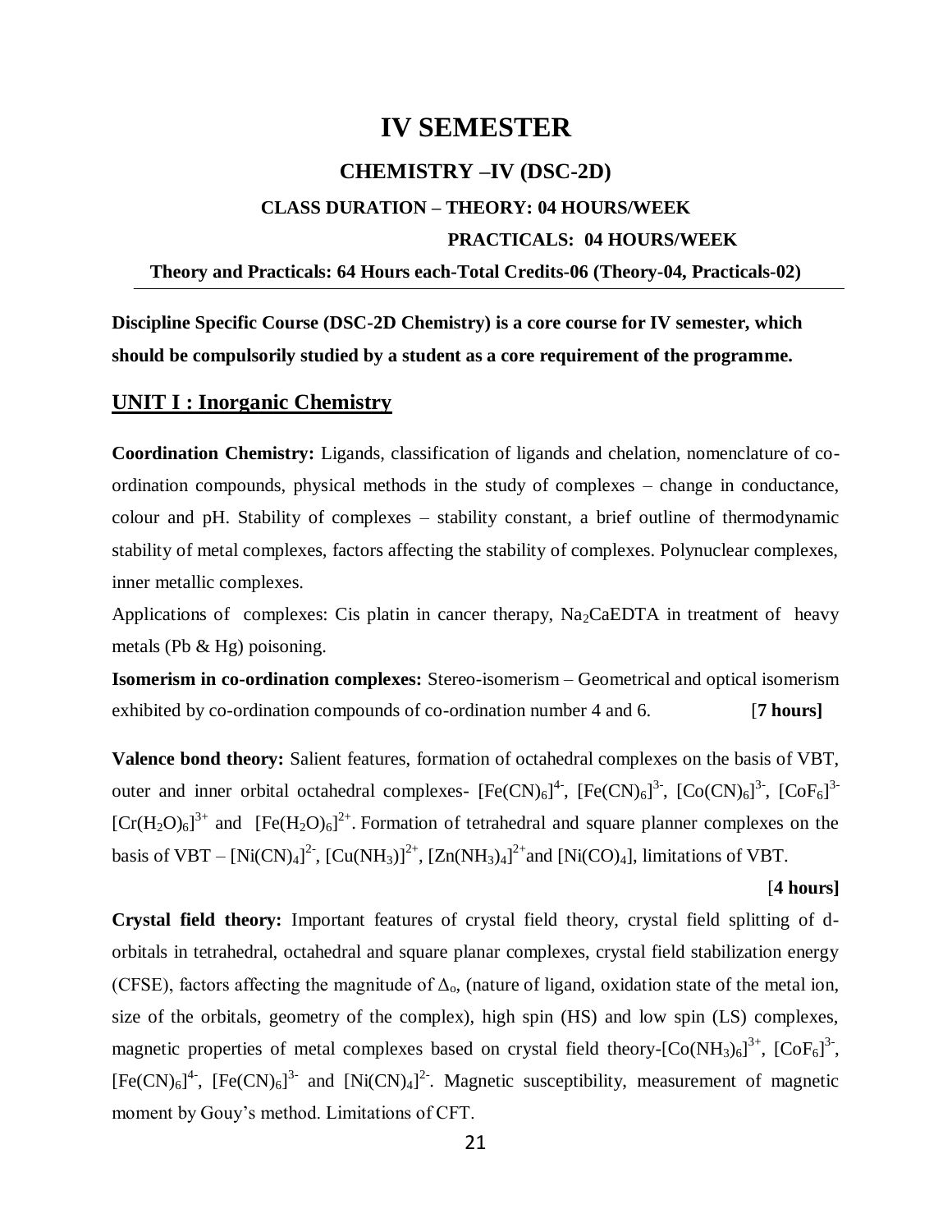# IV SEMESTER

## CHEMISTRY –IV (DSC-2D)

### CLASS DURATION – THEORY: 04 HOURS/WEEK

### PRACTICALS: 04 HOURS/WEEK

**Theory and Practicals: 64 Hours each-Total Credits-06 (Theory-04, Practicals-02)**

---

**Discipline Specific Course (DSC-2D Chemistry) is a core course for IV semester, which should be compulsorily studied by a student as a core requirement of the programme.**

## UNIT I : Inorganic Chemistry

**Coordination Chemistry:** Ligands, classification of ligands and chelation, nomenclature of co-ordination compounds, physical methods in the study of complexes – change in conductance, colour and pH. Stability of complexes – stability constant, a brief outline of thermodynamic stability of metal complexes, factors affecting the stability of complexes. Polynuclear complexes, inner metallic complexes.

Applications of complexes: Cis platin in cancer therapy, $Na_2CaEDTA$ in treatment of heavy metals (Pb & Hg) poisoning.

**Isomerism in co-ordination complexes:** Stereo-isomerism – Geometrical and optical isomerism exhibited by co-ordination compounds of co-ordination number 4 and 6. [**7 hours]**

**Valence bond theory:** Salient features, formation of octahedral complexes on the basis of VBT, outer and inner orbital octahedral complexes- $[Fe(CN)_6]^{4-}$, $[Fe(CN)_6]^{3-}$, $[Co(CN)_6]^{3-}$, $[CoF_6]^{3-}$ $[Cr(H_2O)_6]^{3+}$ and $[Fe(H_2O)_6]^{2+}$. Formation of tetrahedral and square planner complexes on the basis of VBT – $[Ni(CN)_4]^{2-}$, $[Cu(NH_3)]^{2+}$, $[Zn(NH_3)_4]^{2+}$and $[Ni(CO)_4]$, limitations of VBT.

[**4 hours]**

**Crystal field theory:** Important features of crystal field theory, crystal field splitting of d-orbitals in tetrahedral, octahedral and square planar complexes, crystal field stabilization energy (CFSE), factors affecting the magnitude of $\Delta_o$, (nature of ligand, oxidation state of the metal ion, size of the orbitals, geometry of the complex), high spin (HS) and low spin (LS) complexes, magnetic properties of metal complexes based on crystal field theory-$[Co(NH_3)_6]^{3+}$, $[CoF_6]^{3-}$, $[Fe(CN)_6]^{4-}$, $[Fe(CN)_6]^{3-}$ and $[Ni(CN)_4]^{2-}$. Magnetic susceptibility, measurement of magnetic moment by Gouy's method. Limitations of CFT.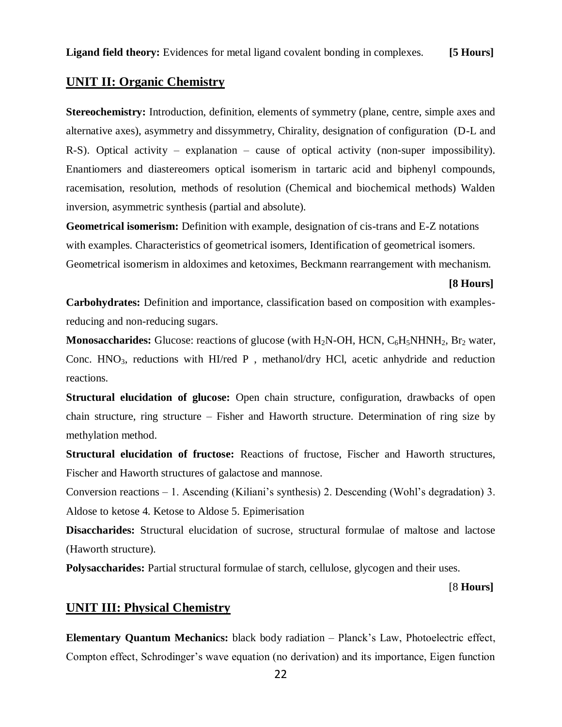**Ligand field theory:** Evidences for metal ligand covalent bonding in complexes. **[5 Hours]**

## UNIT II: Organic Chemistry

**Stereochemistry:** Introduction, definition, elements of symmetry (plane, centre, simple axes and alternative axes), asymmetry and dissymmetry, Chirality, designation of configuration (D-L and R-S). Optical activity – explanation – cause of optical activity (non-super impossibility). Enantiomers and diastereomers optical isomerism in tartaric acid and biphenyl compounds, racemisation, resolution, methods of resolution (Chemical and biochemical methods) Walden inversion, asymmetric synthesis (partial and absolute).

**Geometrical isomerism:** Definition with example, designation of cis-trans and E-Z notations with examples. Characteristics of geometrical isomers, Identification of geometrical isomers. Geometrical isomerism in aldoximes and ketoximes, Beckmann rearrangement with mechanism.

**[8 Hours]**

**Carbohydrates:** Definition and importance, classification based on composition with examples-reducing and non-reducing sugars.

**Monosaccharides:** Glucose: reactions of glucose (with $H_2N$-OH, HCN, $C_6H_5NHNH_2$, $Br_2$ water, Conc. $HNO_3$, reductions with HI/red P , methanol/dry HCl, acetic anhydride and reduction reactions.

**Structural elucidation of glucose:** Open chain structure, configuration, drawbacks of open chain structure, ring structure – Fisher and Haworth structure. Determination of ring size by methylation method.

**Structural elucidation of fructose:** Reactions of fructose, Fischer and Haworth structures, Fischer and Haworth structures of galactose and mannose.

Conversion reactions – 1. Ascending (Kiliani's synthesis) 2. Descending (Wohl's degradation) 3. Aldose to ketose 4. Ketose to Aldose 5. Epimerisation

**Disaccharides:** Structural elucidation of sucrose, structural formulae of maltose and lactose (Haworth structure).

**Polysaccharides:** Partial structural formulae of starch, cellulose, glycogen and their uses.

[8 **Hours]**

## UNIT III: Physical Chemistry

**Elementary Quantum Mechanics:** black body radiation – Planck's Law, Photoelectric effect, Compton effect, Schrodinger's wave equation (no derivation) and its importance, Eigen function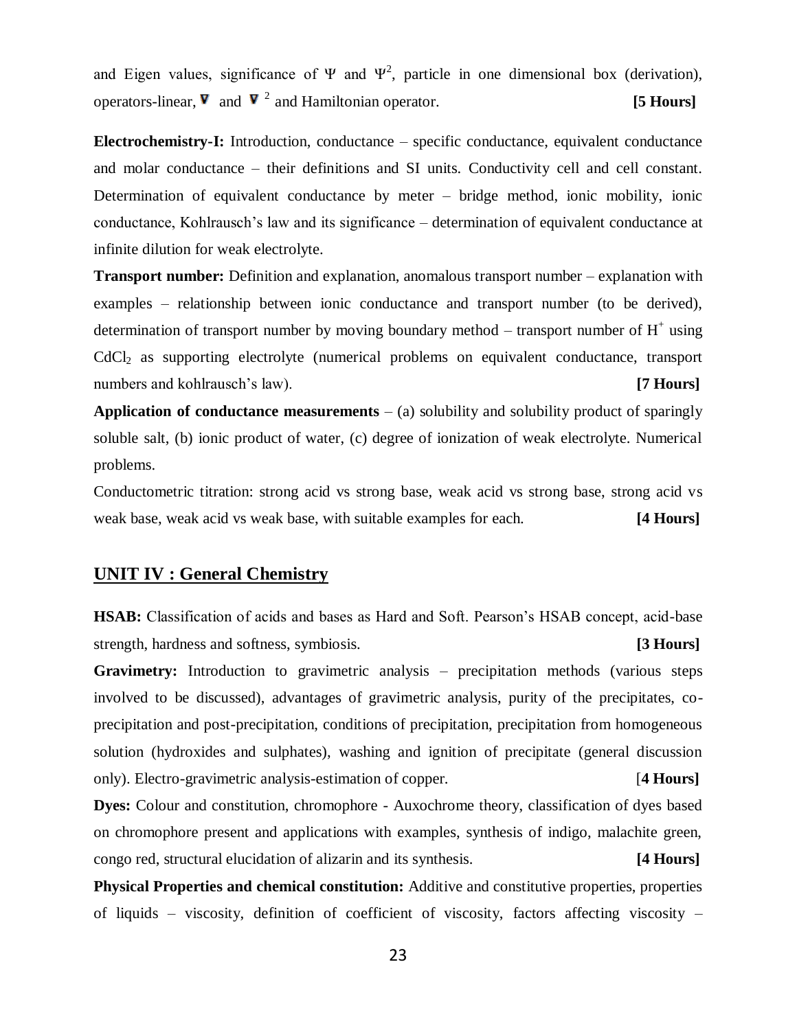and Eigen values, significance of $\Psi$ and $\Psi^2$, particle in one dimensional box (derivation), operators-linear, $\nabla$ and $\nabla^2$ and Hamiltonian operator. **[5 Hours]**

**Electrochemistry-I:** Introduction, conductance – specific conductance, equivalent conductance and molar conductance – their definitions and SI units. Conductivity cell and cell constant. Determination of equivalent conductance by meter – bridge method, ionic mobility, ionic conductance, Kohlrausch's law and its significance – determination of equivalent conductance at infinite dilution for weak electrolyte.

**Transport number:** Definition and explanation, anomalous transport number – explanation with examples – relationship between ionic conductance and transport number (to be derived), determination of transport number by moving boundary method – transport number of $H^+$ using $CdCl_2$ as supporting electrolyte (numerical problems on equivalent conductance, transport numbers and kohlrausch's law). **[7 Hours]**

**Application of conductance measurements** – (a) solubility and solubility product of sparingly soluble salt, (b) ionic product of water, (c) degree of ionization of weak electrolyte. Numerical problems.

Conductometric titration: strong acid vs strong base, weak acid vs strong base, strong acid vs weak base, weak acid vs weak base, with suitable examples for each. **[4 Hours]**

## UNIT IV : General Chemistry

**HSAB:** Classification of acids and bases as Hard and Soft. Pearson's HSAB concept, acid-base strength, hardness and softness, symbiosis. **[3 Hours]**

**Gravimetry:** Introduction to gravimetric analysis – precipitation methods (various steps involved to be discussed), advantages of gravimetric analysis, purity of the precipitates, co-precipitation and post-precipitation, conditions of precipitation, precipitation from homogeneous solution (hydroxides and sulphates), washing and ignition of precipitate (general discussion only). Electro-gravimetric analysis-estimation of copper. [**4 Hours]**

**Dyes:** Colour and constitution, chromophore - Auxochrome theory, classification of dyes based on chromophore present and applications with examples, synthesis of indigo, malachite green, congo red, structural elucidation of alizarin and its synthesis. **[4 Hours]**

**Physical Properties and chemical constitution:** Additive and constitutive properties, properties of liquids – viscosity, definition of coefficient of viscosity, factors affecting viscosity –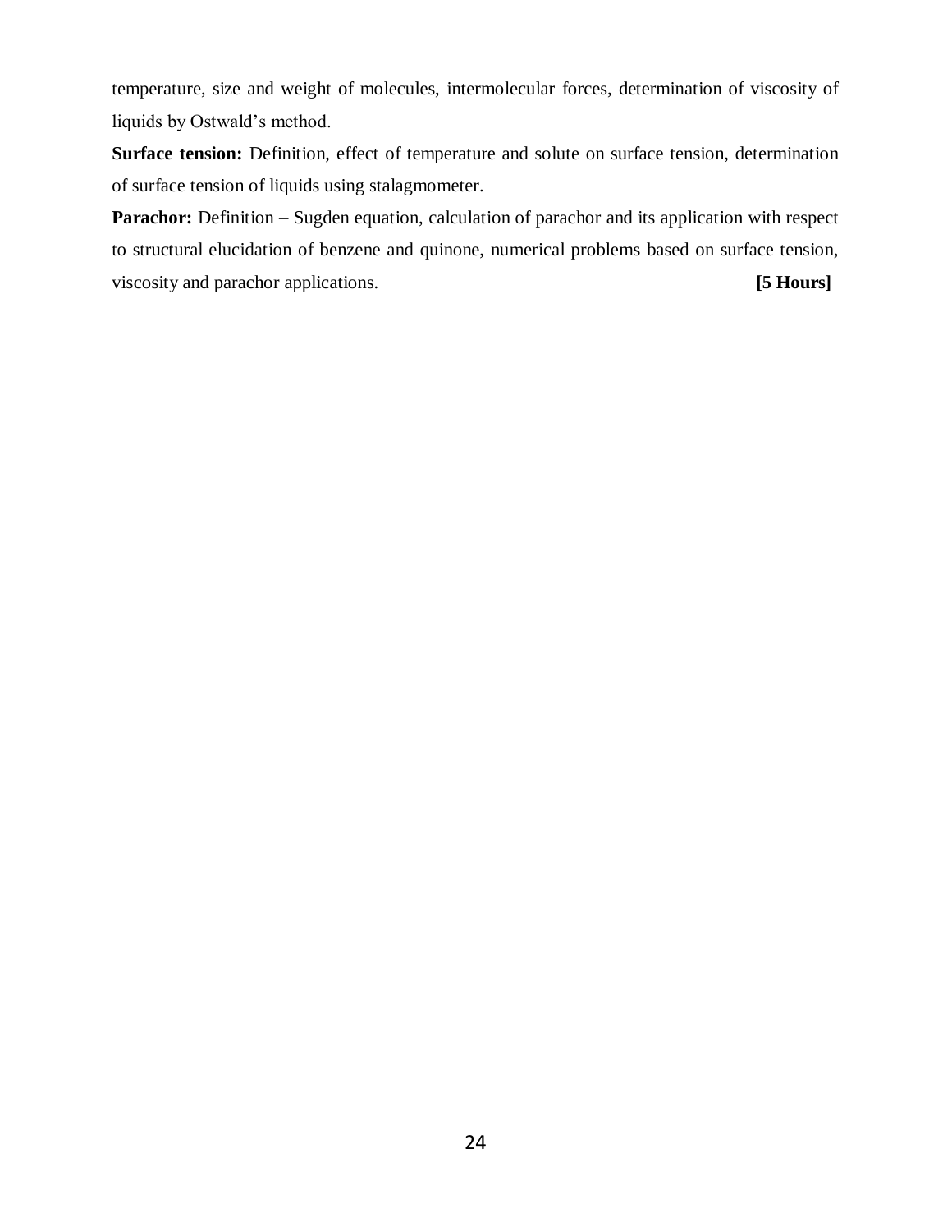temperature, size and weight of molecules, intermolecular forces, determination of viscosity of liquids by Ostwald's method.

**Surface tension:** Definition, effect of temperature and solute on surface tension, determination of surface tension of liquids using stalagmometer.

**Parachor:** Definition – Sugden equation, calculation of parachor and its application with respect to structural elucidation of benzene and quinone, numerical problems based on surface tension, viscosity and parachor applications. **[5 Hours]**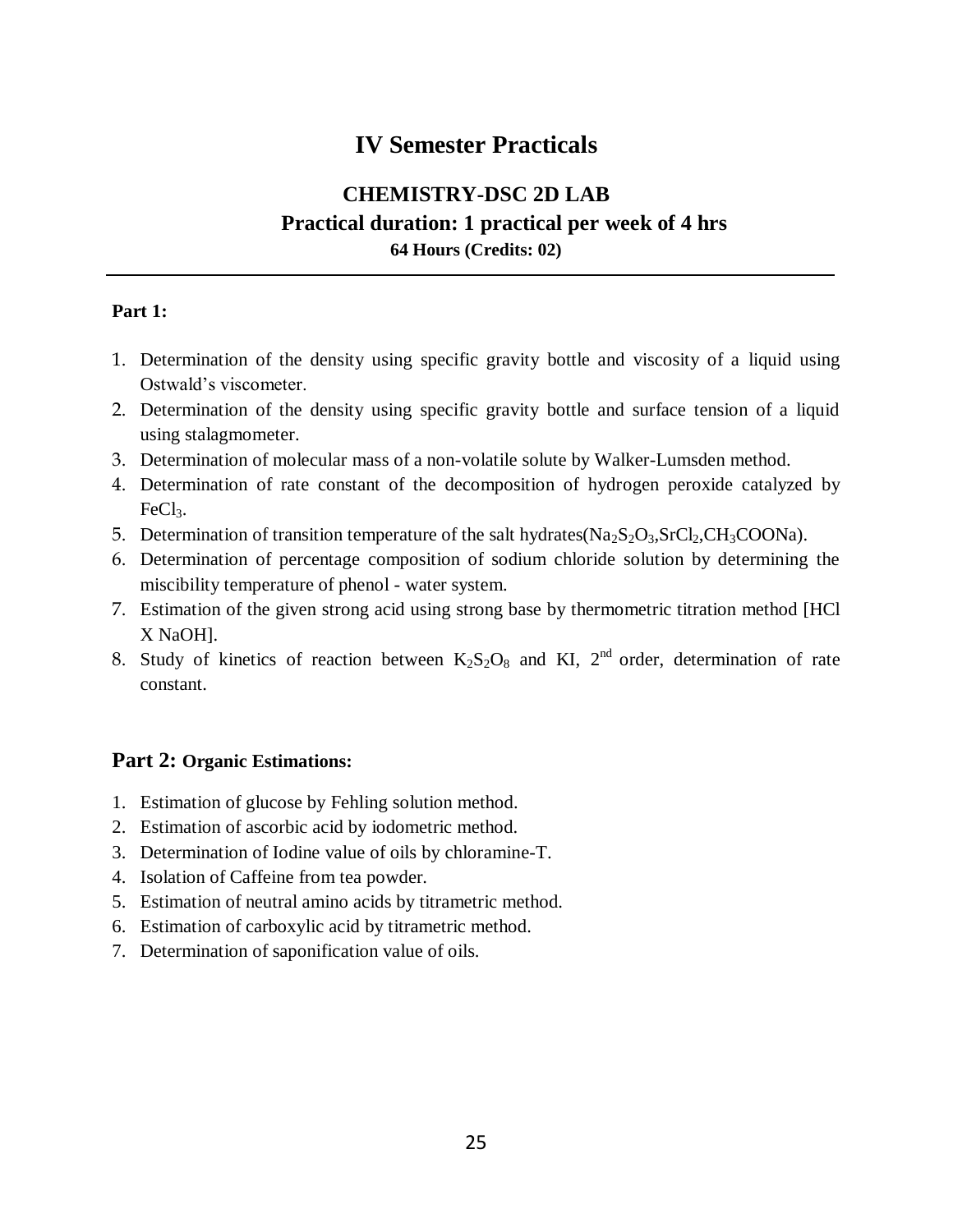# IV Semester Practicals

## CHEMISTRY-DSC 2D LAB

**Practical duration: 1 practical per week of 4 hrs**

**64 Hours (Credits: 02)**

---

**Part 1:**

1. Determination of the density using specific gravity bottle and viscosity of a liquid using Ostwald's viscometer.
2. Determination of the density using specific gravity bottle and surface tension of a liquid using stalagmometer.
3. Determination of molecular mass of a non-volatile solute by Walker-Lumsden method.
4. Determination of rate constant of the decomposition of hydrogen peroxide catalyzed by $FeCl_3$.
5. Determination of transition temperature of the salt hydrates($Na_2S_2O_3$,$SrCl_2$,$CH_3COONa$).
6. Determination of percentage composition of sodium chloride solution by determining the miscibility temperature of phenol - water system.
7. Estimation of the given strong acid using strong base by thermometric titration method [HCl X NaOH].
8. Study of kinetics of reaction between $K_2S_2O_8$ and KI, $2^{nd}$ order, determination of rate constant.

### Part 2: Organic Estimations:

1. Estimation of glucose by Fehling solution method.
2. Estimation of ascorbic acid by iodometric method.
3. Determination of Iodine value of oils by chloramine-T.
4. Isolation of Caffeine from tea powder.
5. Estimation of neutral amino acids by titrametric method.
6. Estimation of carboxylic acid by titrametric method.
7. Determination of saponification value of oils.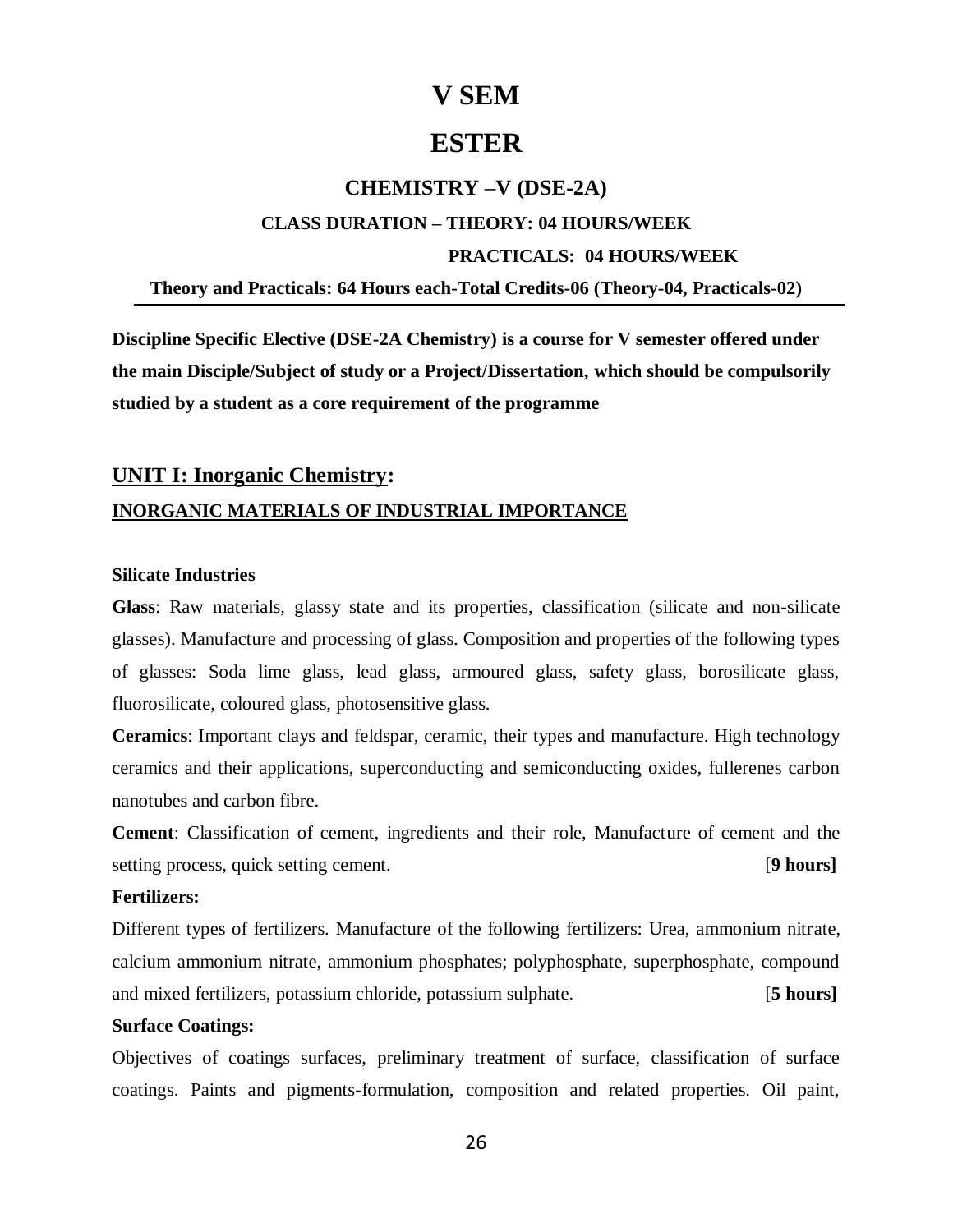# V SEM

# ESTER

## CHEMISTRY –V (DSE-2A)

**CLASS DURATION – THEORY: 04 HOURS/WEEK**

**PRACTICALS: 04 HOURS/WEEK**

**Theory and Practicals: 64 Hours each-Total Credits-06 (Theory-04, Practicals-02)**

---

**Discipline Specific Elective (DSE-2A Chemistry) is a course for V semester offered under the main Disciple/Subject of study or a Project/Dissertation, which should be compulsorily studied by a student as a core requirement of the programme**

## UNIT I: Inorganic Chemistry:

### INORGANIC MATERIALS OF INDUSTRIAL IMPORTANCE

**Silicate Industries**

**Glass**: Raw materials, glassy state and its properties, classification (silicate and non-silicate glasses). Manufacture and processing of glass. Composition and properties of the following types of glasses: Soda lime glass, lead glass, armoured glass, safety glass, borosilicate glass, fluorosilicate, coloured glass, photosensitive glass.

**Ceramics**: Important clays and feldspar, ceramic, their types and manufacture. High technology ceramics and their applications, superconducting and semiconducting oxides, fullerenes carbon nanotubes and carbon fibre.

**Cement**: Classification of cement, ingredients and their role, Manufacture of cement and the setting process, quick setting cement. [**9 hours]**

**Fertilizers:**

Different types of fertilizers. Manufacture of the following fertilizers: Urea, ammonium nitrate, calcium ammonium nitrate, ammonium phosphates; polyphosphate, superphosphate, compound and mixed fertilizers, potassium chloride, potassium sulphate. [**5 hours]**

**Surface Coatings:**

Objectives of coatings surfaces, preliminary treatment of surface, classification of surface coatings. Paints and pigments-formulation, composition and related properties. Oil paint,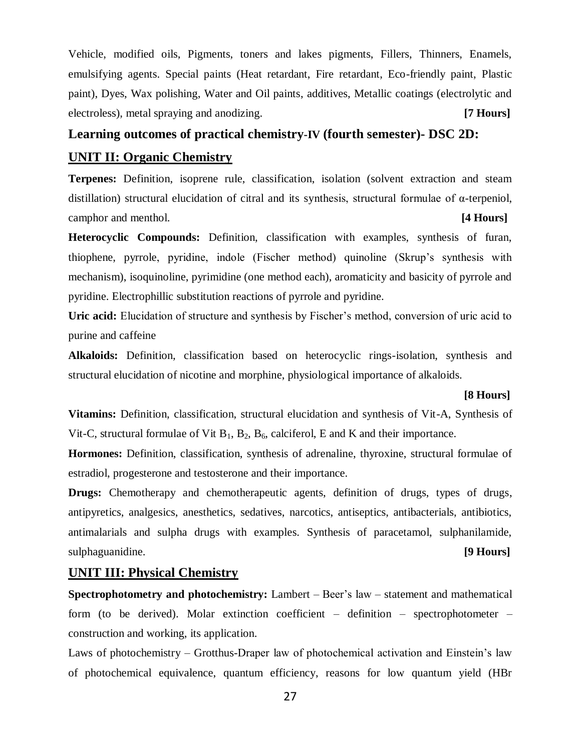Vehicle, modified oils, Pigments, toners and lakes pigments, Fillers, Thinners, Enamels, emulsifying agents. Special paints (Heat retardant, Fire retardant, Eco-friendly paint, Plastic paint), Dyes, Wax polishing, Water and Oil paints, additives, Metallic coatings (electrolytic and electroless), metal spraying and anodizing. **[7 Hours]**

## Learning outcomes of practical chemistry-IV (fourth semester)- DSC 2D:

## UNIT II: Organic Chemistry

**Terpenes:** Definition, isoprene rule, classification, isolation (solvent extraction and steam distillation) structural elucidation of citral and its synthesis, structural formulae of α-terpeniol, camphor and menthol. **[4 Hours]**

**Heterocyclic Compounds:** Definition, classification with examples, synthesis of furan, thiophene, pyrrole, pyridine, indole (Fischer method) quinoline (Skrup's synthesis with mechanism), isoquinoline, pyrimidine (one method each), aromaticity and basicity of pyrrole and pyridine. Electrophillic substitution reactions of pyrrole and pyridine.

**Uric acid:** Elucidation of structure and synthesis by Fischer's method, conversion of uric acid to purine and caffeine

**Alkaloids:** Definition, classification based on heterocyclic rings-isolation, synthesis and structural elucidation of nicotine and morphine, physiological importance of alkaloids.

**[8 Hours]**

**Vitamins:** Definition, classification, structural elucidation and synthesis of Vit-A, Synthesis of Vit-C, structural formulae of Vit $B_1$, $B_2$, $B_6$, calciferol, E and K and their importance.

**Hormones:** Definition, classification, synthesis of adrenaline, thyroxine, structural formulae of estradiol, progesterone and testosterone and their importance.

**Drugs:** Chemotherapy and chemotherapeutic agents, definition of drugs, types of drugs, antipyretics, analgesics, anesthetics, sedatives, narcotics, antiseptics, antibacterials, antibiotics, antimalarials and sulpha drugs with examples. Synthesis of paracetamol, sulphanilamide, sulphaguanidine. **[9 Hours]**

## UNIT III: Physical Chemistry

**Spectrophotometry and photochemistry:** Lambert – Beer's law – statement and mathematical form (to be derived). Molar extinction coefficient – definition – spectrophotometer – construction and working, its application.

Laws of photochemistry – Grotthus-Draper law of photochemical activation and Einstein's law of photochemical equivalence, quantum efficiency, reasons for low quantum yield (HBr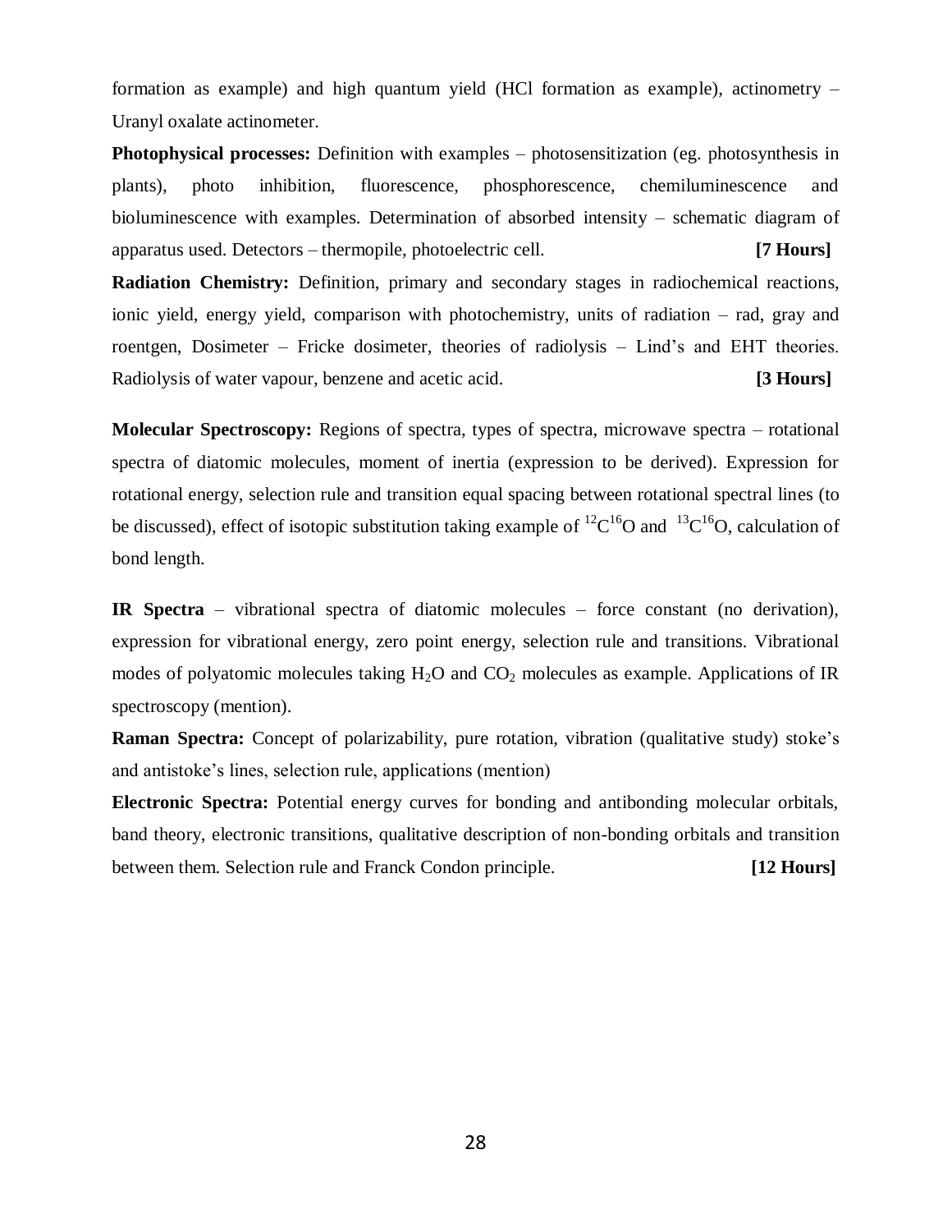formation as example) and high quantum yield (HCl formation as example), actinometry – Uranyl oxalate actinometer.

**Photophysical processes:** Definition with examples – photosensitization (eg. photosynthesis in plants), photo inhibition, fluorescence, phosphorescence, chemiluminescence and bioluminescence with examples. Determination of absorbed intensity – schematic diagram of apparatus used. Detectors – thermopile, photoelectric cell. **[7 Hours]**

**Radiation Chemistry:** Definition, primary and secondary stages in radiochemical reactions, ionic yield, energy yield, comparison with photochemistry, units of radiation – rad, gray and roentgen, Dosimeter – Fricke dosimeter, theories of radiolysis – Lind's and EHT theories. Radiolysis of water vapour, benzene and acetic acid. **[3 Hours]**

**Molecular Spectroscopy:** Regions of spectra, types of spectra, microwave spectra – rotational spectra of diatomic molecules, moment of inertia (expression to be derived). Expression for rotational energy, selection rule and transition equal spacing between rotational spectral lines (to be discussed), effect of isotopic substitution taking example of $^{12}C^{16}O$ and $^{13}C^{16}O$, calculation of bond length.

**IR Spectra** – vibrational spectra of diatomic molecules – force constant (no derivation), expression for vibrational energy, zero point energy, selection rule and transitions. Vibrational modes of polyatomic molecules taking $H_2O$ and $CO_2$ molecules as example. Applications of IR spectroscopy (mention).

**Raman Spectra:** Concept of polarizability, pure rotation, vibration (qualitative study) stoke's and antistoke's lines, selection rule, applications (mention)

**Electronic Spectra:** Potential energy curves for bonding and antibonding molecular orbitals, band theory, electronic transitions, qualitative description of non-bonding orbitals and transition between them. Selection rule and Franck Condon principle. **[12 Hours]**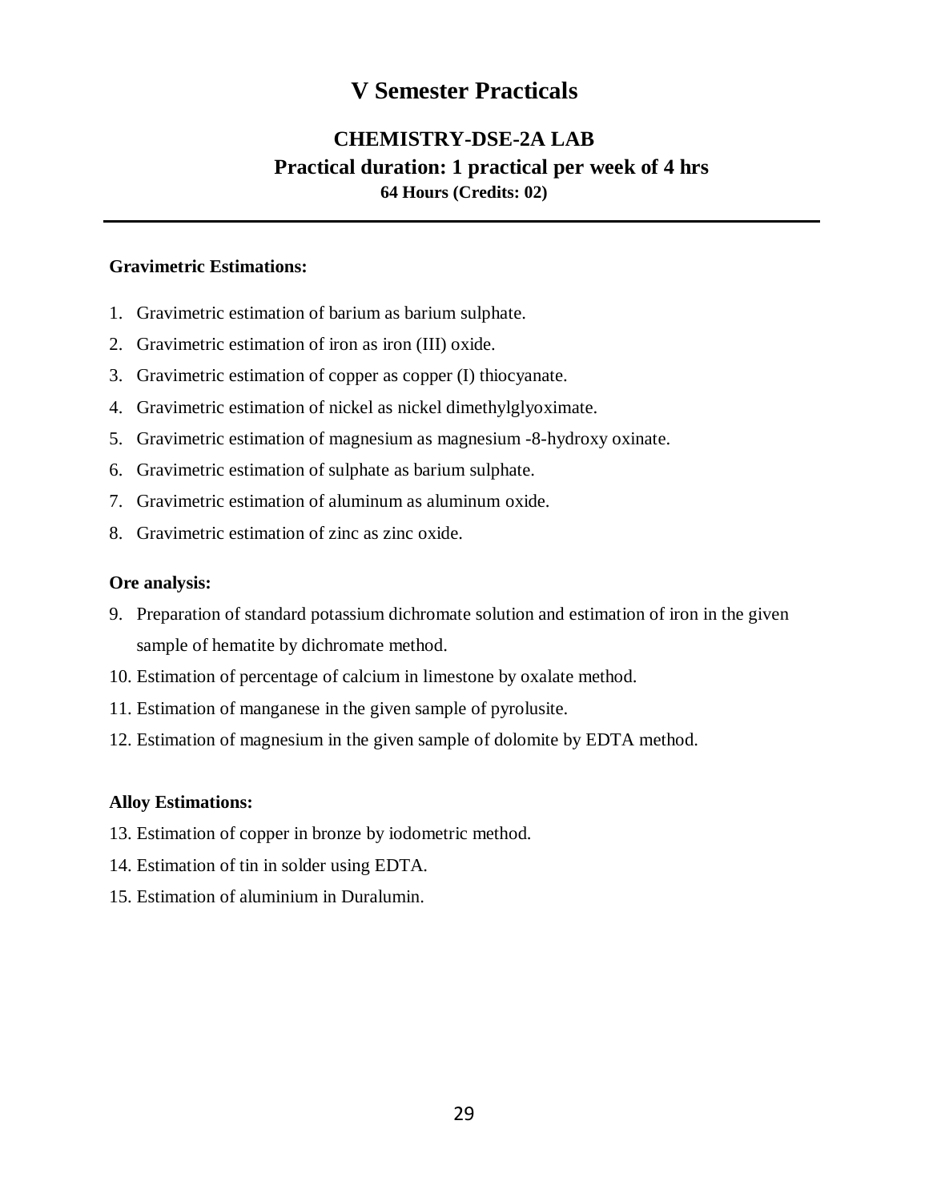# V Semester Practicals

## CHEMISTRY-DSE-2A LAB

**Practical duration: 1 practical per week of 4 hrs**

**64 Hours (Credits: 02)**

---

**Gravimetric Estimations:**

1. Gravimetric estimation of barium as barium sulphate.
2. Gravimetric estimation of iron as iron (III) oxide.
3. Gravimetric estimation of copper as copper (I) thiocyanate.
4. Gravimetric estimation of nickel as nickel dimethylglyoximate.
5. Gravimetric estimation of magnesium as magnesium -8-hydroxy oxinate.
6. Gravimetric estimation of sulphate as barium sulphate.
7. Gravimetric estimation of aluminum as aluminum oxide.
8. Gravimetric estimation of zinc as zinc oxide.

**Ore analysis:**

9. Preparation of standard potassium dichromate solution and estimation of iron in the given sample of hematite by dichromate method.
10. Estimation of percentage of calcium in limestone by oxalate method.
11. Estimation of manganese in the given sample of pyrolusite.
12. Estimation of magnesium in the given sample of dolomite by EDTA method.

**Alloy Estimations:**

13. Estimation of copper in bronze by iodometric method.
14. Estimation of tin in solder using EDTA.
15. Estimation of aluminium in Duralumin.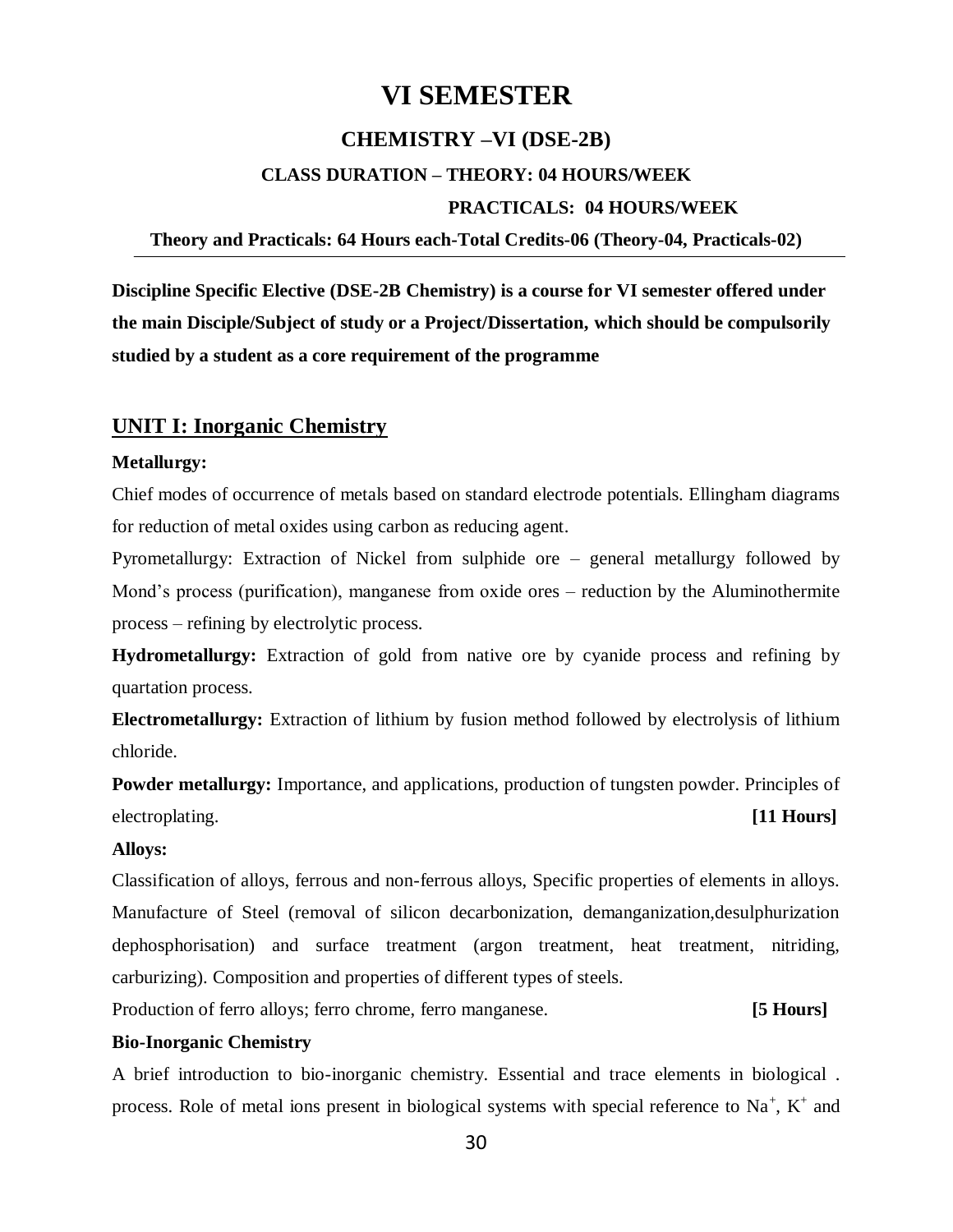# VI SEMESTER

## CHEMISTRY –VI (DSE-2B)

### CLASS DURATION – THEORY: 04 HOURS/WEEK

### PRACTICALS: 04 HOURS/WEEK

**Theory and Practicals: 64 Hours each-Total Credits-06 (Theory-04, Practicals-02)**

---

**Discipline Specific Elective (DSE-2B Chemistry) is a course for VI semester offered under the main Disciple/Subject of study or a Project/Dissertation, which should be compulsorily studied by a student as a core requirement of the programme**

## UNIT I: Inorganic Chemistry

**Metallurgy:**

Chief modes of occurrence of metals based on standard electrode potentials. Ellingham diagrams for reduction of metal oxides using carbon as reducing agent.

Pyrometallurgy: Extraction of Nickel from sulphide ore – general metallurgy followed by Mond's process (purification), manganese from oxide ores – reduction by the Aluminothermite process – refining by electrolytic process.

**Hydrometallurgy:** Extraction of gold from native ore by cyanide process and refining by quartation process.

**Electrometallurgy:** Extraction of lithium by fusion method followed by electrolysis of lithium chloride.

**Powder metallurgy:** Importance, and applications, production of tungsten powder. Principles of electroplating. **[11 Hours]**

**Alloys:**

Classification of alloys, ferrous and non-ferrous alloys, Specific properties of elements in alloys. Manufacture of Steel (removal of silicon decarbonization, demanganization,desulphurization dephosphorisation) and surface treatment (argon treatment, heat treatment, nitriding, carburizing). Composition and properties of different types of steels.

Production of ferro alloys; ferro chrome, ferro manganese. **[5 Hours]**

**Bio-Inorganic Chemistry**

A brief introduction to bio-inorganic chemistry. Essential and trace elements in biological . process. Role of metal ions present in biological systems with special reference to $Na^+$, $K^+$ and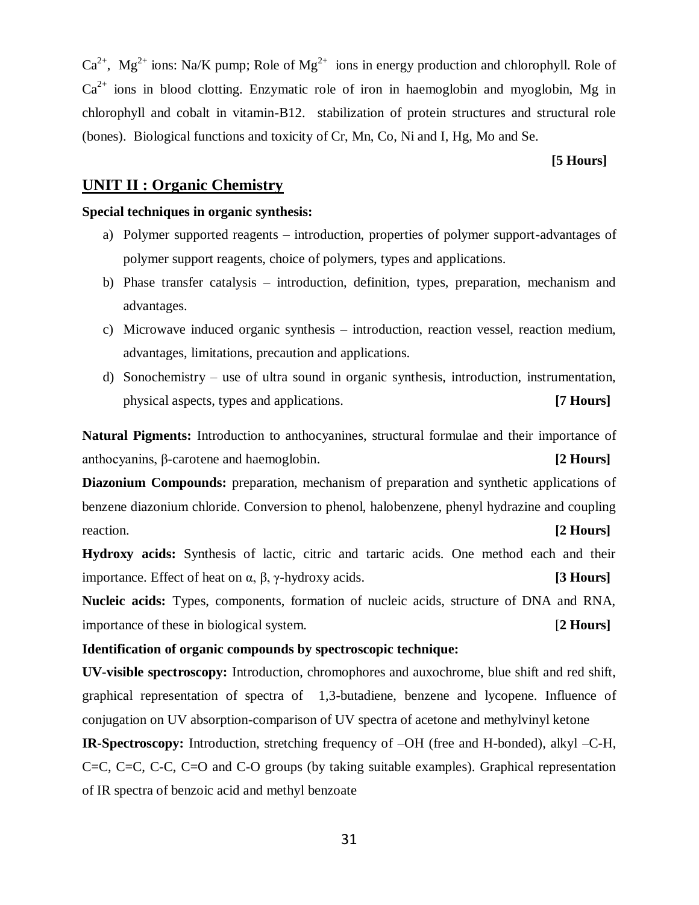$Ca^{2+}$, $Mg^{2+}$ ions: Na/K pump; Role of $Mg^{2+}$ ions in energy production and chlorophyll. Role of $Ca^{2+}$ ions in blood clotting. Enzymatic role of iron in haemoglobin and myoglobin, Mg in chlorophyll and cobalt in vitamin-B12. stabilization of protein structures and structural role (bones). Biological functions and toxicity of Cr, Mn, Co, Ni and I, Hg, Mo and Se.

**[5 Hours]**

## UNIT II : Organic Chemistry

**Special techniques in organic synthesis:**

a) Polymer supported reagents – introduction, properties of polymer support-advantages of polymer support reagents, choice of polymers, types and applications.

b) Phase transfer catalysis – introduction, definition, types, preparation, mechanism and advantages.

c) Microwave induced organic synthesis – introduction, reaction vessel, reaction medium, advantages, limitations, precaution and applications.

d) Sonochemistry – use of ultra sound in organic synthesis, introduction, instrumentation, physical aspects, types and applications. **[7 Hours]**

**Natural Pigments:** Introduction to anthocyanines, structural formulae and their importance of anthocyanins, β-carotene and haemoglobin. **[2 Hours]**

**Diazonium Compounds:** preparation, mechanism of preparation and synthetic applications of benzene diazonium chloride. Conversion to phenol, halobenzene, phenyl hydrazine and coupling reaction. **[2 Hours]**

**Hydroxy acids:** Synthesis of lactic, citric and tartaric acids. One method each and their importance. Effect of heat on α, β, γ-hydroxy acids. **[3 Hours]**

**Nucleic acids:** Types, components, formation of nucleic acids, structure of DNA and RNA, importance of these in biological system. [**2 Hours]**

**Identification of organic compounds by spectroscopic technique:**

**UV-visible spectroscopy:** Introduction, chromophores and auxochrome, blue shift and red shift, graphical representation of spectra of 1,3-butadiene, benzene and lycopene. Influence of conjugation on UV absorption-comparison of UV spectra of acetone and methylvinyl ketone

**IR-Spectroscopy:** Introduction, stretching frequency of –OH (free and H-bonded), alkyl –C-H, C=C, C=C, C-C, C=O and C-O groups (by taking suitable examples). Graphical representation of IR spectra of benzoic acid and methyl benzoate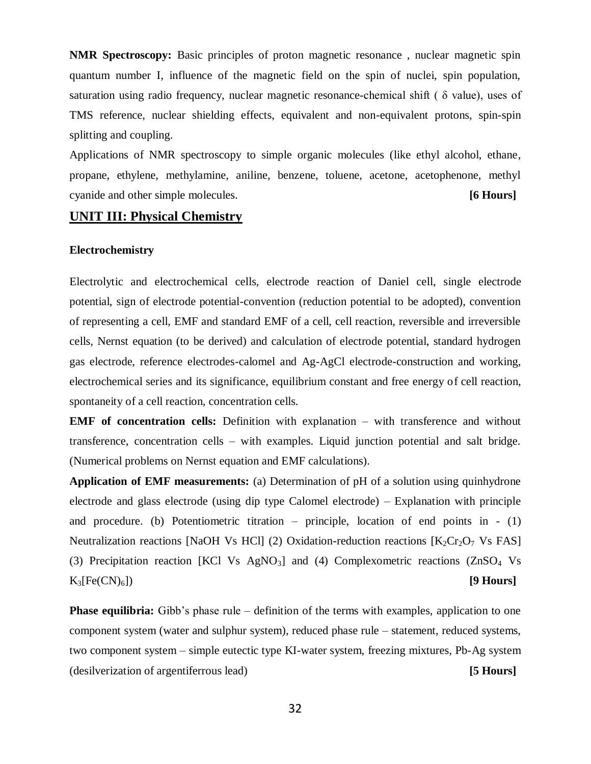**NMR Spectroscopy:** Basic principles of proton magnetic resonance , nuclear magnetic spin quantum number I, influence of the magnetic field on the spin of nuclei, spin population, saturation using radio frequency, nuclear magnetic resonance-chemical shift ( $\delta$ value), uses of TMS reference, nuclear shielding effects, equivalent and non-equivalent protons, spin-spin splitting and coupling.

Applications of NMR spectroscopy to simple organic molecules (like ethyl alcohol, ethane, propane, ethylene, methylamine, aniline, benzene, toluene, acetone, acetophenone, methyl cyanide and other simple molecules. **[6 Hours]**

## UNIT III: Physical Chemistry

### Electrochemistry

Electrolytic and electrochemical cells, electrode reaction of Daniel cell, single electrode potential, sign of electrode potential-convention (reduction potential to be adopted), convention of representing a cell, EMF and standard EMF of a cell, cell reaction, reversible and irreversible cells, Nernst equation (to be derived) and calculation of electrode potential, standard hydrogen gas electrode, reference electrodes-calomel and Ag-AgCl electrode-construction and working, electrochemical series and its significance, equilibrium constant and free energy of cell reaction, spontaneity of a cell reaction, concentration cells.

**EMF of concentration cells:** Definition with explanation – with transference and without transference, concentration cells – with examples. Liquid junction potential and salt bridge. (Numerical problems on Nernst equation and EMF calculations).

**Application of EMF measurements:** (a) Determination of pH of a solution using quinhydrone electrode and glass electrode (using dip type Calomel electrode) – Explanation with principle and procedure. (b) Potentiometric titration – principle, location of end points in - (1) Neutralization reactions [NaOH Vs HCl] (2) Oxidation-reduction reactions [$K_2Cr_2O_7$ Vs FAS] (3) Precipitation reaction [KCl Vs $AgNO_3$] and (4) Complexometric reactions ($ZnSO_4$ Vs $K_3[Fe(CN)_6]$) **[9 Hours]**

**Phase equilibria:** Gibb's phase rule – definition of the terms with examples, application to one component system (water and sulphur system), reduced phase rule – statement, reduced systems, two component system – simple eutectic type KI-water system, freezing mixtures, Pb-Ag system (desilverization of argentiferrous lead) **[5 Hours]**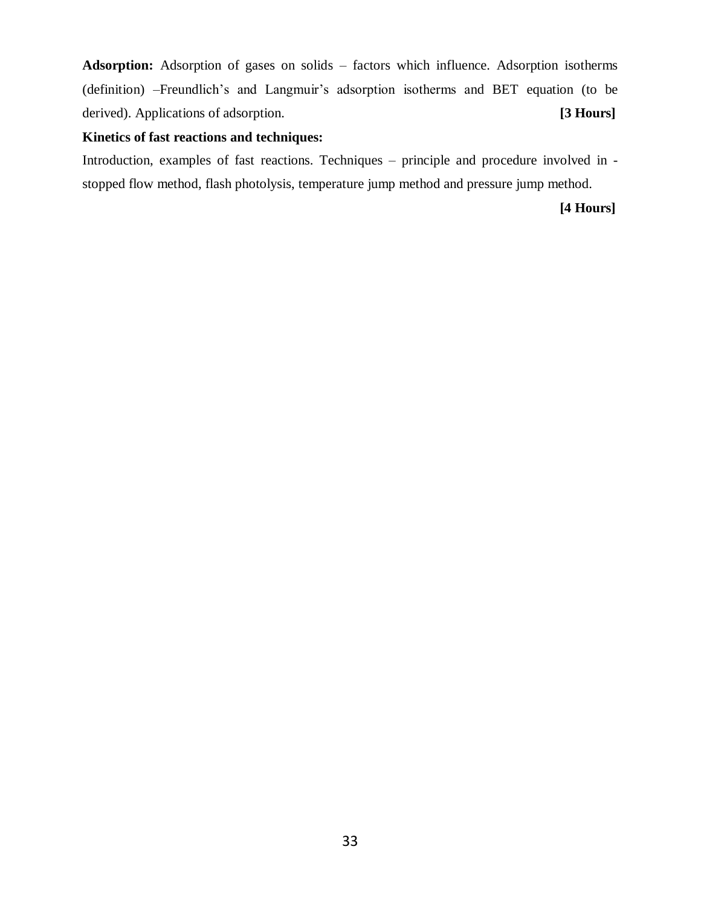**Adsorption:** Adsorption of gases on solids – factors which influence. Adsorption isotherms (definition) –Freundlich's and Langmuir's adsorption isotherms and BET equation (to be derived). Applications of adsorption. **[3 Hours]**

**Kinetics of fast reactions and techniques:**

Introduction, examples of fast reactions. Techniques – principle and procedure involved in - stopped flow method, flash photolysis, temperature jump method and pressure jump method.

**[4 Hours]**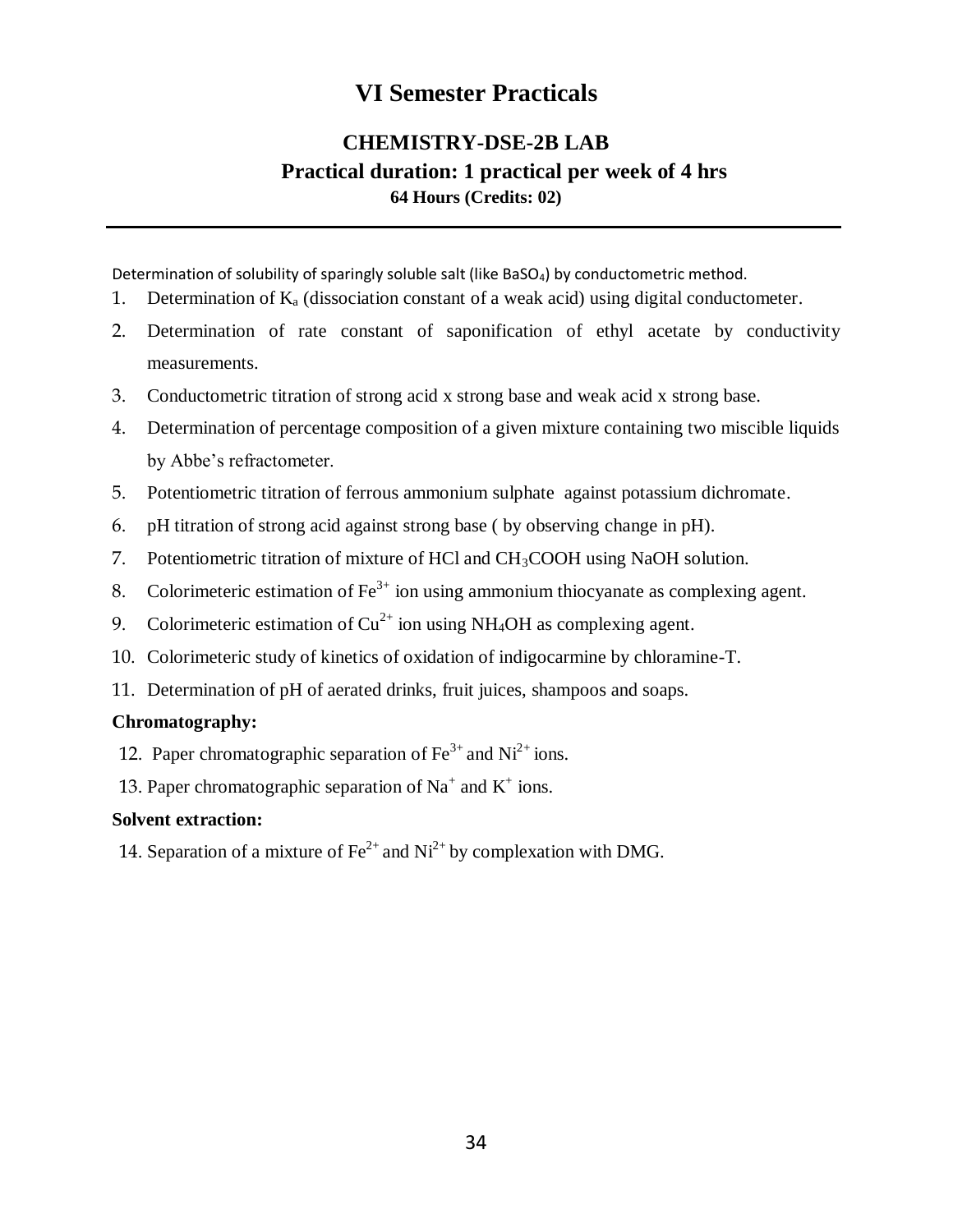# VI Semester Practicals

## CHEMISTRY-DSE-2B LAB

**Practical duration: 1 practical per week of 4 hrs**

**64 Hours (Credits: 02)**

---

Determination of solubility of sparingly soluble salt (like $BaSO_4$) by conductometric method.

1. Determination of $K_a$ (dissociation constant of a weak acid) using digital conductometer.
2. Determination of rate constant of saponification of ethyl acetate by conductivity measurements.
3. Conductometric titration of strong acid x strong base and weak acid x strong base.
4. Determination of percentage composition of a given mixture containing two miscible liquids by Abbe's refractometer.
5. Potentiometric titration of ferrous ammonium sulphate against potassium dichromate.
6. pH titration of strong acid against strong base ( by observing change in pH).
7. Potentiometric titration of mixture of HCl and $CH_3COOH$ using NaOH solution.
8. Colorimeteric estimation of $Fe^{3+}$ ion using ammonium thiocyanate as complexing agent.
9. Colorimeteric estimation of $Cu^{2+}$ ion using $NH_4OH$ as complexing agent.
10. Colorimeteric study of kinetics of oxidation of indigocarmine by chloramine-T.
11. Determination of pH of aerated drinks, fruit juices, shampoos and soaps.

**Chromatography:**

12. Paper chromatographic separation of $Fe^{3+}$ and $Ni^{2+}$ ions.
13. Paper chromatographic separation of $Na^+$ and $K^+$ ions.

**Solvent extraction:**

14. Separation of a mixture of $Fe^{2+}$ and $Ni^{2+}$ by complexation with DMG.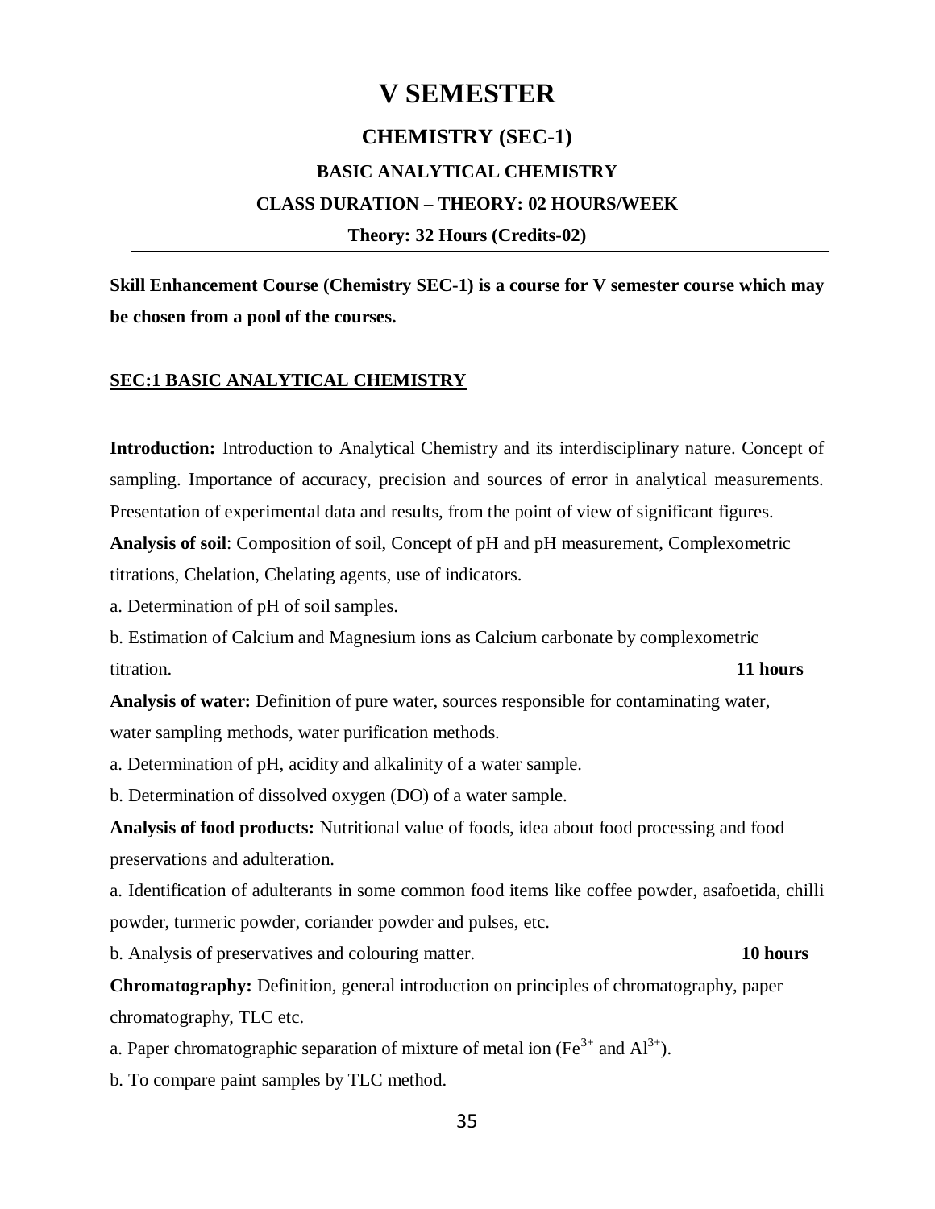# V SEMESTER

## CHEMISTRY (SEC-1)

### BASIC ANALYTICAL CHEMISTRY

### CLASS DURATION – THEORY: 02 HOURS/WEEK

**Theory: 32 Hours (Credits-02)**

---

**Skill Enhancement Course (Chemistry SEC-1) is a course for V semester course which may be chosen from a pool of the courses.**

**SEC:1 BASIC ANALYTICAL CHEMISTRY**

**Introduction:** Introduction to Analytical Chemistry and its interdisciplinary nature. Concept of sampling. Importance of accuracy, precision and sources of error in analytical measurements. Presentation of experimental data and results, from the point of view of significant figures.

**Analysis of soil**: Composition of soil, Concept of pH and pH measurement, Complexometric titrations, Chelation, Chelating agents, use of indicators.

a. Determination of pH of soil samples.

b. Estimation of Calcium and Magnesium ions as Calcium carbonate by complexometric titration. **11 hours**

**Analysis of water:** Definition of pure water, sources responsible for contaminating water, water sampling methods, water purification methods.

a. Determination of pH, acidity and alkalinity of a water sample.

b. Determination of dissolved oxygen (DO) of a water sample.

**Analysis of food products:** Nutritional value of foods, idea about food processing and food preservations and adulteration.

a. Identification of adulterants in some common food items like coffee powder, asafoetida, chilli powder, turmeric powder, coriander powder and pulses, etc.

b. Analysis of preservatives and colouring matter. **10 hours**

**Chromatography:** Definition, general introduction on principles of chromatography, paper chromatography, TLC etc.

a. Paper chromatographic separation of mixture of metal ion ($Fe^{3+}$ and $Al^{3+}$).

b. To compare paint samples by TLC method.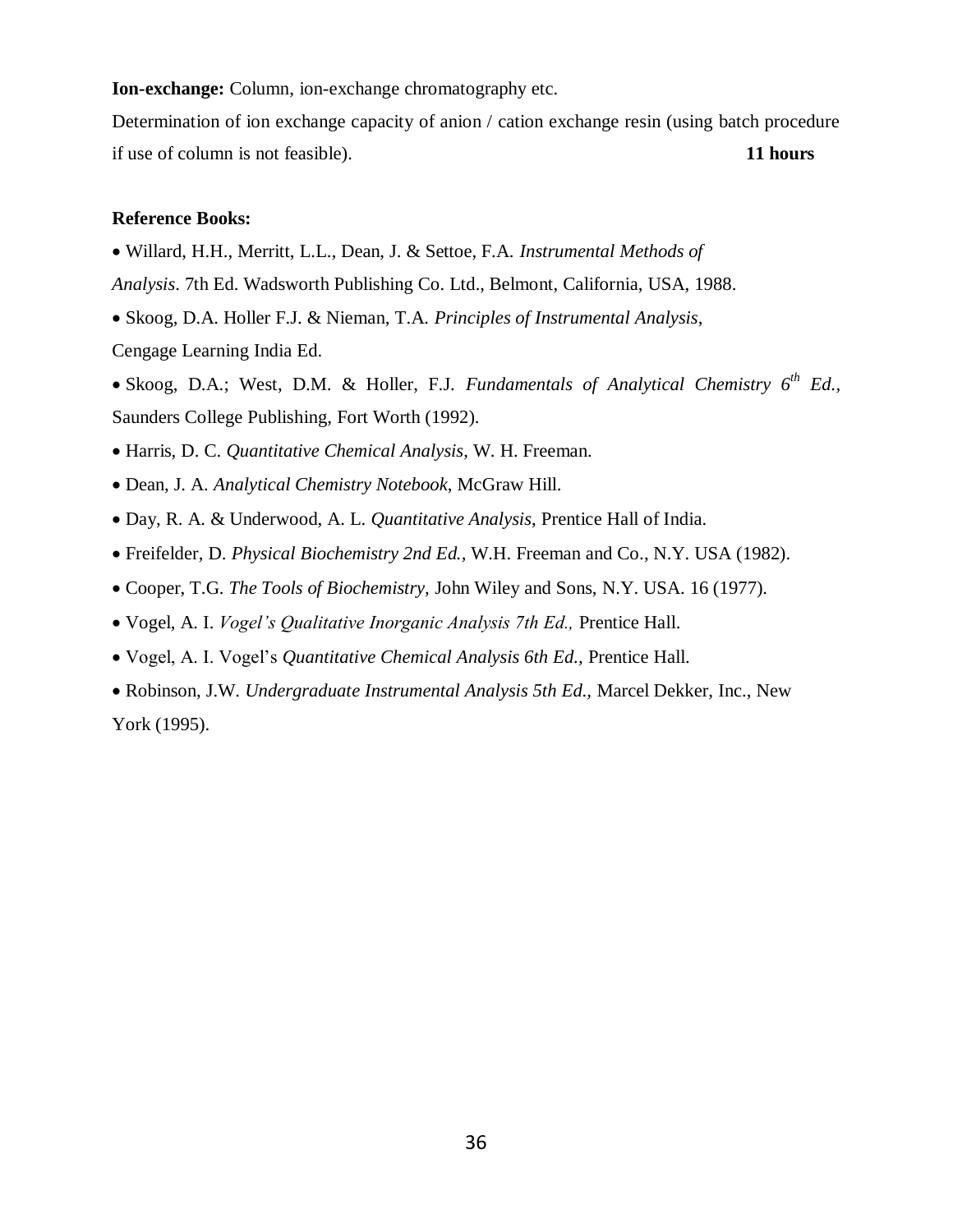**Ion-exchange:** Column, ion-exchange chromatography etc.

Determination of ion exchange capacity of anion / cation exchange resin (using batch procedure if use of column is not feasible). **11 hours**

**Reference Books:**

- Willard, H.H., Merritt, L.L., Dean, J. & Settoe, F.A. *Instrumental Methods of Analysis*. 7th Ed. Wadsworth Publishing Co. Ltd., Belmont, California, USA, 1988.
- Skoog, D.A. Holler F.J. & Nieman, T.A. *Principles of Instrumental Analysis*, Cengage Learning India Ed.
- Skoog, D.A.; West, D.M. & Holler, F.J. *Fundamentals of Analytical Chemistry 6th Ed.*, Saunders College Publishing, Fort Worth (1992).
- Harris, D. C. *Quantitative Chemical Analysis*, W. H. Freeman.
- Dean, J. A. *Analytical Chemistry Notebook*, McGraw Hill.
- Day, R. A. & Underwood, A. L. *Quantitative Analysis*, Prentice Hall of India.
- Freifelder, D. *Physical Biochemistry 2nd Ed.*, W.H. Freeman and Co., N.Y. USA (1982).
- Cooper, T.G. *The Tools of Biochemistry*, John Wiley and Sons, N.Y. USA. 16 (1977).
- Vogel, A. I. *Vogel's Qualitative Inorganic Analysis 7th Ed.,* Prentice Hall.
- Vogel, A. I. Vogel's *Quantitative Chemical Analysis 6th Ed.,* Prentice Hall.
- Robinson, J.W. *Undergraduate Instrumental Analysis 5th Ed.,* Marcel Dekker, Inc., New York (1995).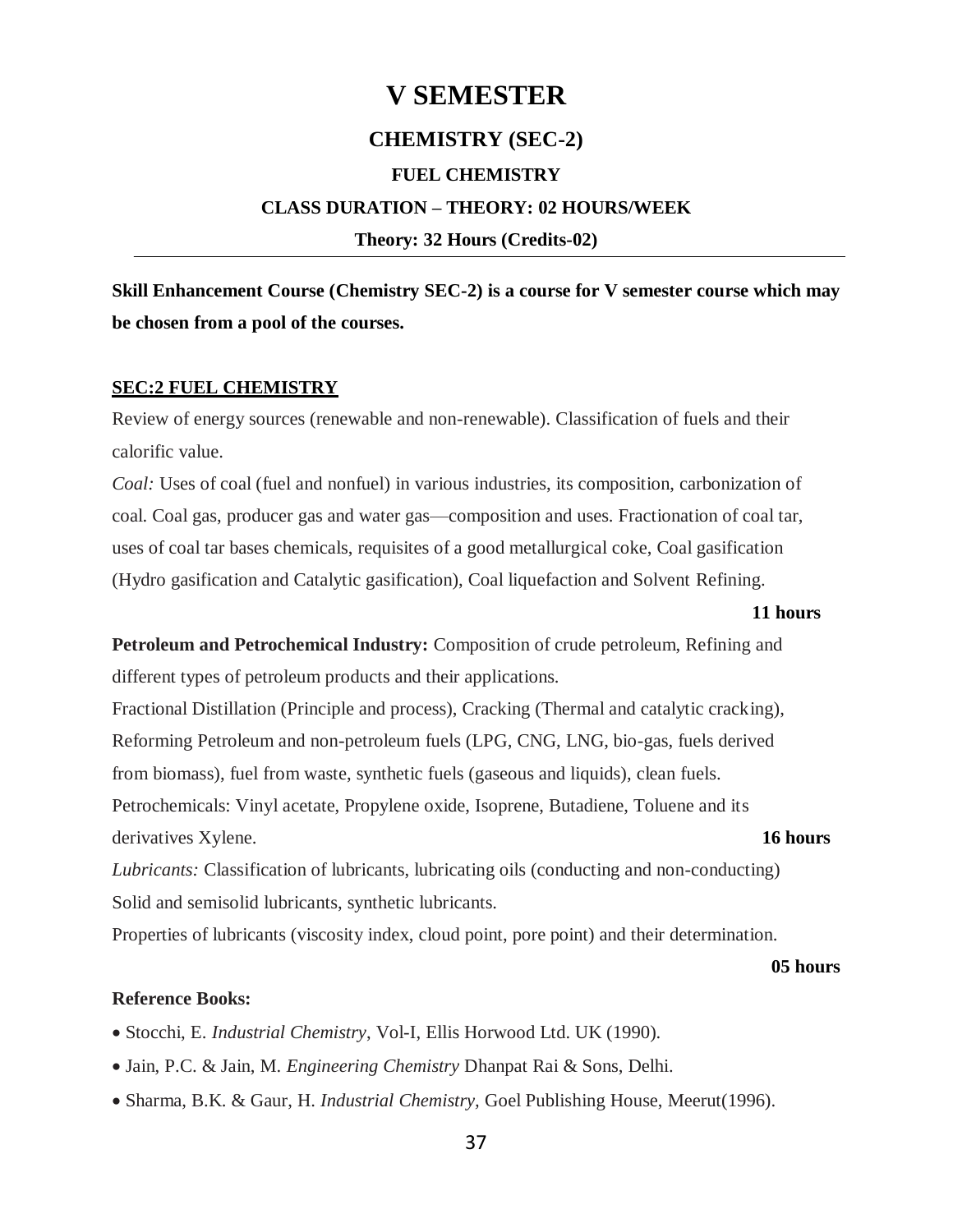# V SEMESTER

## CHEMISTRY (SEC-2)

### FUEL CHEMISTRY

**CLASS DURATION – THEORY: 02 HOURS/WEEK**

**Theory: 32 Hours (Credits-02)**

---

**Skill Enhancement Course (Chemistry SEC-2) is a course for V semester course which may be chosen from a pool of the courses.**

**SEC:2 FUEL CHEMISTRY**

Review of energy sources (renewable and non-renewable). Classification of fuels and their calorific value.

*Coal:* Uses of coal (fuel and nonfuel) in various industries, its composition, carbonization of coal. Coal gas, producer gas and water gas—composition and uses. Fractionation of coal tar, uses of coal tar bases chemicals, requisites of a good metallurgical coke, Coal gasification (Hydro gasification and Catalytic gasification), Coal liquefaction and Solvent Refining.

**11 hours**

**Petroleum and Petrochemical Industry:** Composition of crude petroleum, Refining and different types of petroleum products and their applications.

Fractional Distillation (Principle and process), Cracking (Thermal and catalytic cracking), Reforming Petroleum and non-petroleum fuels (LPG, CNG, LNG, bio-gas, fuels derived from biomass), fuel from waste, synthetic fuels (gaseous and liquids), clean fuels.

Petrochemicals: Vinyl acetate, Propylene oxide, Isoprene, Butadiene, Toluene and its derivatives Xylene. **16 hours**

*Lubricants:* Classification of lubricants, lubricating oils (conducting and non-conducting) Solid and semisolid lubricants, synthetic lubricants.

Properties of lubricants (viscosity index, cloud point, pore point) and their determination.

**05 hours**

**Reference Books:**

- Stocchi, E. *Industrial Chemistry*, Vol-I, Ellis Horwood Ltd. UK (1990).
- Jain, P.C. & Jain, M. *Engineering Chemistry* Dhanpat Rai & Sons, Delhi.
- Sharma, B.K. & Gaur, H. *Industrial Chemistry,* Goel Publishing House, Meerut(1996).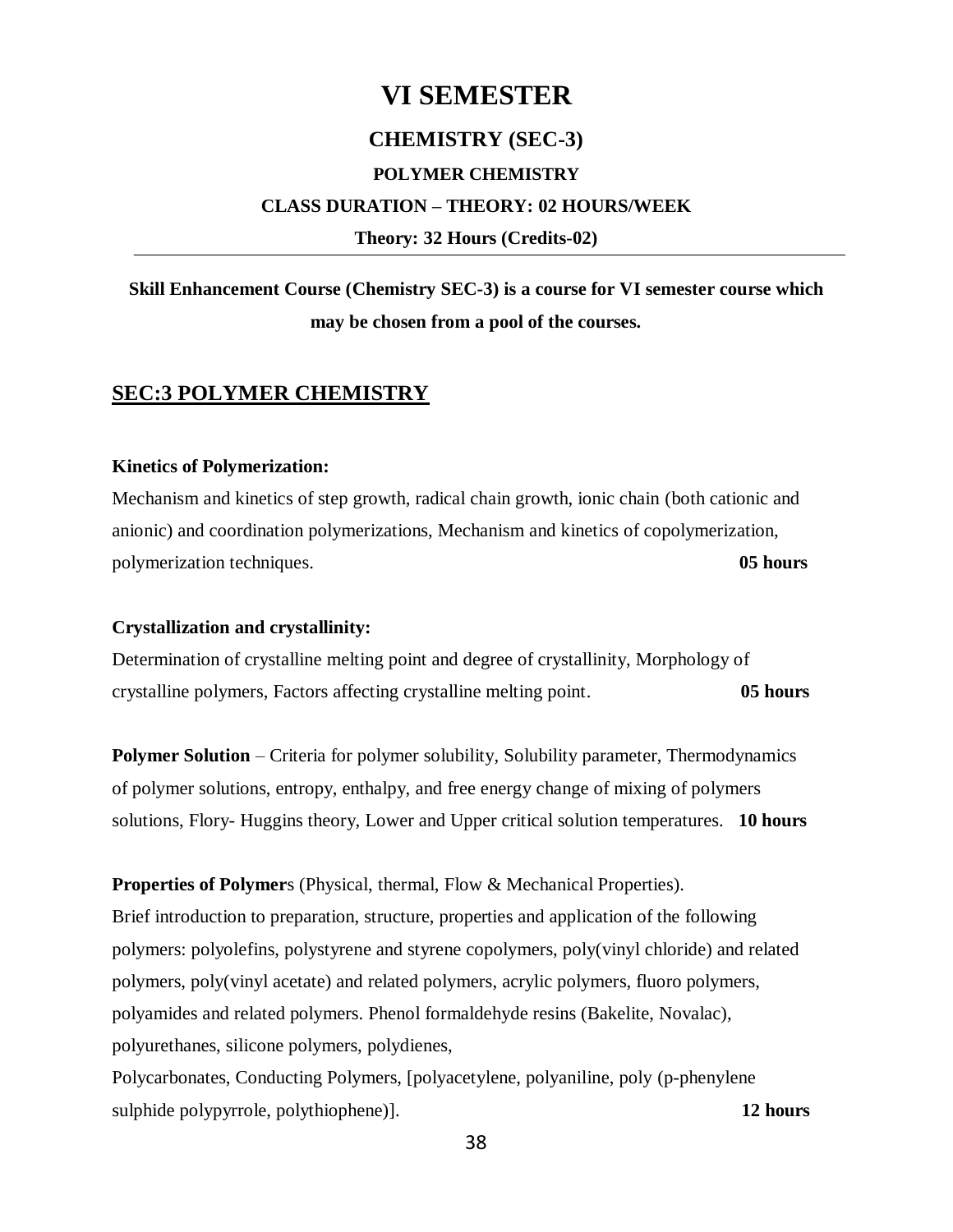# VI SEMESTER

## CHEMISTRY (SEC-3)

### POLYMER CHEMISTRY

**CLASS DURATION – THEORY: 02 HOURS/WEEK**

**Theory: 32 Hours (Credits-02)**

---

**Skill Enhancement Course (Chemistry SEC-3) is a course for VI semester course which may be chosen from a pool of the courses.**

## SEC:3 POLYMER CHEMISTRY

**Kinetics of Polymerization:**

Mechanism and kinetics of step growth, radical chain growth, ionic chain (both cationic and anionic) and coordination polymerizations, Mechanism and kinetics of copolymerization, polymerization techniques. **05 hours**

**Crystallization and crystallinity:**

Determination of crystalline melting point and degree of crystallinity, Morphology of crystalline polymers, Factors affecting crystalline melting point. **05 hours**

**Polymer Solution** – Criteria for polymer solubility, Solubility parameter, Thermodynamics of polymer solutions, entropy, enthalpy, and free energy change of mixing of polymers solutions, Flory- Huggins theory, Lower and Upper critical solution temperatures. **10 hours**

**Properties of Polymer**s (Physical, thermal, Flow & Mechanical Properties).
Brief introduction to preparation, structure, properties and application of the following polymers: polyolefins, polystyrene and styrene copolymers, poly(vinyl chloride) and related polymers, poly(vinyl acetate) and related polymers, acrylic polymers, fluoro polymers, polyamides and related polymers. Phenol formaldehyde resins (Bakelite, Novalac), polyurethanes, silicone polymers, polydienes,
Polycarbonates, Conducting Polymers, [polyacetylene, polyaniline, poly (p-phenylene sulphide polypyrrole, polythiophene)]. **12 hours**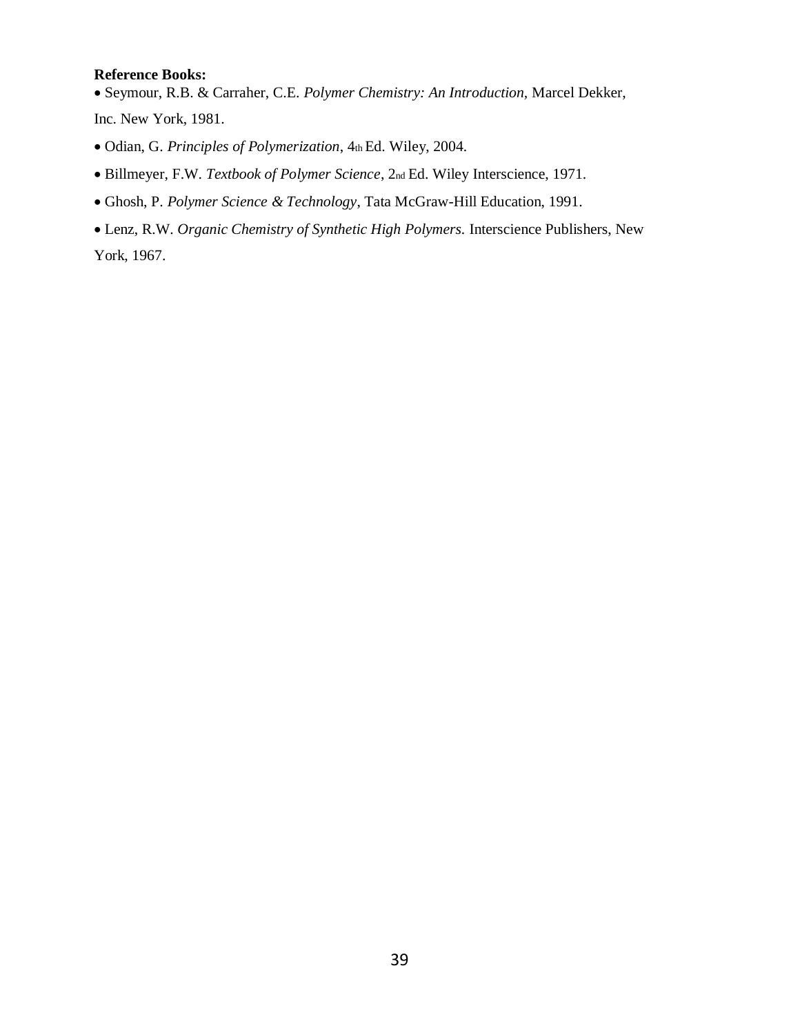**Reference Books:**

- Seymour, R.B. & Carraher, C.E. *Polymer Chemistry: An Introduction,* Marcel Dekker, Inc. New York, 1981.
- Odian, G. *Principles of Polymerization*, 4th Ed. Wiley, 2004.
- Billmeyer, F.W. *Textbook of Polymer Science*, 2nd Ed. Wiley Interscience, 1971.
- Ghosh, P. *Polymer Science & Technology*, Tata McGraw-Hill Education, 1991.
- Lenz, R.W. *Organic Chemistry of Synthetic High Polymers.* Interscience Publishers, New York, 1967.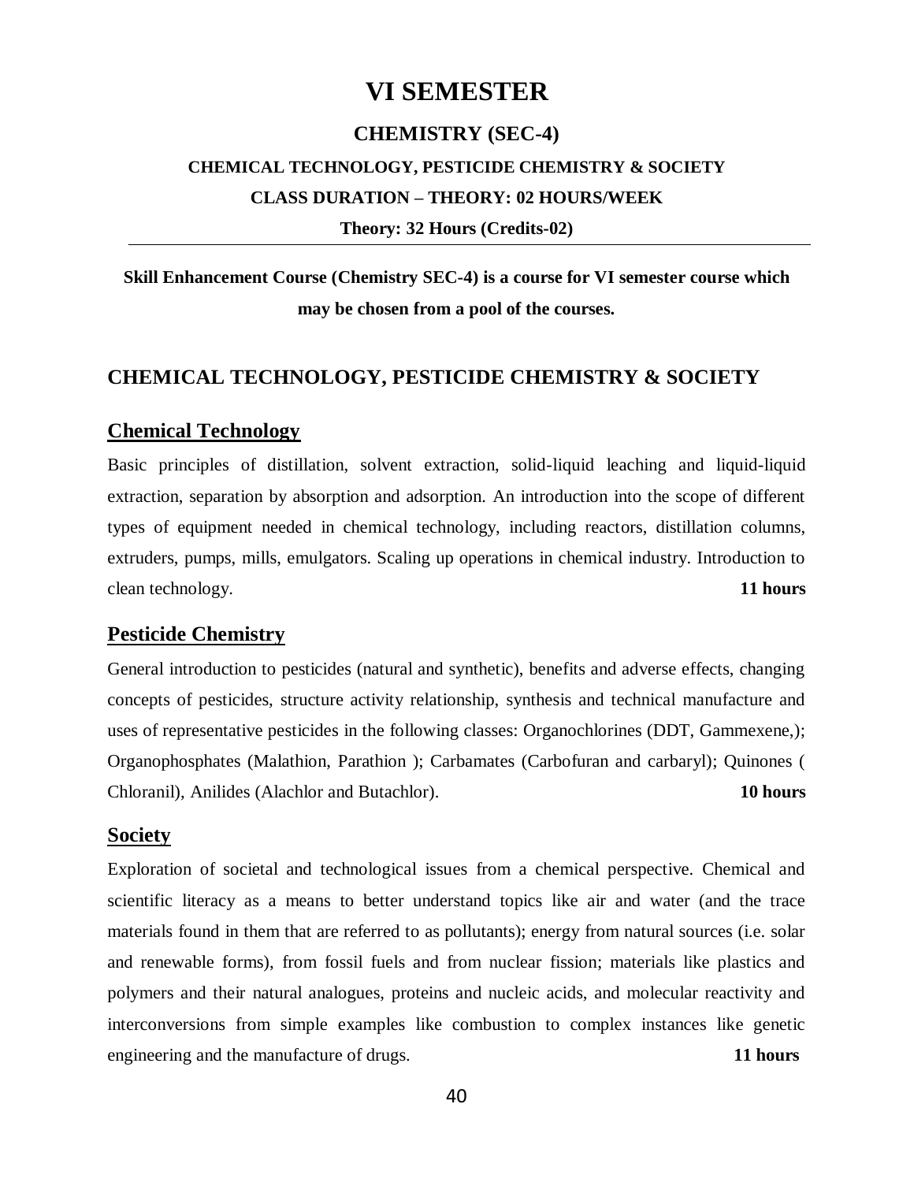# VI SEMESTER

## CHEMISTRY (SEC-4)

### CHEMICAL TECHNOLOGY, PESTICIDE CHEMISTRY & SOCIETY

### CLASS DURATION – THEORY: 02 HOURS/WEEK

**Theory: 32 Hours (Credits-02)**

---

**Skill Enhancement Course (Chemistry SEC-4) is a course for VI semester course which may be chosen from a pool of the courses.**

## CHEMICAL TECHNOLOGY, PESTICIDE CHEMISTRY & SOCIETY

### Chemical Technology

Basic principles of distillation, solvent extraction, solid-liquid leaching and liquid-liquid extraction, separation by absorption and adsorption. An introduction into the scope of different types of equipment needed in chemical technology, including reactors, distillation columns, extruders, pumps, mills, emulgators. Scaling up operations in chemical industry. Introduction to clean technology. **11 hours**

### Pesticide Chemistry

General introduction to pesticides (natural and synthetic), benefits and adverse effects, changing concepts of pesticides, structure activity relationship, synthesis and technical manufacture and uses of representative pesticides in the following classes: Organochlorines (DDT, Gammexene,); Organophosphates (Malathion, Parathion ); Carbamates (Carbofuran and carbaryl); Quinones ( Chloranil), Anilides (Alachlor and Butachlor). **10 hours**

### Society

Exploration of societal and technological issues from a chemical perspective. Chemical and scientific literacy as a means to better understand topics like air and water (and the trace materials found in them that are referred to as pollutants); energy from natural sources (i.e. solar and renewable forms), from fossil fuels and from nuclear fission; materials like plastics and polymers and their natural analogues, proteins and nucleic acids, and molecular reactivity and interconversions from simple examples like combustion to complex instances like genetic engineering and the manufacture of drugs. **11 hours**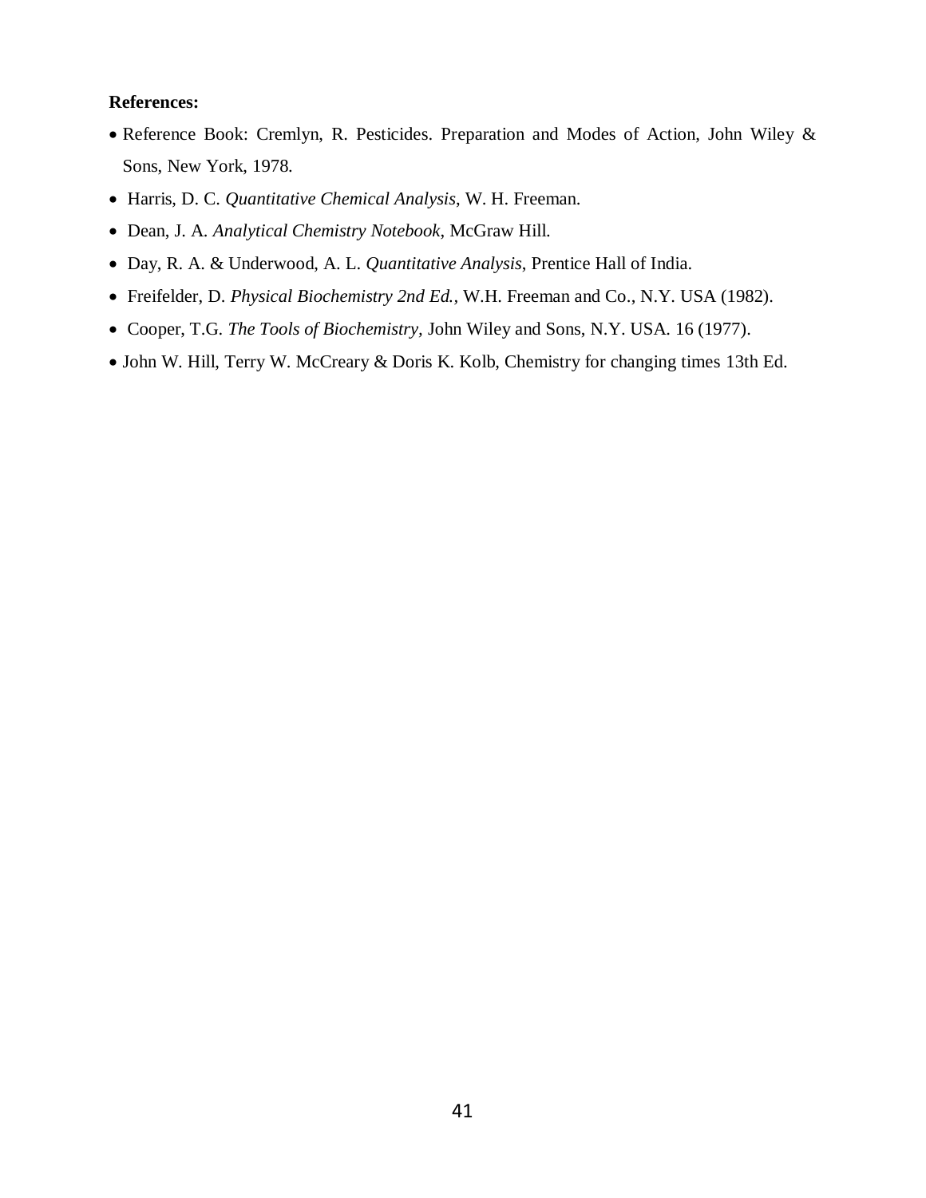**References:**

- Reference Book: Cremlyn, R. Pesticides. Preparation and Modes of Action, John Wiley & Sons, New York, 1978.
- Harris, D. C. *Quantitative Chemical Analysis*, W. H. Freeman.
- Dean, J. A. *Analytical Chemistry Notebook*, McGraw Hill.
- Day, R. A. & Underwood, A. L. *Quantitative Analysis*, Prentice Hall of India.
- Freifelder, D. *Physical Biochemistry 2nd Ed.*, W.H. Freeman and Co., N.Y. USA (1982).
- Cooper, T.G. *The Tools of Biochemistry*, John Wiley and Sons, N.Y. USA. 16 (1977).
- John W. Hill, Terry W. McCreary & Doris K. Kolb, Chemistry for changing times 13th Ed.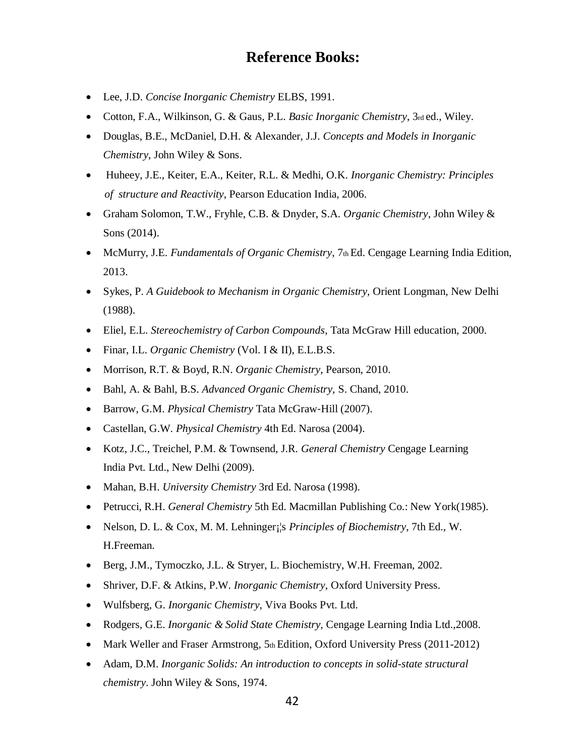## Reference Books:

- Lee, J.D. *Concise Inorganic Chemistry* ELBS, 1991.
- Cotton, F.A., Wilkinson, G. & Gaus, P.L. *Basic Inorganic Chemistry*, 3rd ed., Wiley.
- Douglas, B.E., McDaniel, D.H. & Alexander, J.J. *Concepts and Models in Inorganic Chemistry*, John Wiley & Sons.
- Huheey, J.E., Keiter, E.A., Keiter, R.L. & Medhi, O.K. *Inorganic Chemistry: Principles of structure and Reactivity*, Pearson Education India, 2006.
- Graham Solomon, T.W., Fryhle, C.B. & Dnyder, S.A. *Organic Chemistry*, John Wiley & Sons (2014).
- McMurry, J.E. *Fundamentals of Organic Chemistry*, 7th Ed. Cengage Learning India Edition, 2013.
- Sykes, P. *A Guidebook to Mechanism in Organic Chemistry*, Orient Longman, New Delhi (1988).
- Eliel, E.L. *Stereochemistry of Carbon Compounds*, Tata McGraw Hill education, 2000.
- Finar, I.L. *Organic Chemistry* (Vol. I & II), E.L.B.S.
- Morrison, R.T. & Boyd, R.N. *Organic Chemistry*, Pearson, 2010.
- Bahl, A. & Bahl, B.S. *Advanced Organic Chemistry*, S. Chand, 2010.
- Barrow, G.M. *Physical Chemistry* Tata McGraw‐Hill (2007).
- Castellan, G.W. *Physical Chemistry* 4th Ed. Narosa (2004).
- Kotz, J.C., Treichel, P.M. & Townsend, J.R. *General Chemistry* Cengage Learning India Pvt. Ltd., New Delhi (2009).
- Mahan, B.H. *University Chemistry* 3rd Ed. Narosa (1998).
- Petrucci, R.H. *General Chemistry* 5th Ed. Macmillan Publishing Co.: New York(1985).
- Nelson, D. L. & Cox, M. M. Lehninger¡¦s *Principles of Biochemistry*, 7th Ed., W. H.Freeman.
- Berg, J.M., Tymoczko, J.L. & Stryer, L. Biochemistry, W.H. Freeman, 2002.
- Shriver, D.F. & Atkins, P.W. *Inorganic Chemistry*, Oxford University Press.
- Wulfsberg, G. *Inorganic Chemistry*, Viva Books Pvt. Ltd.
- Rodgers, G.E. *Inorganic & Solid State Chemistry*, Cengage Learning India Ltd.,2008.
- Mark Weller and Fraser Armstrong, 5th Edition, Oxford University Press (2011-2012)
- Adam, D.M. *Inorganic Solids: An introduction to concepts in solid-state structural chemistry*. John Wiley & Sons, 1974.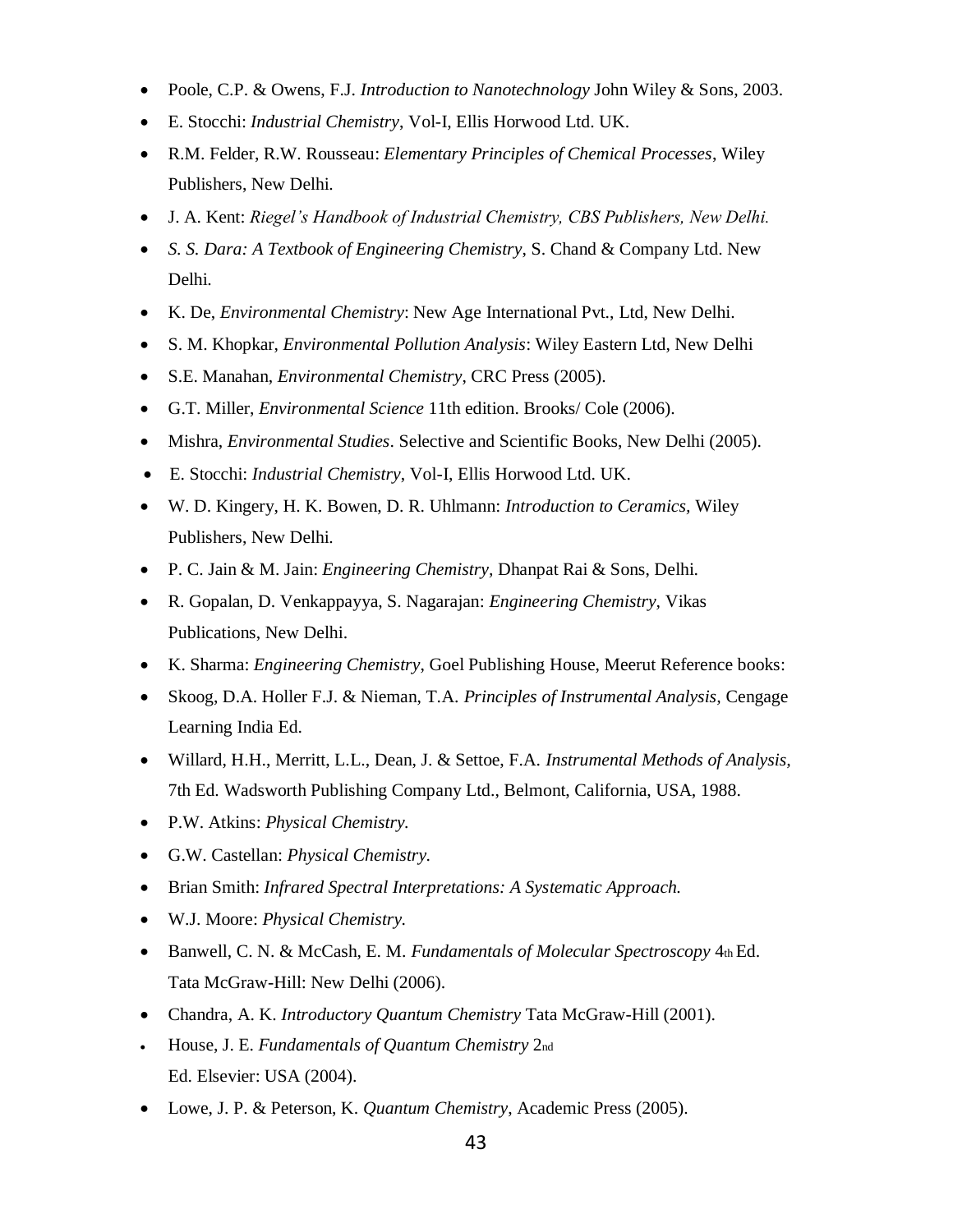- Poole, C.P. & Owens, F.J. *Introduction to Nanotechnology* John Wiley & Sons, 2003.
- E. Stocchi: *Industrial Chemistry*, Vol-I, Ellis Horwood Ltd. UK.
- R.M. Felder, R.W. Rousseau: *Elementary Principles of Chemical Processes*, Wiley Publishers, New Delhi.
- J. A. Kent: *Riegel's Handbook of Industrial Chemistry, CBS Publishers, New Delhi.*
- *S. S. Dara: A Textbook of Engineering Chemistry*, S. Chand & Company Ltd. New Delhi.
- K. De, *Environmental Chemistry*: New Age International Pvt., Ltd, New Delhi.
- S. M. Khopkar, *Environmental Pollution Analysis*: Wiley Eastern Ltd, New Delhi
- S.E. Manahan, *Environmental Chemistry*, CRC Press (2005).
- G.T. Miller, *Environmental Science* 11th edition. Brooks/ Cole (2006).
- Mishra, *Environmental Studies*. Selective and Scientific Books, New Delhi (2005).
- E. Stocchi: *Industrial Chemistry*, Vol-I, Ellis Horwood Ltd. UK.
- W. D. Kingery, H. K. Bowen, D. R. Uhlmann: *Introduction to Ceramics*, Wiley Publishers, New Delhi.
- P. C. Jain & M. Jain: *Engineering Chemistry*, Dhanpat Rai & Sons, Delhi.
- R. Gopalan, D. Venkappayya, S. Nagarajan: *Engineering Chemistry*, Vikas Publications, New Delhi.
- K. Sharma: *Engineering Chemistry*, Goel Publishing House, Meerut Reference books:
- Skoog, D.A. Holler F.J. & Nieman, T.A. *Principles of Instrumental Analysis*, Cengage Learning India Ed.
- Willard, H.H., Merritt, L.L., Dean, J. & Settoe, F.A. *Instrumental Methods of Analysis*, 7th Ed. Wadsworth Publishing Company Ltd., Belmont, California, USA, 1988.
- P.W. Atkins: *Physical Chemistry.*
- G.W. Castellan: *Physical Chemistry.*
- Brian Smith: *Infrared Spectral Interpretations: A Systematic Approach.*
- W.J. Moore: *Physical Chemistry.*
- Banwell, C. N. & McCash, E. M. *Fundamentals of Molecular Spectroscopy* 4th Ed. Tata McGraw-Hill: New Delhi (2006).
- Chandra, A. K. *Introductory Quantum Chemistry* Tata McGraw-Hill (2001).
- House, J. E. *Fundamentals of Quantum Chemistry* 2nd Ed. Elsevier: USA (2004).
- Lowe, J. P. & Peterson, K. *Quantum Chemistry*, Academic Press (2005).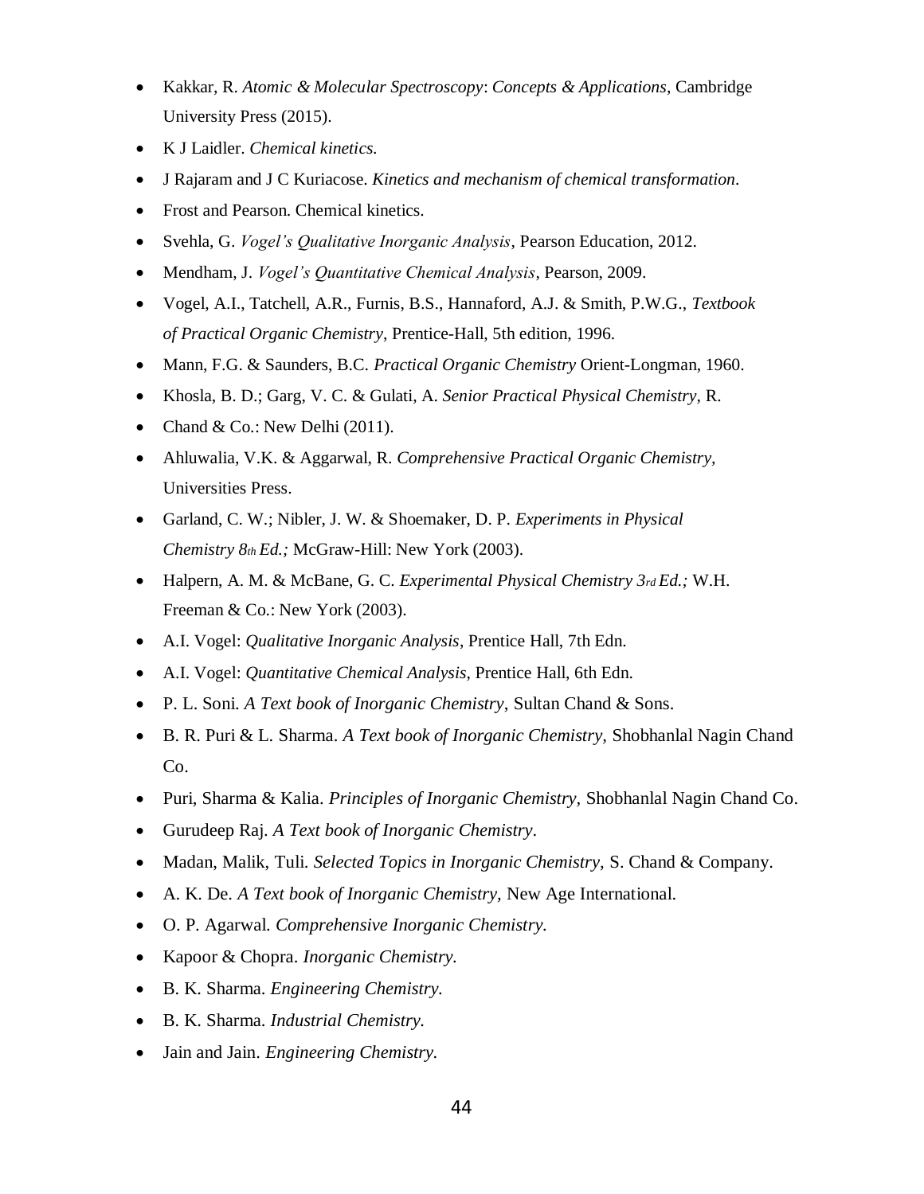- Kakkar, R. *Atomic & Molecular Spectroscopy*: *Concepts & Applications*, Cambridge University Press (2015).
- K J Laidler. *Chemical kinetics.*
- J Rajaram and J C Kuriacose. *Kinetics and mechanism of chemical transformation*.
- Frost and Pearson. Chemical kinetics.
- Svehla, G. *Vogel's Qualitative Inorganic Analysis*, Pearson Education, 2012.
- Mendham, J. *Vogel's Quantitative Chemical Analysis*, Pearson, 2009.
- Vogel, A.I., Tatchell, A.R., Furnis, B.S., Hannaford, A.J. & Smith, P.W.G., *Textbook of Practical Organic Chemistry*, Prentice-Hall, 5th edition, 1996.
- Mann, F.G. & Saunders, B.C. *Practical Organic Chemistry* Orient-Longman, 1960.
- Khosla, B. D.; Garg, V. C. & Gulati, A. *Senior Practical Physical Chemistry,* R.
- Chand & Co.: New Delhi (2011).
- Ahluwalia, V.K. & Aggarwal, R. *Comprehensive Practical Organic Chemistry*, Universities Press.
- Garland, C. W.; Nibler, J. W. & Shoemaker, D. P. *Experiments in Physical Chemistry 8th Ed.;* McGraw-Hill: New York (2003).
- Halpern, A. M. & McBane, G. C. *Experimental Physical Chemistry 3rd Ed.;* W.H. Freeman & Co.: New York (2003).
- A.I. Vogel: *Qualitative Inorganic Analysis*, Prentice Hall, 7th Edn.
- A.I. Vogel: *Quantitative Chemical Analysis*, Prentice Hall, 6th Edn.
- P. L. Soni. *A Text book of Inorganic Chemistry*, Sultan Chand & Sons.
- B. R. Puri & L. Sharma. *A Text book of Inorganic Chemistry,* Shobhanlal Nagin Chand Co.
- Puri, Sharma & Kalia. *Principles of Inorganic Chemistry,* Shobhanlal Nagin Chand Co.
- Gurudeep Raj. *A Text book of Inorganic Chemistry*.
- Madan, Malik, Tuli. *Selected Topics in Inorganic Chemistry,* S. Chand & Company.
- A. K. De. *A Text book of Inorganic Chemistry,* New Age International.
- O. P. Agarwal. *Comprehensive Inorganic Chemistry.*
- Kapoor & Chopra. *Inorganic Chemistry.*
- B. K. Sharma. *Engineering Chemistry.*
- B. K. Sharma. *Industrial Chemistry.*
- Jain and Jain. *Engineering Chemistry.*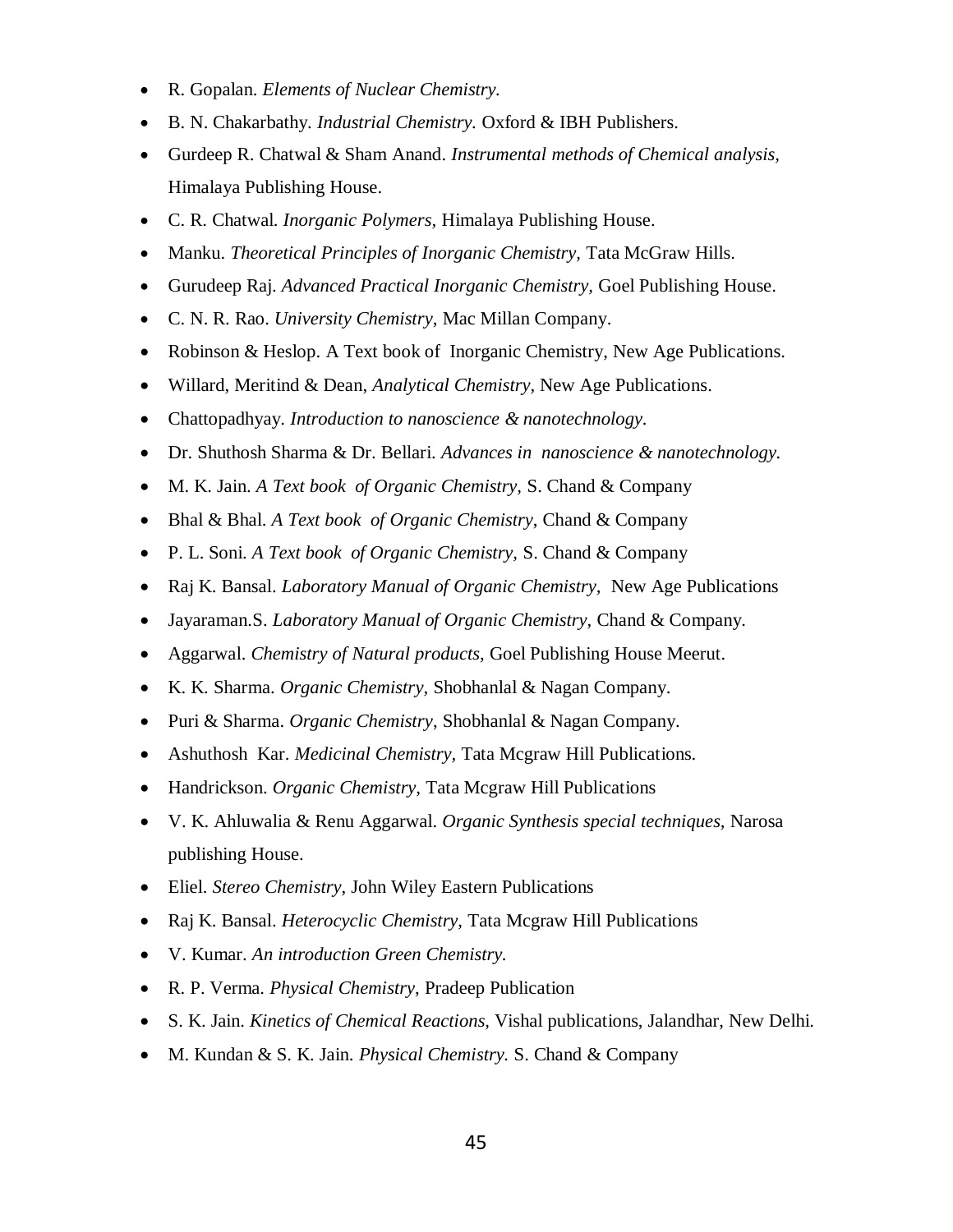- R. Gopalan. *Elements of Nuclear Chemistry.*
- B. N. Chakarbathy. *Industrial Chemistry.* Oxford & IBH Publishers.
- Gurdeep R. Chatwal & Sham Anand. *Instrumental methods of Chemical analysis,* Himalaya Publishing House.
- C. R. Chatwal. *Inorganic Polymers*, Himalaya Publishing House.
- Manku. *Theoretical Principles of Inorganic Chemistry,* Tata McGraw Hills.
- Gurudeep Raj. *Advanced Practical Inorganic Chemistry,* Goel Publishing House.
- C. N. R. Rao. *University Chemistry,* Mac Millan Company.
- Robinson & Heslop. A Text book of Inorganic Chemistry, New Age Publications.
- Willard, Meritind & Dean, *Analytical Chemistry*, New Age Publications.
- Chattopadhyay. *Introduction to nanoscience & nanotechnology.*
- Dr. Shuthosh Sharma & Dr. Bellari. *Advances in nanoscience & nanotechnology.*
- M. K. Jain. *A Text book of Organic Chemistry,* S. Chand & Company
- Bhal & Bhal. *A Text book of Organic Chemistry*, Chand & Company
- P. L. Soni. *A Text book of Organic Chemistry,* S. Chand & Company
- Raj K. Bansal. *Laboratory Manual of Organic Chemistry,* New Age Publications
- Jayaraman.S. *Laboratory Manual of Organic Chemistry,* Chand & Company.
- Aggarwal. *Chemistry of Natural products,* Goel Publishing House Meerut.
- K. K. Sharma. *Organic Chemistry,* Shobhanlal & Nagan Company.
- Puri & Sharma. *Organic Chemistry*, Shobhanlal & Nagan Company.
- Ashuthosh Kar. *Medicinal Chemistry,* Tata Mcgraw Hill Publications.
- Handrickson. *Organic Chemistry,* Tata Mcgraw Hill Publications
- V. K. Ahluwalia & Renu Aggarwal. *Organic Synthesis special techniques,* Narosa publishing House.
- Eliel. *Stereo Chemistry*, John Wiley Eastern Publications
- Raj K. Bansal. *Heterocyclic Chemistry,* Tata Mcgraw Hill Publications
- V. Kumar. *An introduction Green Chemistry.*
- R. P. Verma. *Physical Chemistry*, Pradeep Publication
- S. K. Jain. *Kinetics of Chemical Reactions,* Vishal publications, Jalandhar, New Delhi.
- M. Kundan & S. K. Jain. *Physical Chemistry.* S. Chand & Company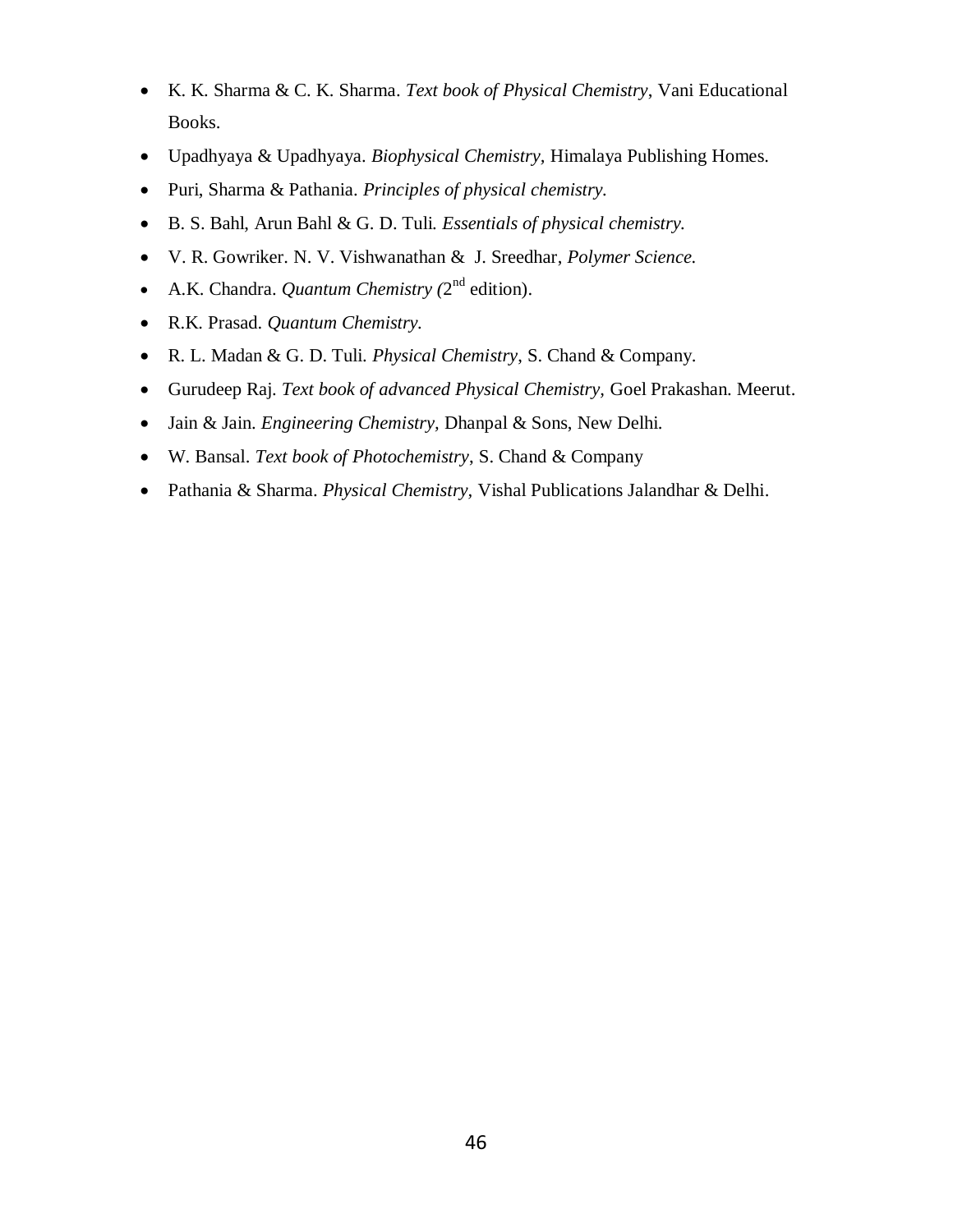- K. K. Sharma & C. K. Sharma. *Text book of Physical Chemistry*, Vani Educational Books.
- Upadhyaya & Upadhyaya. *Biophysical Chemistry,* Himalaya Publishing Homes.
- Puri, Sharma & Pathania. *Principles of physical chemistry.*
- B. S. Bahl, Arun Bahl & G. D. Tuli. *Essentials of physical chemistry.*
- V. R. Gowriker. N. V. Vishwanathan & J. Sreedhar, *Polymer Science.*
- A.K. Chandra. *Quantum Chemistry (*2nd edition).
- R.K. Prasad. *Quantum Chemistry.*
- R. L. Madan & G. D. Tuli. *Physical Chemistry*, S. Chand & Company.
- Gurudeep Raj. *Text book of advanced Physical Chemistry,* Goel Prakashan. Meerut.
- Jain & Jain. *Engineering Chemistry,* Dhanpal & Sons, New Delhi.
- W. Bansal. *Text book of Photochemistry*, S. Chand & Company
- Pathania & Sharma. *Physical Chemistry,* Vishal Publications Jalandhar & Delhi.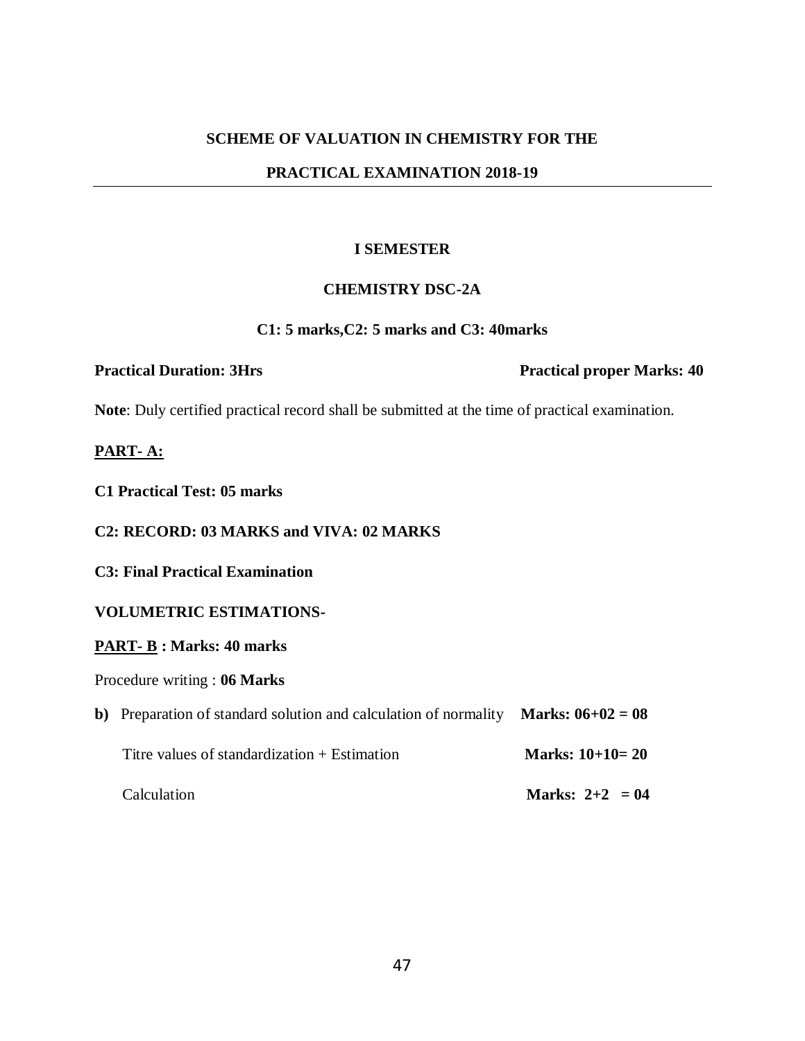## SCHEME OF VALUATION IN CHEMISTRY FOR THE

## PRACTICAL EXAMINATION 2018-19

---

### I SEMESTER

### CHEMISTRY DSC-2A

**C1: 5 marks,C2: 5 marks and C3: 40marks**

**Practical Duration: 3Hrs** **Practical proper Marks: 40**

**Note**: Duly certified practical record shall be submitted at the time of practical examination.

**PART- A:**

**C1 Practical Test: 05 marks**

**C2: RECORD: 03 MARKS and VIVA: 02 MARKS**

**C3: Final Practical Examination**

**VOLUMETRIC ESTIMATIONS-**

**PART- B : Marks: 40 marks**

Procedure writing : **06 Marks**

**b)** Preparation of standard solution and calculation of normality **Marks: 06+02 = 08**

Titre values of standardization + Estimation **Marks: 10+10= 20**

Calculation **Marks: 2+2 = 04**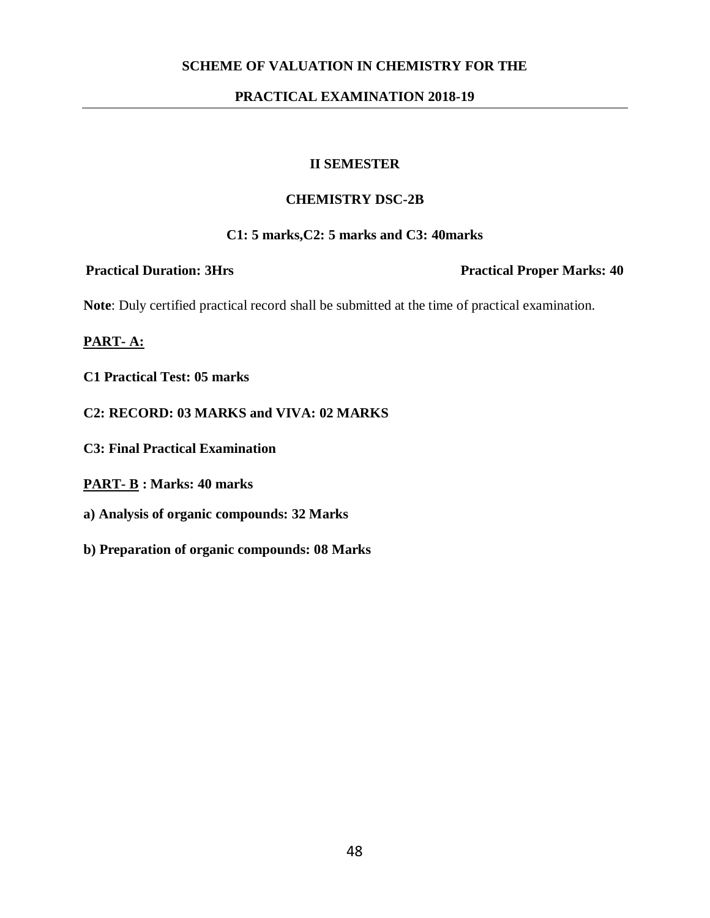# SCHEME OF VALUATION IN CHEMISTRY FOR THE

# PRACTICAL EXAMINATION 2018-19

## II SEMESTER

## CHEMISTRY DSC-2B

**C1: 5 marks,C2: 5 marks and C3: 40marks**

**Practical Duration: 3Hrs** **Practical Proper Marks: 40**

**Note**: Duly certified practical record shall be submitted at the time of practical examination.

**PART- A:**

**C1 Practical Test: 05 marks**

**C2: RECORD: 03 MARKS and VIVA: 02 MARKS**

**C3: Final Practical Examination**

**PART- B : Marks: 40 marks**

**a) Analysis of organic compounds: 32 Marks**

**b) Preparation of organic compounds: 08 Marks**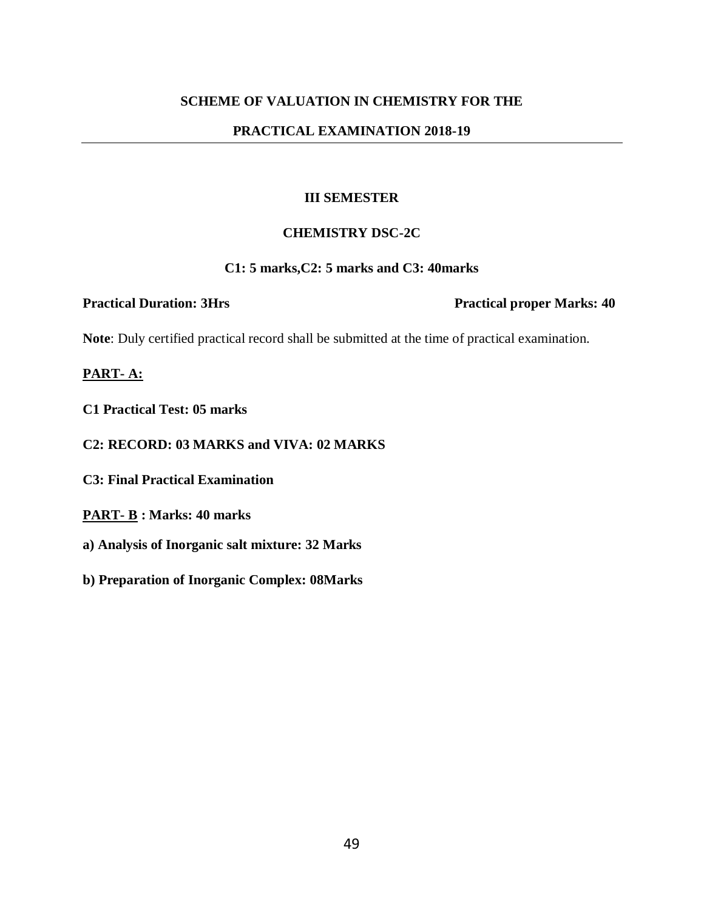## SCHEME OF VALUATION IN CHEMISTRY FOR THE

## PRACTICAL EXAMINATION 2018-19

---

### III SEMESTER

### CHEMISTRY DSC-2C

**C1: 5 marks,C2: 5 marks and C3: 40marks**

**Practical Duration: 3Hrs** **Practical proper Marks: 40**

**Note**: Duly certified practical record shall be submitted at the time of practical examination.

**PART- A:**

**C1 Practical Test: 05 marks**

**C2: RECORD: 03 MARKS and VIVA: 02 MARKS**

**C3: Final Practical Examination**

**PART- B : Marks: 40 marks**

**a) Analysis of Inorganic salt mixture: 32 Marks**

**b) Preparation of Inorganic Complex: 08Marks**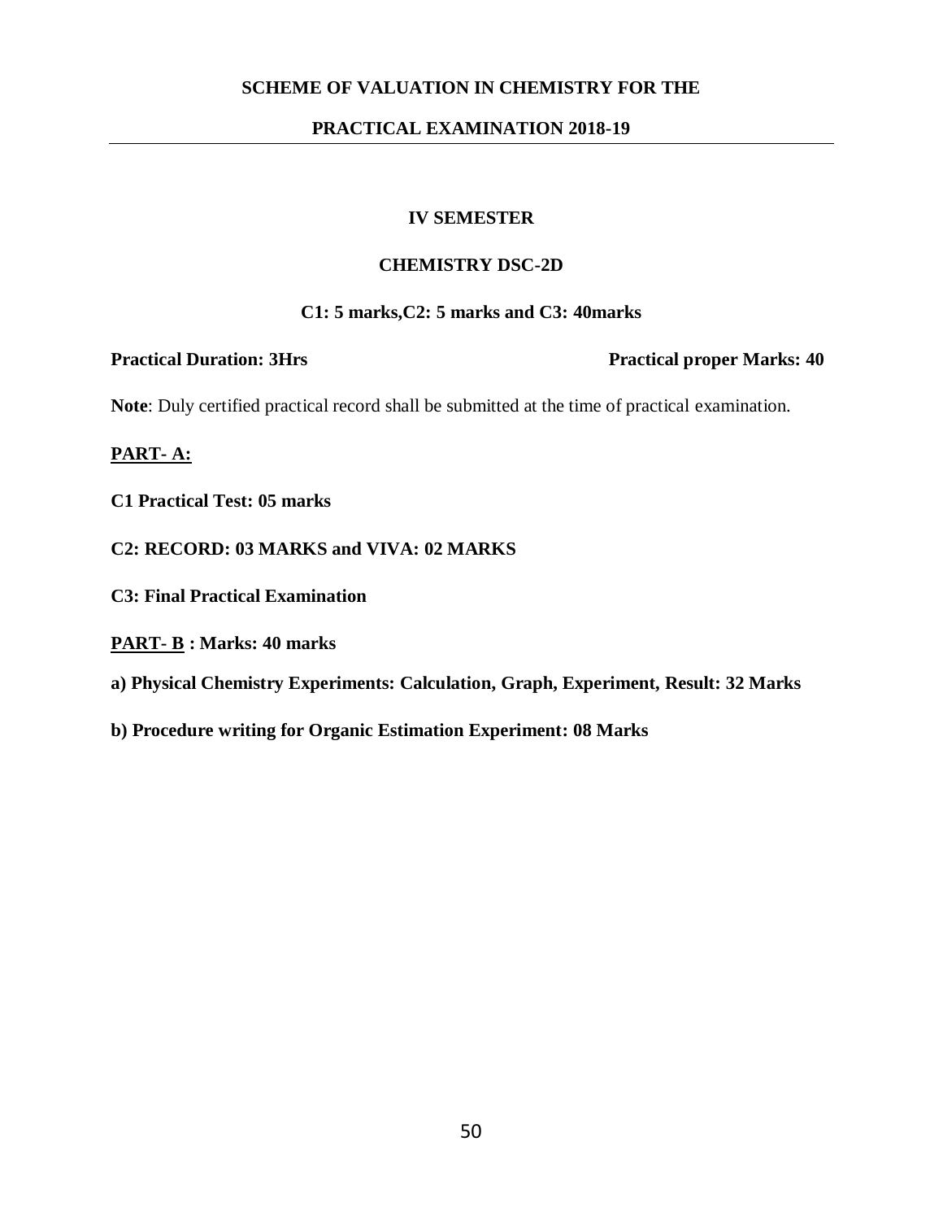# SCHEME OF VALUATION IN CHEMISTRY FOR THE

# PRACTICAL EXAMINATION 2018-19

## IV SEMESTER

## CHEMISTRY DSC-2D

**C1: 5 marks,C2: 5 marks and C3: 40marks**

**Practical Duration: 3Hrs** **Practical proper Marks: 40**

**Note**: Duly certified practical record shall be submitted at the time of practical examination.

**PART- A:**

**C1 Practical Test: 05 marks**

**C2: RECORD: 03 MARKS and VIVA: 02 MARKS**

**C3: Final Practical Examination**

**PART- B : Marks: 40 marks**

**a) Physical Chemistry Experiments: Calculation, Graph, Experiment, Result: 32 Marks**

**b) Procedure writing for Organic Estimation Experiment: 08 Marks**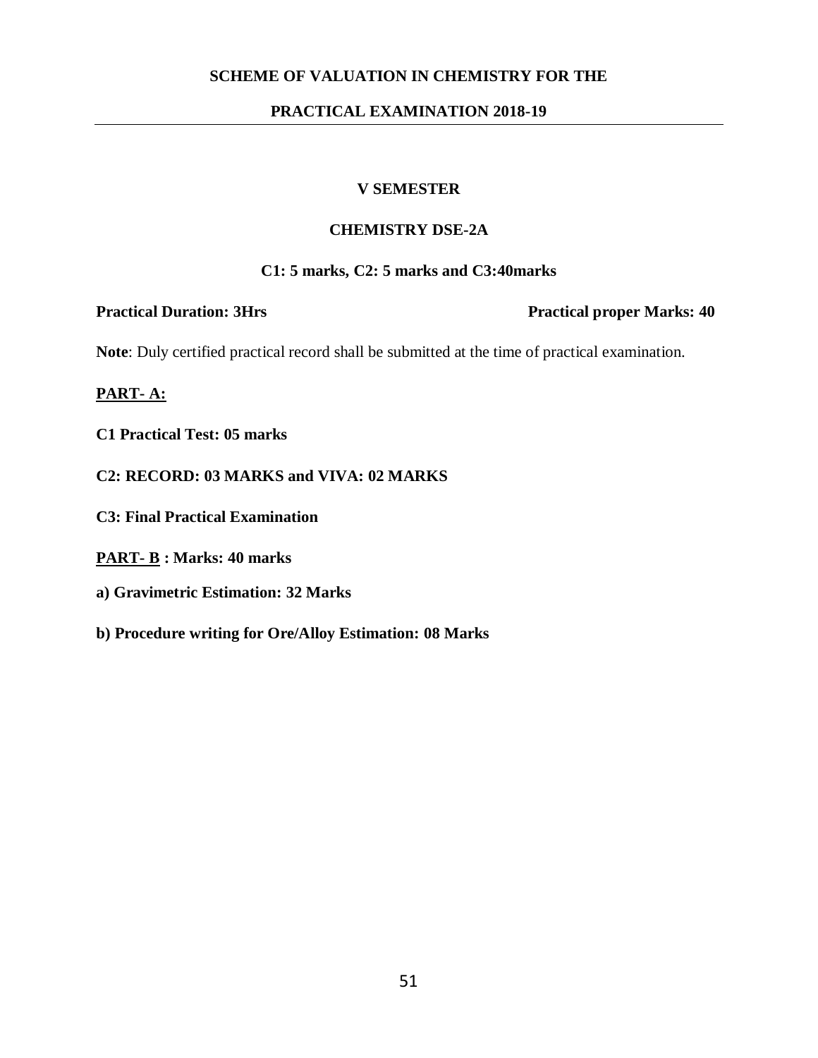## SCHEME OF VALUATION IN CHEMISTRY FOR THE

## PRACTICAL EXAMINATION 2018-19

### V SEMESTER

### CHEMISTRY DSE-2A

**C1: 5 marks, C2: 5 marks and C3:40marks**

**Practical Duration: 3Hrs** **Practical proper Marks: 40**

**Note**: Duly certified practical record shall be submitted at the time of practical examination.

**PART- A:**

**C1 Practical Test: 05 marks**

**C2: RECORD: 03 MARKS and VIVA: 02 MARKS**

**C3: Final Practical Examination**

**PART- B : Marks: 40 marks**

**a) Gravimetric Estimation: 32 Marks**

**b) Procedure writing for Ore/Alloy Estimation: 08 Marks**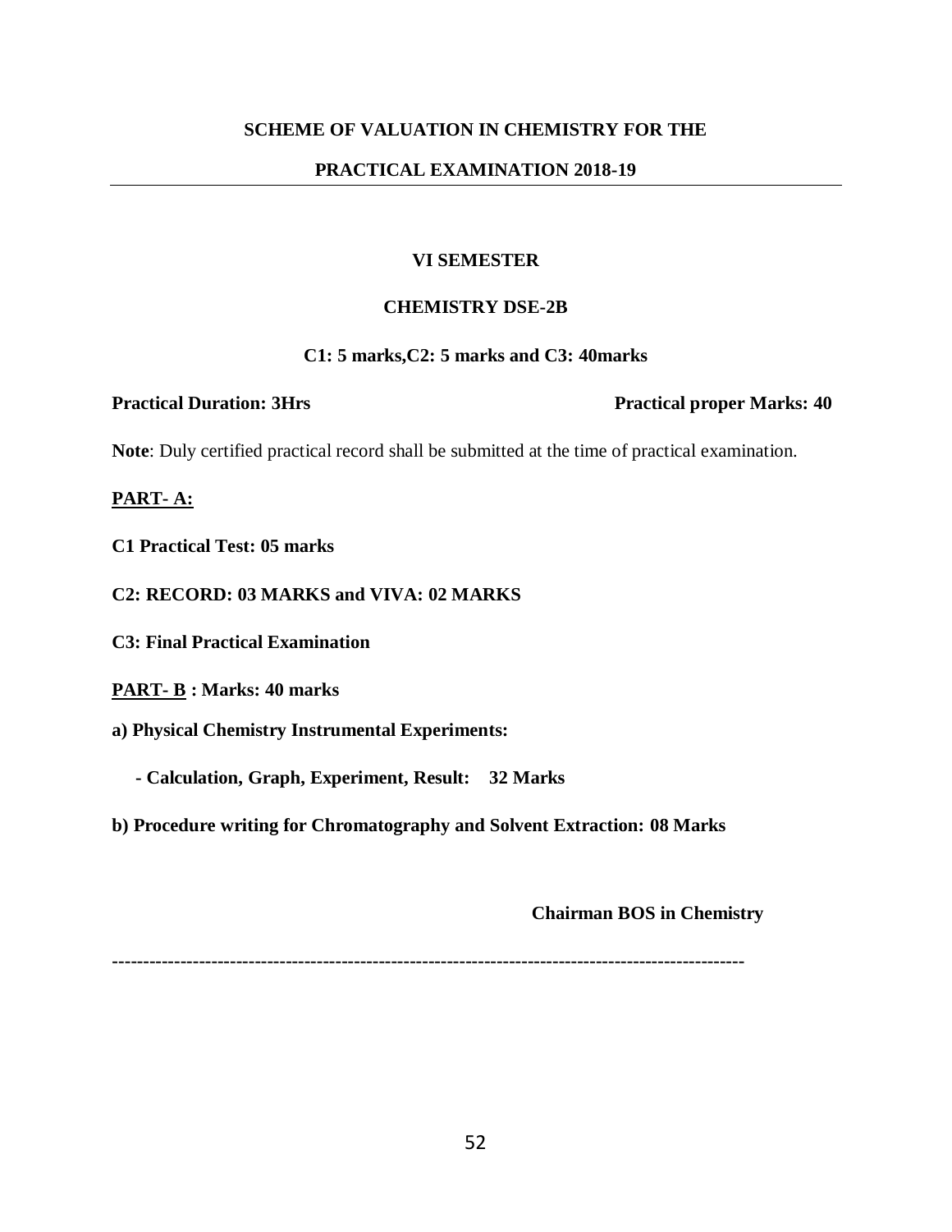## SCHEME OF VALUATION IN CHEMISTRY FOR THE

## PRACTICAL EXAMINATION 2018-19

---

### VI SEMESTER

### CHEMISTRY DSE-2B

**C1: 5 marks,C2: 5 marks and C3: 40marks**

**Practical Duration: 3Hrs** **Practical proper Marks: 40**

**Note**: Duly certified practical record shall be submitted at the time of practical examination.

**PART- A:**

**C1 Practical Test: 05 marks**

**C2: RECORD: 03 MARKS and VIVA: 02 MARKS**

**C3: Final Practical Examination**

**PART- B : Marks: 40 marks**

**a) Physical Chemistry Instrumental Experiments:**

**- Calculation, Graph, Experiment, Result: 32 Marks**

**b) Procedure writing for Chromatography and Solvent Extraction: 08 Marks**

**Chairman BOS in Chemistry**

---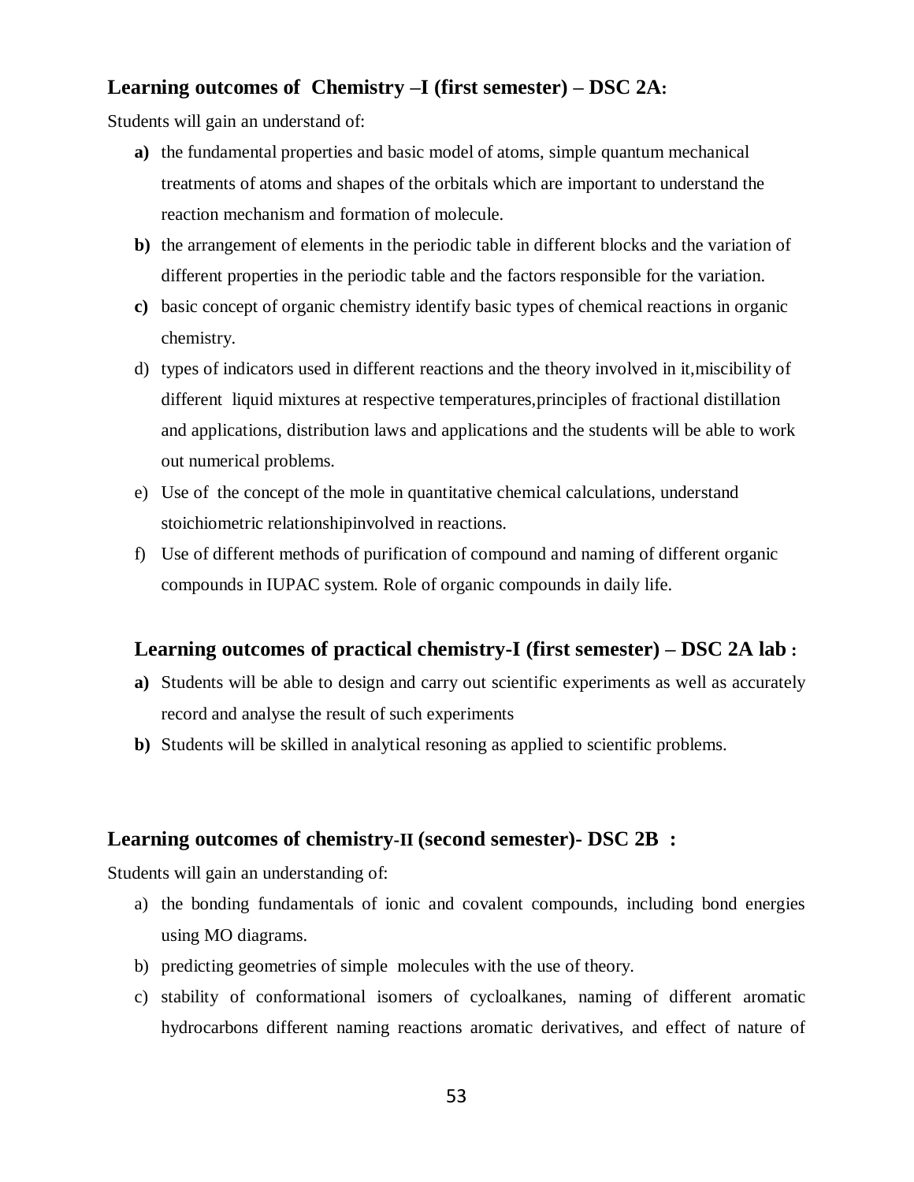### Learning outcomes of Chemistry –I (first semester) – DSC 2A:

Students will gain an understand of:

- **a)** the fundamental properties and basic model of atoms, simple quantum mechanical treatments of atoms and shapes of the orbitals which are important to understand the reaction mechanism and formation of molecule.
- **b)** the arrangement of elements in the periodic table in different blocks and the variation of different properties in the periodic table and the factors responsible for the variation.
- **c)** basic concept of organic chemistry identify basic types of chemical reactions in organic chemistry.
- d) types of indicators used in different reactions and the theory involved in it,miscibility of different liquid mixtures at respective temperatures,principles of fractional distillation and applications, distribution laws and applications and the students will be able to work out numerical problems.
- e) Use of the concept of the mole in quantitative chemical calculations, understand stoichiometric relationshipinvolved in reactions.
- f) Use of different methods of purification of compound and naming of different organic compounds in IUPAC system. Role of organic compounds in daily life.

### Learning outcomes of practical chemistry-I (first semester) – DSC 2A lab :

- **a)** Students will be able to design and carry out scientific experiments as well as accurately record and analyse the result of such experiments
- **b)** Students will be skilled in analytical resoning as applied to scientific problems.

### Learning outcomes of chemistry-II (second semester)- DSC 2B :

Students will gain an understanding of:

- a) the bonding fundamentals of ionic and covalent compounds, including bond energies using MO diagrams.
- b) predicting geometries of simple molecules with the use of theory.
- c) stability of conformational isomers of cycloalkanes, naming of different aromatic hydrocarbons different naming reactions aromatic derivatives, and effect of nature of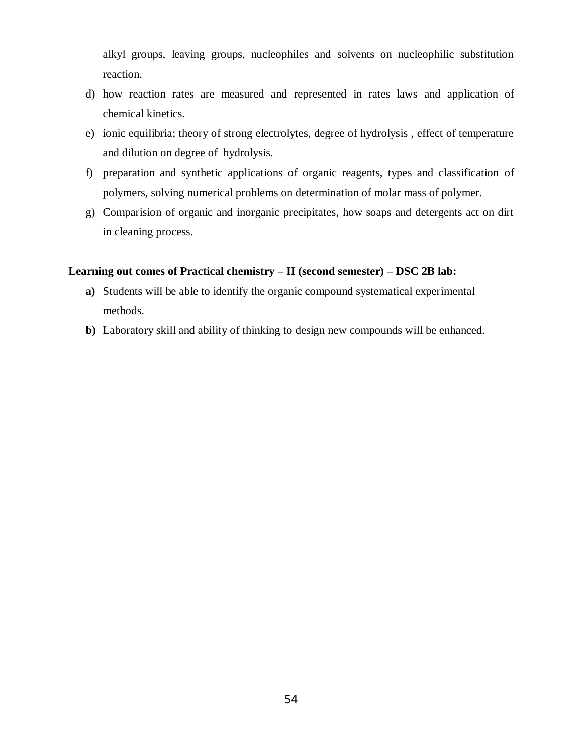alkyl groups, leaving groups, nucleophiles and solvents on nucleophilic substitution reaction.

d) how reaction rates are measured and represented in rates laws and application of chemical kinetics.

e) ionic equilibria; theory of strong electrolytes, degree of hydrolysis , effect of temperature and dilution on degree of hydrolysis.

f) preparation and synthetic applications of organic reagents, types and classification of polymers, solving numerical problems on determination of molar mass of polymer.

g) Comparision of organic and inorganic precipitates, how soaps and detergents act on dirt in cleaning process.

**Learning out comes of Practical chemistry – II (second semester) – DSC 2B lab:**

**a)** Students will be able to identify the organic compound systematical experimental methods.

**b)** Laboratory skill and ability of thinking to design new compounds will be enhanced.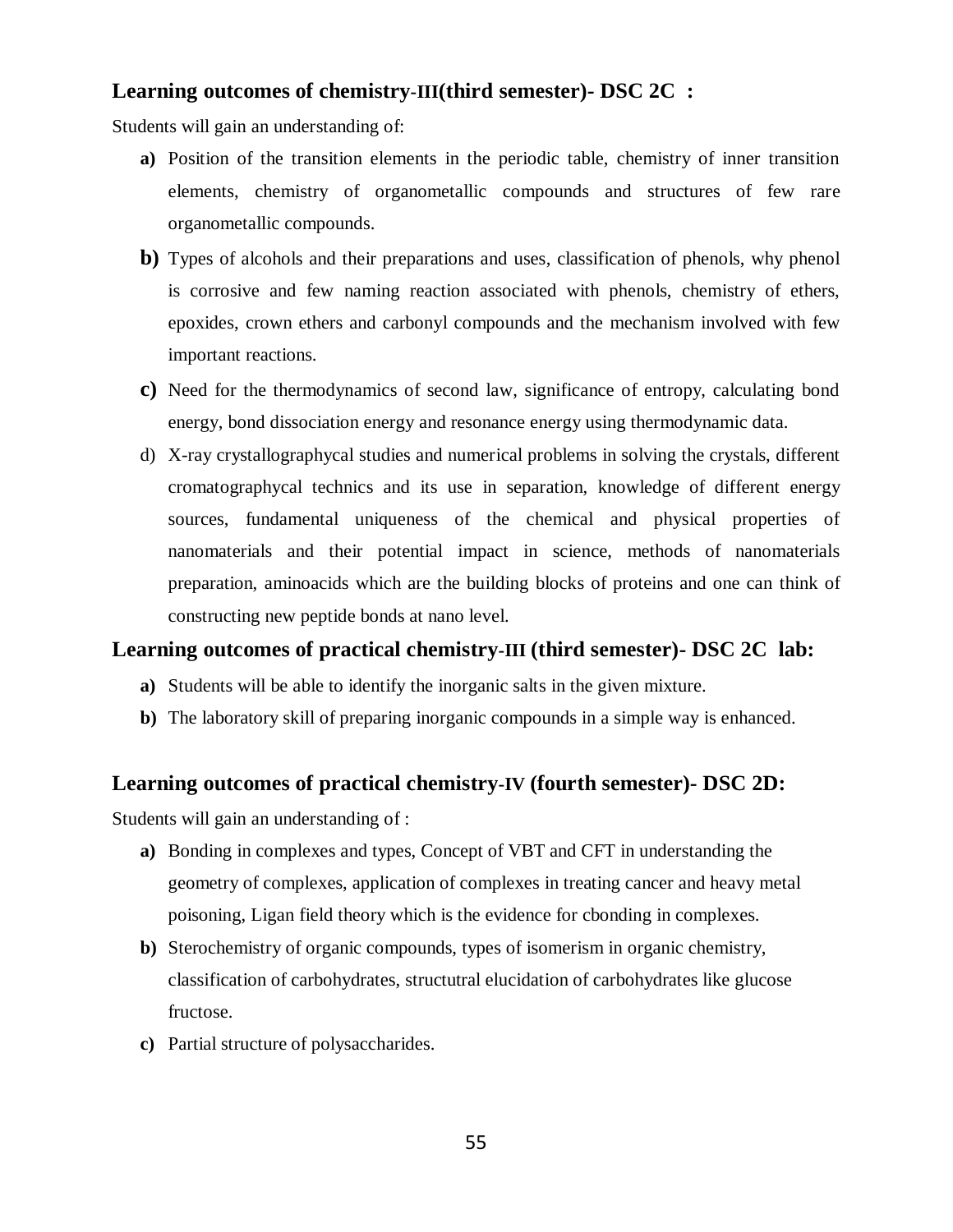### Learning outcomes of chemistry-III(third semester)- DSC 2C :

Students will gain an understanding of:

- **a)** Position of the transition elements in the periodic table, chemistry of inner transition elements, chemistry of organometallic compounds and structures of few rare organometallic compounds.
- **b)** Types of alcohols and their preparations and uses, classification of phenols, why phenol is corrosive and few naming reaction associated with phenols, chemistry of ethers, epoxides, crown ethers and carbonyl compounds and the mechanism involved with few important reactions.
- **c)** Need for the thermodynamics of second law, significance of entropy, calculating bond energy, bond dissociation energy and resonance energy using thermodynamic data.
- d) X-ray crystallographycal studies and numerical problems in solving the crystals, different cromatographycal technics and its use in separation, knowledge of different energy sources, fundamental uniqueness of the chemical and physical properties of nanomaterials and their potential impact in science, methods of nanomaterials preparation, aminoacids which are the building blocks of proteins and one can think of constructing new peptide bonds at nano level.

### Learning outcomes of practical chemistry-III (third semester)- DSC 2C lab:

- **a)** Students will be able to identify the inorganic salts in the given mixture.
- **b)** The laboratory skill of preparing inorganic compounds in a simple way is enhanced.

### Learning outcomes of practical chemistry-IV (fourth semester)- DSC 2D:

Students will gain an understanding of :

- **a)** Bonding in complexes and types, Concept of VBT and CFT in understanding the geometry of complexes, application of complexes in treating cancer and heavy metal poisoning, Ligan field theory which is the evidence for cbonding in complexes.
- **b)** Sterochemistry of organic compounds, types of isomerism in organic chemistry, classification of carbohydrates, structutral elucidation of carbohydrates like glucose fructose.
- **c)** Partial structure of polysaccharides.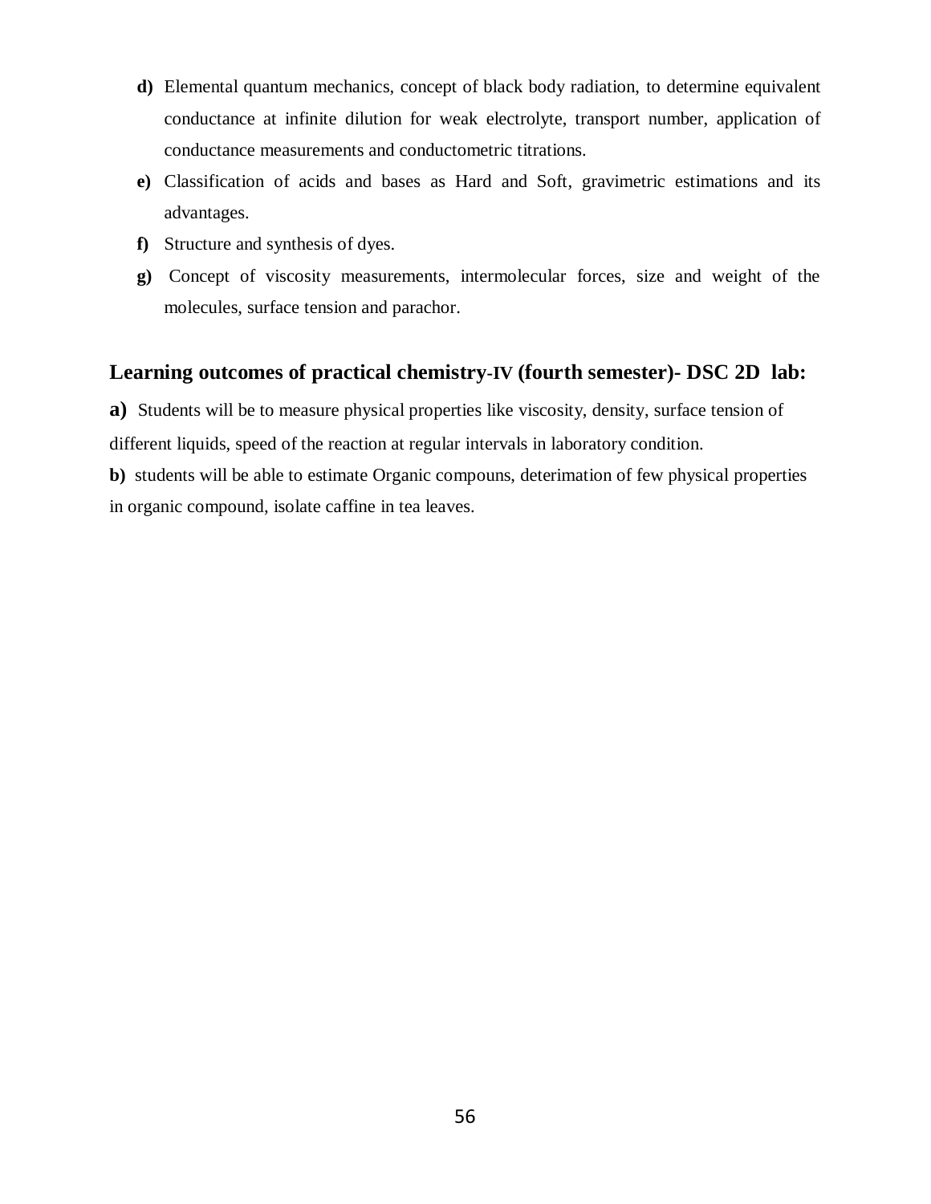**d)** Elemental quantum mechanics, concept of black body radiation, to determine equivalent conductance at infinite dilution for weak electrolyte, transport number, application of conductance measurements and conductometric titrations.

**e)** Classification of acids and bases as Hard and Soft, gravimetric estimations and its advantages.

**f)** Structure and synthesis of dyes.

**g)** Concept of viscosity measurements, intermolecular forces, size and weight of the molecules, surface tension and parachor.

## Learning outcomes of practical chemistry-IV (fourth semester)- DSC 2D lab:

**a)** Students will be to measure physical properties like viscosity, density, surface tension of different liquids, speed of the reaction at regular intervals in laboratory condition.

**b)** students will be able to estimate Organic compouns, deterimation of few physical properties in organic compound, isolate caffine in tea leaves.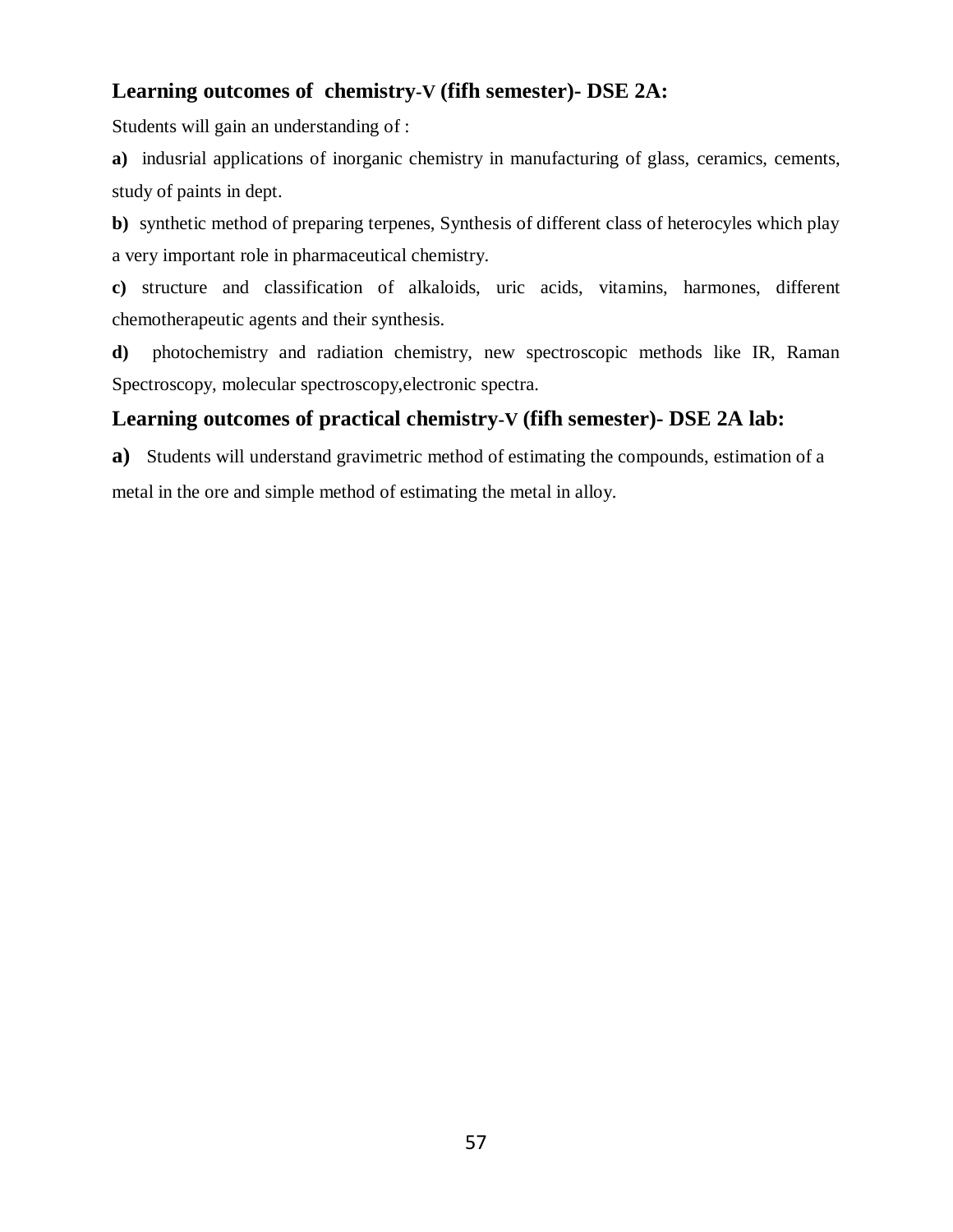## Learning outcomes of chemistry-V (fifh semester)- DSE 2A:

Students will gain an understanding of :

**a)** indusrial applications of inorganic chemistry in manufacturing of glass, ceramics, cements, study of paints in dept.

**b)** synthetic method of preparing terpenes, Synthesis of different class of heterocyles which play a very important role in pharmaceutical chemistry.

**c)** structure and classification of alkaloids, uric acids, vitamins, harmones, different chemotherapeutic agents and their synthesis.

**d)** photochemistry and radiation chemistry, new spectroscopic methods like IR, Raman Spectroscopy, molecular spectroscopy,electronic spectra.

## Learning outcomes of practical chemistry-V (fifh semester)- DSE 2A lab:

**a)** Students will understand gravimetric method of estimating the compounds, estimation of a metal in the ore and simple method of estimating the metal in alloy.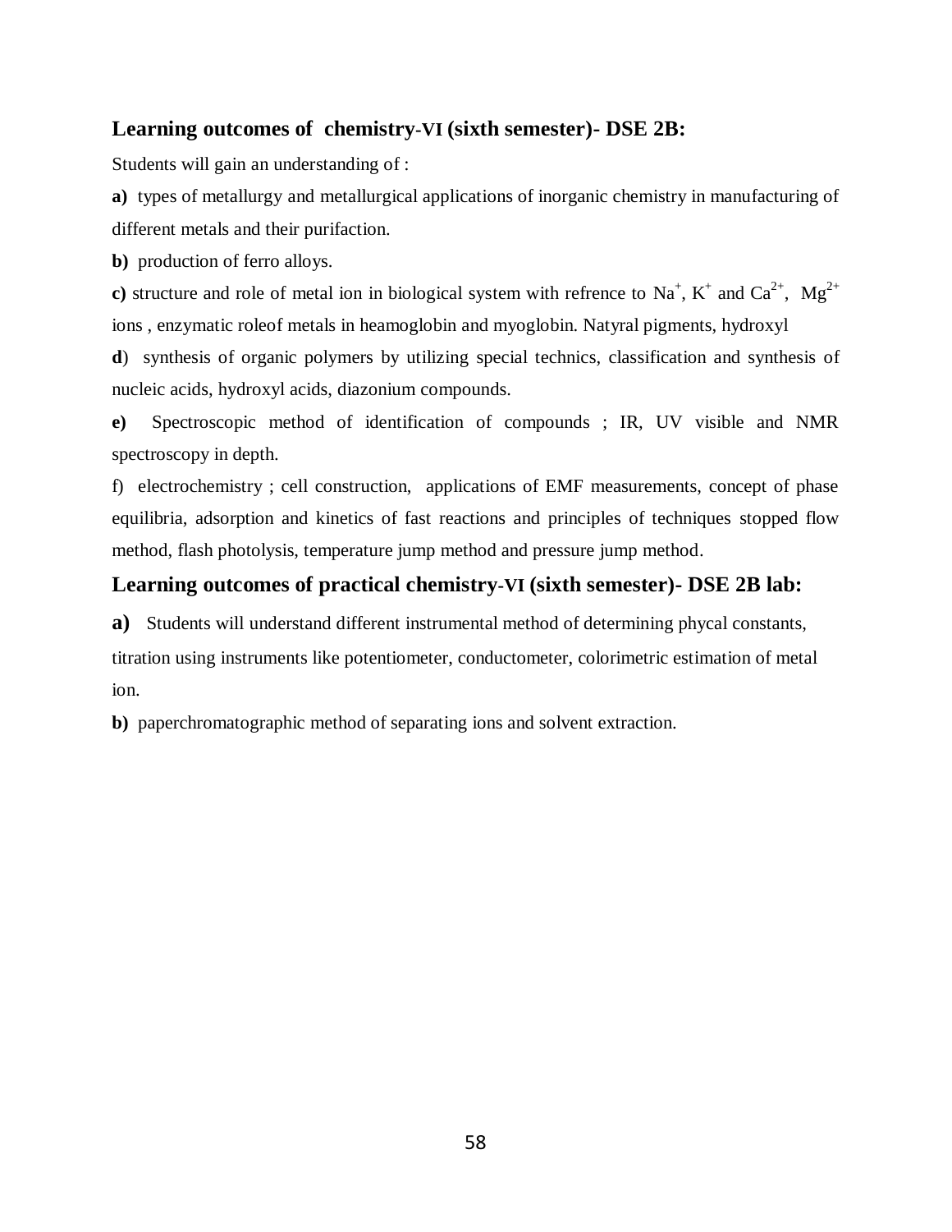## Learning outcomes of chemistry-VI (sixth semester)- DSE 2B:

Students will gain an understanding of :

**a)** types of metallurgy and metallurgical applications of inorganic chemistry in manufacturing of different metals and their purifaction.

**b)** production of ferro alloys.

**c)** structure and role of metal ion in biological system with refrence to $Na^{+}$, $K^{+}$ and $Ca^{2+}$, $Mg^{2+}$ ions , enzymatic roleof metals in heamoglobin and myoglobin. Natyral pigments, hydroxyl

**d**) synthesis of organic polymers by utilizing special technics, classification and synthesis of nucleic acids, hydroxyl acids, diazonium compounds.

**e)** Spectroscopic method of identification of compounds ; IR, UV visible and NMR spectroscopy in depth.

f) electrochemistry ; cell construction, applications of EMF measurements, concept of phase equilibria, adsorption and kinetics of fast reactions and principles of techniques stopped flow method, flash photolysis, temperature jump method and pressure jump method.

## Learning outcomes of practical chemistry-VI (sixth semester)- DSE 2B lab:

**a)** Students will understand different instrumental method of determining phycal constants, titration using instruments like potentiometer, conductometer, colorimetric estimation of metal ion.

**b)** paperchromatographic method of separating ions and solvent extraction.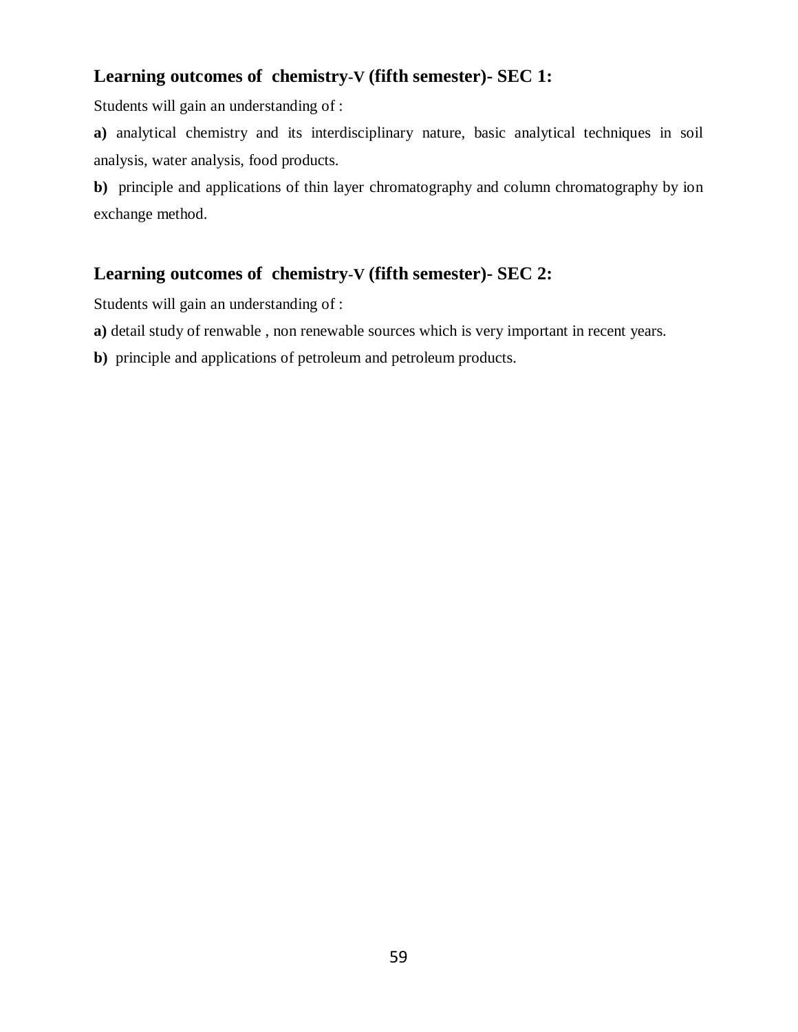### Learning outcomes of chemistry-V (fifth semester)- SEC 1:

Students will gain an understanding of :

**a)** analytical chemistry and its interdisciplinary nature, basic analytical techniques in soil analysis, water analysis, food products.

**b)** principle and applications of thin layer chromatography and column chromatography by ion exchange method.

### Learning outcomes of chemistry-V (fifth semester)- SEC 2:

Students will gain an understanding of :

**a)** detail study of renwable , non renewable sources which is very important in recent years.

**b)** principle and applications of petroleum and petroleum products.